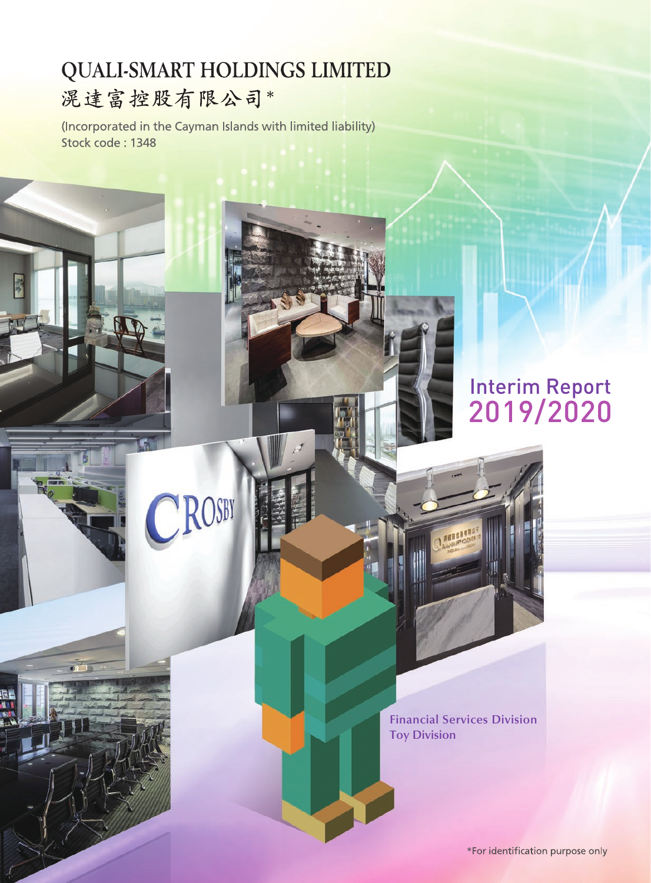# QUALI-SMART HOLDINGS LIMITED
# 滉達富控股有限公司*

(Incorporated in the Cayman Islands with limited liability)
Stock code : 1348

## Interim Report 2019/2020

Financial Services Division
Toy Division

*For identification purpose only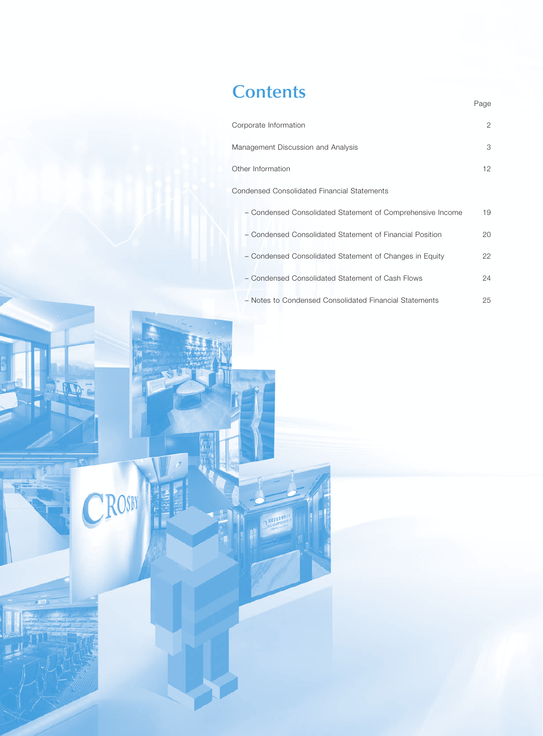# Contents

| | Page |
|---|---|
| Corporate Information | 2 |
| Management Discussion and Analysis | 3 |
| Other Information | 12 |
| Condensed Consolidated Financial Statements | |
| – Condensed Consolidated Statement of Comprehensive Income | 19 |
| – Condensed Consolidated Statement of Financial Position | 20 |
| – Condensed Consolidated Statement of Changes in Equity | 22 |
| – Condensed Consolidated Statement of Cash Flows | 24 |
| – Notes to Condensed Consolidated Financial Statements | 25 |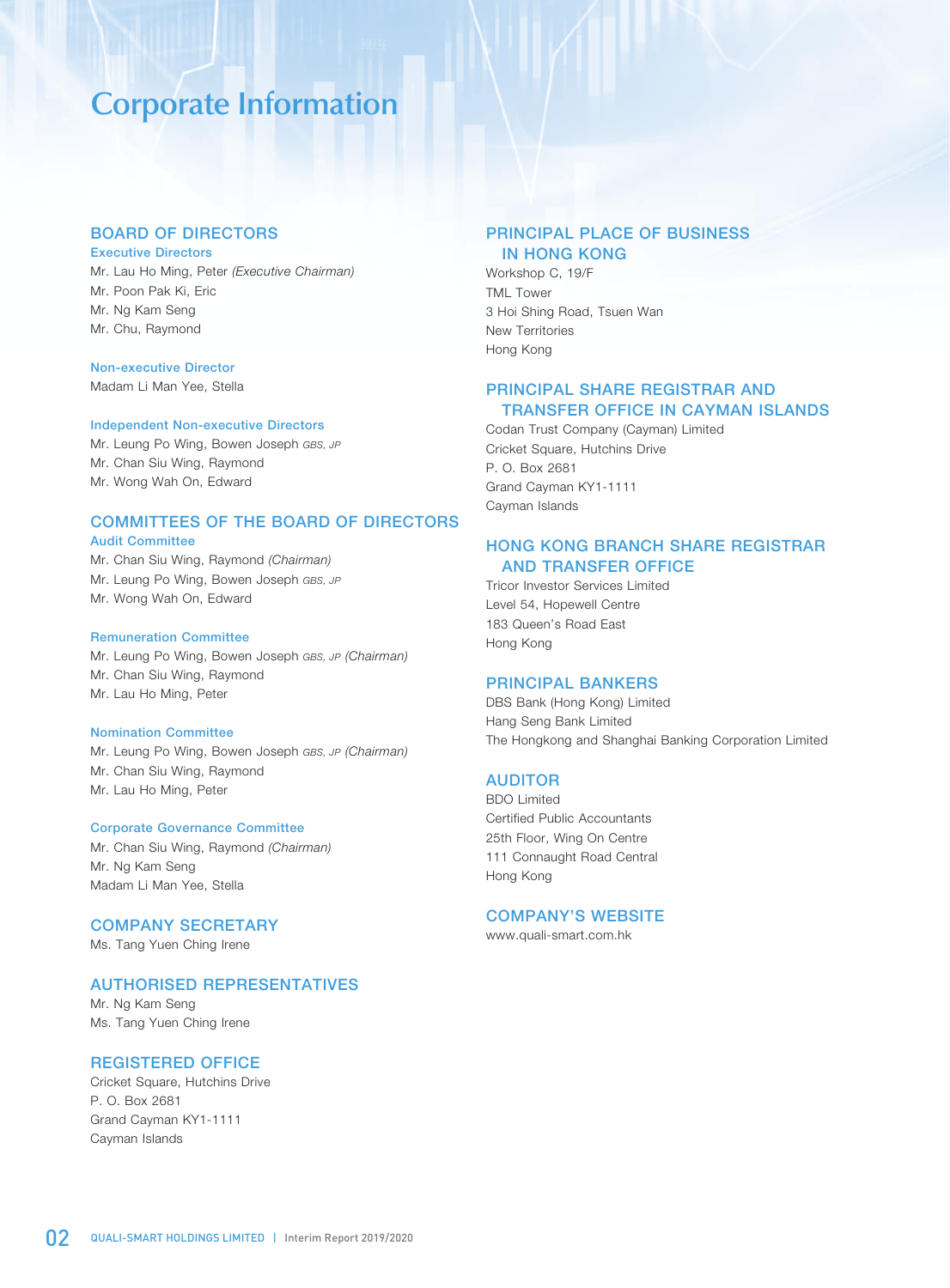# Corporate Information

## BOARD OF DIRECTORS

### Executive Directors

Mr. Lau Ho Ming, Peter *(Executive Chairman)*
Mr. Poon Pak Ki, Eric
Mr. Ng Kam Seng
Mr. Chu, Raymond

### Non-executive Director

Madam Li Man Yee, Stella

### Independent Non-executive Directors

Mr. Leung Po Wing, Bowen Joseph *GBS, JP*
Mr. Chan Siu Wing, Raymond
Mr. Wong Wah On, Edward

## COMMITTEES OF THE BOARD OF DIRECTORS

### Audit Committee

Mr. Chan Siu Wing, Raymond *(Chairman)*
Mr. Leung Po Wing, Bowen Joseph *GBS, JP*
Mr. Wong Wah On, Edward

### Remuneration Committee

Mr. Leung Po Wing, Bowen Joseph *GBS, JP (Chairman)*
Mr. Chan Siu Wing, Raymond
Mr. Lau Ho Ming, Peter

### Nomination Committee

Mr. Leung Po Wing, Bowen Joseph *GBS, JP (Chairman)*
Mr. Chan Siu Wing, Raymond
Mr. Lau Ho Ming, Peter

### Corporate Governance Committee

Mr. Chan Siu Wing, Raymond *(Chairman)*
Mr. Ng Kam Seng
Madam Li Man Yee, Stella

## COMPANY SECRETARY

Ms. Tang Yuen Ching Irene

## AUTHORISED REPRESENTATIVES

Mr. Ng Kam Seng
Ms. Tang Yuen Ching Irene

## REGISTERED OFFICE

Cricket Square, Hutchins Drive
P. O. Box 2681
Grand Cayman KY1-1111
Cayman Islands

## PRINCIPAL PLACE OF BUSINESS IN HONG KONG

Workshop C, 19/F
TML Tower
3 Hoi Shing Road, Tsuen Wan
New Territories
Hong Kong

## PRINCIPAL SHARE REGISTRAR AND TRANSFER OFFICE IN CAYMAN ISLANDS

Codan Trust Company (Cayman) Limited
Cricket Square, Hutchins Drive
P. O. Box 2681
Grand Cayman KY1-1111
Cayman Islands

## HONG KONG BRANCH SHARE REGISTRAR AND TRANSFER OFFICE

Tricor Investor Services Limited
Level 54, Hopewell Centre
183 Queen's Road East
Hong Kong

## PRINCIPAL BANKERS

DBS Bank (Hong Kong) Limited
Hang Seng Bank Limited
The Hongkong and Shanghai Banking Corporation Limited

## AUDITOR

BDO Limited
Certified Public Accountants
25th Floor, Wing On Centre
111 Connaught Road Central
Hong Kong

## COMPANY'S WEBSITE

www.quali-smart.com.hk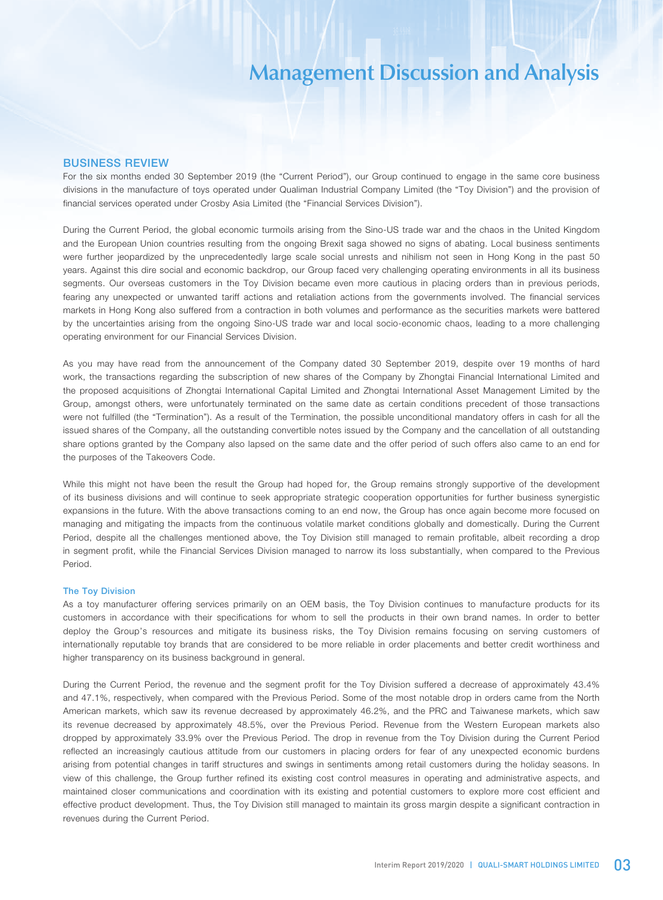# Management Discussion and Analysis

## BUSINESS REVIEW

For the six months ended 30 September 2019 (the "Current Period"), our Group continued to engage in the same core business divisions in the manufacture of toys operated under Qualiman Industrial Company Limited (the "Toy Division") and the provision of financial services operated under Crosby Asia Limited (the "Financial Services Division").

During the Current Period, the global economic turmoils arising from the Sino-US trade war and the chaos in the United Kingdom and the European Union countries resulting from the ongoing Brexit saga showed no signs of abating. Local business sentiments were further jeopardized by the unprecedentedly large scale social unrests and nihilism not seen in Hong Kong in the past 50 years. Against this dire social and economic backdrop, our Group faced very challenging operating environments in all its business segments. Our overseas customers in the Toy Division became even more cautious in placing orders than in previous periods, fearing any unexpected or unwanted tariff actions and retaliation actions from the governments involved. The financial services markets in Hong Kong also suffered from a contraction in both volumes and performance as the securities markets were battered by the uncertainties arising from the ongoing Sino-US trade war and local socio-economic chaos, leading to a more challenging operating environment for our Financial Services Division.

As you may have read from the announcement of the Company dated 30 September 2019, despite over 19 months of hard work, the transactions regarding the subscription of new shares of the Company by Zhongtai Financial International Limited and the proposed acquisitions of Zhongtai International Capital Limited and Zhongtai International Asset Management Limited by the Group, amongst others, were unfortunately terminated on the same date as certain conditions precedent of those transactions were not fulfilled (the "Termination"). As a result of the Termination, the possible unconditional mandatory offers in cash for all the issued shares of the Company, all the outstanding convertible notes issued by the Company and the cancellation of all outstanding share options granted by the Company also lapsed on the same date and the offer period of such offers also came to an end for the purposes of the Takeovers Code.

While this might not have been the result the Group had hoped for, the Group remains strongly supportive of the development of its business divisions and will continue to seek appropriate strategic cooperation opportunities for further business synergistic expansions in the future. With the above transactions coming to an end now, the Group has once again become more focused on managing and mitigating the impacts from the continuous volatile market conditions globally and domestically. During the Current Period, despite all the challenges mentioned above, the Toy Division still managed to remain profitable, albeit recording a drop in segment profit, while the Financial Services Division managed to narrow its loss substantially, when compared to the Previous Period.

### The Toy Division

As a toy manufacturer offering services primarily on an OEM basis, the Toy Division continues to manufacture products for its customers in accordance with their specifications for whom to sell the products in their own brand names. In order to better deploy the Group's resources and mitigate its business risks, the Toy Division remains focusing on serving customers of internationally reputable toy brands that are considered to be more reliable in order placements and better credit worthiness and higher transparency on its business background in general.

During the Current Period, the revenue and the segment profit for the Toy Division suffered a decrease of approximately 43.4% and 47.1%, respectively, when compared with the Previous Period. Some of the most notable drop in orders came from the North American markets, which saw its revenue decreased by approximately 46.2%, and the PRC and Taiwanese markets, which saw its revenue decreased by approximately 48.5%, over the Previous Period. Revenue from the Western European markets also dropped by approximately 33.9% over the Previous Period. The drop in revenue from the Toy Division during the Current Period reflected an increasingly cautious attitude from our customers in placing orders for fear of any unexpected economic burdens arising from potential changes in tariff structures and swings in sentiments among retail customers during the holiday seasons. In view of this challenge, the Group further refined its existing cost control measures in operating and administrative aspects, and maintained closer communications and coordination with its existing and potential customers to explore more cost efficient and effective product development. Thus, the Toy Division still managed to maintain its gross margin despite a significant contraction in revenues during the Current Period.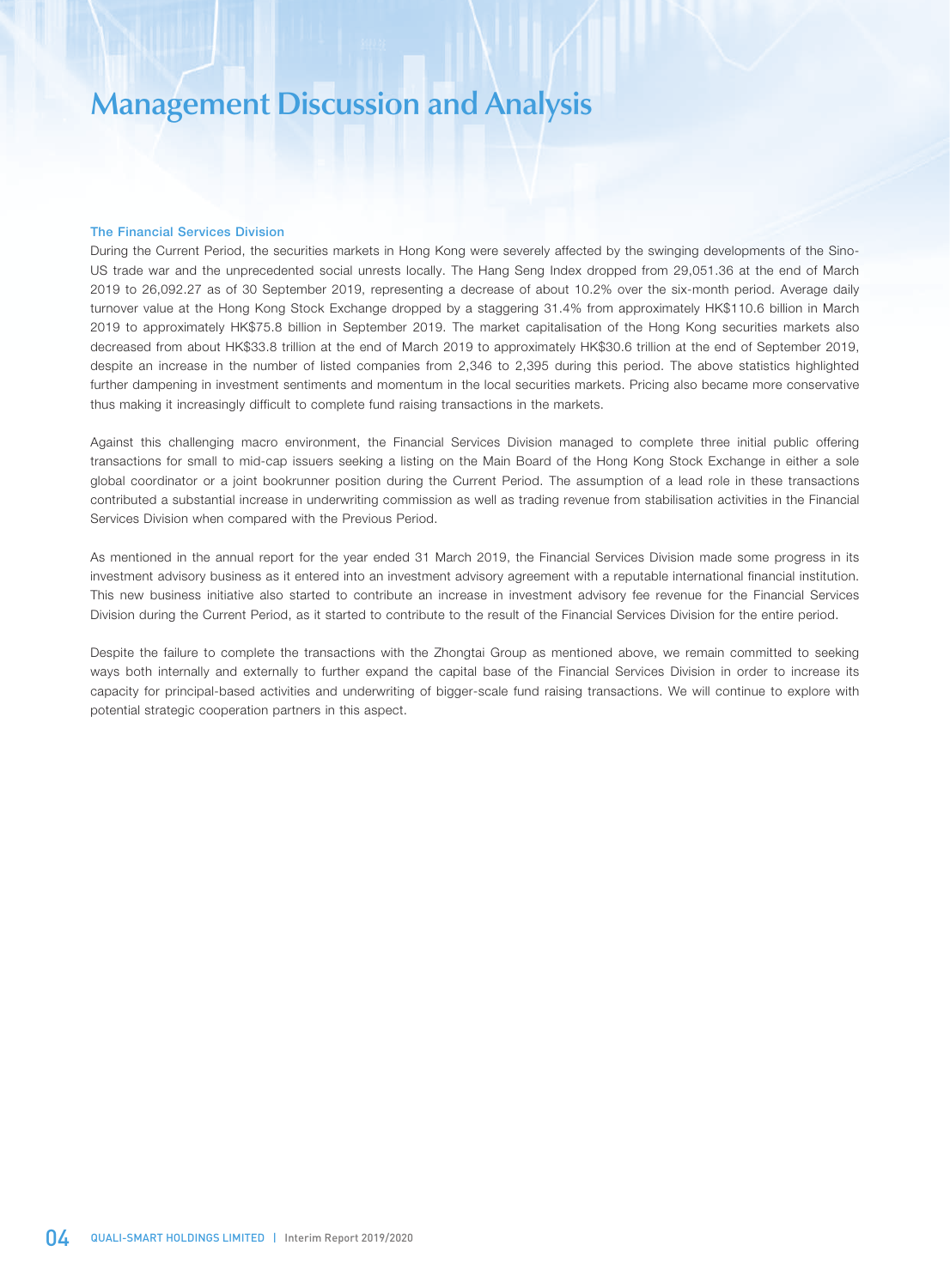# Management Discussion and Analysis

### The Financial Services Division

During the Current Period, the securities markets in Hong Kong were severely affected by the swinging developments of the Sino-US trade war and the unprecedented social unrests locally. The Hang Seng Index dropped from 29,051.36 at the end of March 2019 to 26,092.27 as of 30 September 2019, representing a decrease of about 10.2% over the six-month period. Average daily turnover value at the Hong Kong Stock Exchange dropped by a staggering 31.4% from approximately HK$110.6 billion in March 2019 to approximately HK$75.8 billion in September 2019. The market capitalisation of the Hong Kong securities markets also decreased from about HK$33.8 trillion at the end of March 2019 to approximately HK$30.6 trillion at the end of September 2019, despite an increase in the number of listed companies from 2,346 to 2,395 during this period. The above statistics highlighted further dampening in investment sentiments and momentum in the local securities markets. Pricing also became more conservative thus making it increasingly difficult to complete fund raising transactions in the markets.

Against this challenging macro environment, the Financial Services Division managed to complete three initial public offering transactions for small to mid-cap issuers seeking a listing on the Main Board of the Hong Kong Stock Exchange in either a sole global coordinator or a joint bookrunner position during the Current Period. The assumption of a lead role in these transactions contributed a substantial increase in underwriting commission as well as trading revenue from stabilisation activities in the Financial Services Division when compared with the Previous Period.

As mentioned in the annual report for the year ended 31 March 2019, the Financial Services Division made some progress in its investment advisory business as it entered into an investment advisory agreement with a reputable international financial institution. This new business initiative also started to contribute an increase in investment advisory fee revenue for the Financial Services Division during the Current Period, as it started to contribute to the result of the Financial Services Division for the entire period.

Despite the failure to complete the transactions with the Zhongtai Group as mentioned above, we remain committed to seeking ways both internally and externally to further expand the capital base of the Financial Services Division in order to increase its capacity for principal-based activities and underwriting of bigger-scale fund raising transactions. We will continue to explore with potential strategic cooperation partners in this aspect.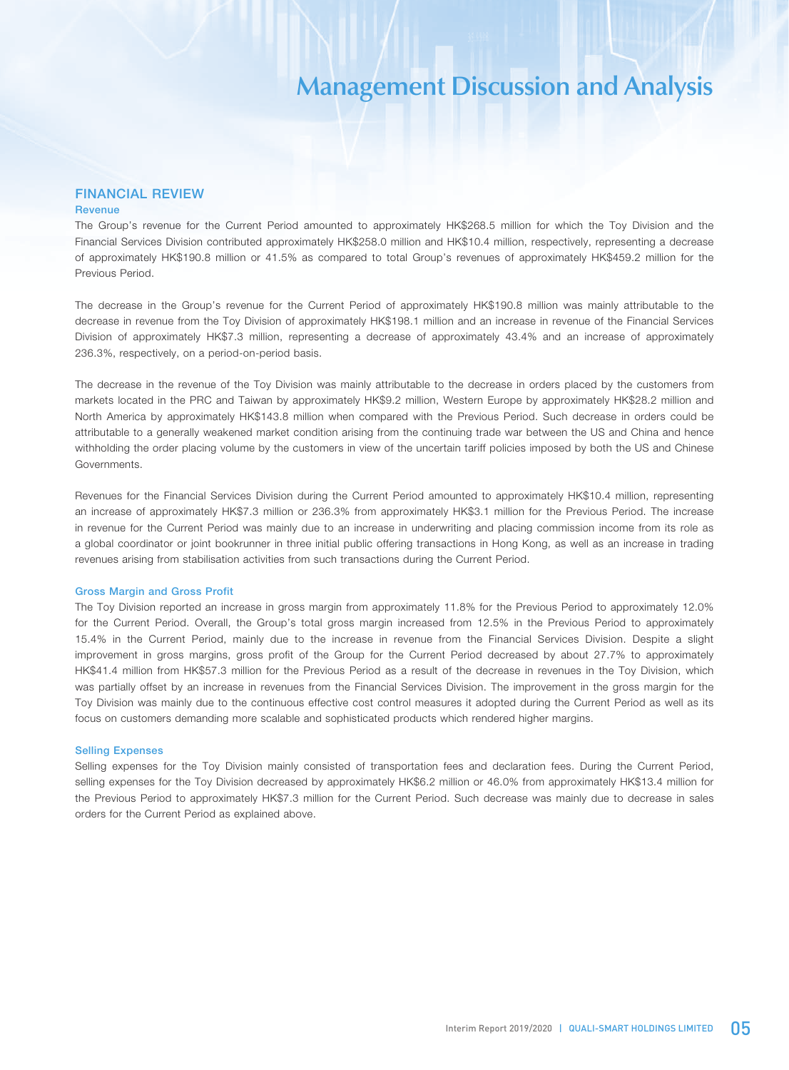# Management Discussion and Analysis

## FINANCIAL REVIEW

### Revenue

The Group's revenue for the Current Period amounted to approximately HK$268.5 million for which the Toy Division and the Financial Services Division contributed approximately HK$258.0 million and HK$10.4 million, respectively, representing a decrease of approximately HK$190.8 million or 41.5% as compared to total Group's revenues of approximately HK$459.2 million for the Previous Period.

The decrease in the Group's revenue for the Current Period of approximately HK$190.8 million was mainly attributable to the decrease in revenue from the Toy Division of approximately HK$198.1 million and an increase in revenue of the Financial Services Division of approximately HK$7.3 million, representing a decrease of approximately 43.4% and an increase of approximately 236.3%, respectively, on a period-on-period basis.

The decrease in the revenue of the Toy Division was mainly attributable to the decrease in orders placed by the customers from markets located in the PRC and Taiwan by approximately HK$9.2 million, Western Europe by approximately HK$28.2 million and North America by approximately HK$143.8 million when compared with the Previous Period. Such decrease in orders could be attributable to a generally weakened market condition arising from the continuing trade war between the US and China and hence withholding the order placing volume by the customers in view of the uncertain tariff policies imposed by both the US and Chinese Governments.

Revenues for the Financial Services Division during the Current Period amounted to approximately HK$10.4 million, representing an increase of approximately HK$7.3 million or 236.3% from approximately HK$3.1 million for the Previous Period. The increase in revenue for the Current Period was mainly due to an increase in underwriting and placing commission income from its role as a global coordinator or joint bookrunner in three initial public offering transactions in Hong Kong, as well as an increase in trading revenues arising from stabilisation activities from such transactions during the Current Period.

### Gross Margin and Gross Profit

The Toy Division reported an increase in gross margin from approximately 11.8% for the Previous Period to approximately 12.0% for the Current Period. Overall, the Group's total gross margin increased from 12.5% in the Previous Period to approximately 15.4% in the Current Period, mainly due to the increase in revenue from the Financial Services Division. Despite a slight improvement in gross margins, gross profit of the Group for the Current Period decreased by about 27.7% to approximately HK$41.4 million from HK$57.3 million for the Previous Period as a result of the decrease in revenues in the Toy Division, which was partially offset by an increase in revenues from the Financial Services Division. The improvement in the gross margin for the Toy Division was mainly due to the continuous effective cost control measures it adopted during the Current Period as well as its focus on customers demanding more scalable and sophisticated products which rendered higher margins.

### Selling Expenses

Selling expenses for the Toy Division mainly consisted of transportation fees and declaration fees. During the Current Period, selling expenses for the Toy Division decreased by approximately HK$6.2 million or 46.0% from approximately HK$13.4 million for the Previous Period to approximately HK$7.3 million for the Current Period. Such decrease was mainly due to decrease in sales orders for the Current Period as explained above.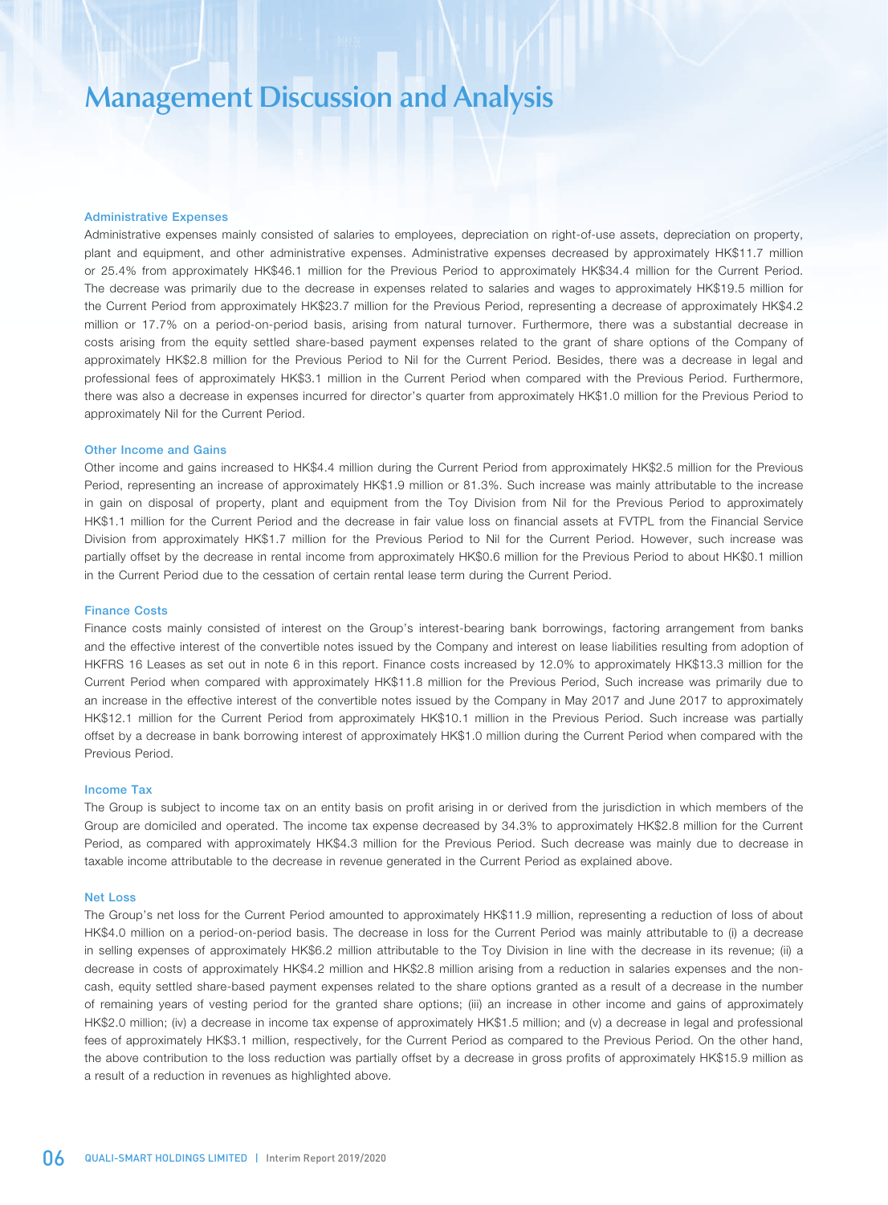# Management Discussion and Analysis

### Administrative Expenses

Administrative expenses mainly consisted of salaries to employees, depreciation on right-of-use assets, depreciation on property, plant and equipment, and other administrative expenses. Administrative expenses decreased by approximately HK$11.7 million or 25.4% from approximately HK$46.1 million for the Previous Period to approximately HK$34.4 million for the Current Period. The decrease was primarily due to the decrease in expenses related to salaries and wages to approximately HK$19.5 million for the Current Period from approximately HK$23.7 million for the Previous Period, representing a decrease of approximately HK$4.2 million or 17.7% on a period-on-period basis, arising from natural turnover. Furthermore, there was a substantial decrease in costs arising from the equity settled share-based payment expenses related to the grant of share options of the Company of approximately HK$2.8 million for the Previous Period to Nil for the Current Period. Besides, there was a decrease in legal and professional fees of approximately HK$3.1 million in the Current Period when compared with the Previous Period. Furthermore, there was also a decrease in expenses incurred for director's quarter from approximately HK$1.0 million for the Previous Period to approximately Nil for the Current Period.

### Other Income and Gains

Other income and gains increased to HK$4.4 million during the Current Period from approximately HK$2.5 million for the Previous Period, representing an increase of approximately HK$1.9 million or 81.3%. Such increase was mainly attributable to the increase in gain on disposal of property, plant and equipment from the Toy Division from Nil for the Previous Period to approximately HK$1.1 million for the Current Period and the decrease in fair value loss on financial assets at FVTPL from the Financial Service Division from approximately HK$1.7 million for the Previous Period to Nil for the Current Period. However, such increase was partially offset by the decrease in rental income from approximately HK$0.6 million for the Previous Period to about HK$0.1 million in the Current Period due to the cessation of certain rental lease term during the Current Period.

### Finance Costs

Finance costs mainly consisted of interest on the Group's interest-bearing bank borrowings, factoring arrangement from banks and the effective interest of the convertible notes issued by the Company and interest on lease liabilities resulting from adoption of HKFRS 16 Leases as set out in note 6 in this report. Finance costs increased by 12.0% to approximately HK$13.3 million for the Current Period when compared with approximately HK$11.8 million for the Previous Period, Such increase was primarily due to an increase in the effective interest of the convertible notes issued by the Company in May 2017 and June 2017 to approximately HK$12.1 million for the Current Period from approximately HK$10.1 million in the Previous Period. Such increase was partially offset by a decrease in bank borrowing interest of approximately HK$1.0 million during the Current Period when compared with the Previous Period.

### Income Tax

The Group is subject to income tax on an entity basis on profit arising in or derived from the jurisdiction in which members of the Group are domiciled and operated. The income tax expense decreased by 34.3% to approximately HK$2.8 million for the Current Period, as compared with approximately HK$4.3 million for the Previous Period. Such decrease was mainly due to decrease in taxable income attributable to the decrease in revenue generated in the Current Period as explained above.

### Net Loss

The Group's net loss for the Current Period amounted to approximately HK$11.9 million, representing a reduction of loss of about HK$4.0 million on a period-on-period basis. The decrease in loss for the Current Period was mainly attributable to (i) a decrease in selling expenses of approximately HK$6.2 million attributable to the Toy Division in line with the decrease in its revenue; (ii) a decrease in costs of approximately HK$4.2 million and HK$2.8 million arising from a reduction in salaries expenses and the non-cash, equity settled share-based payment expenses related to the share options granted as a result of a decrease in the number of remaining years of vesting period for the granted share options; (iii) an increase in other income and gains of approximately HK$2.0 million; (iv) a decrease in income tax expense of approximately HK$1.5 million; and (v) a decrease in legal and professional fees of approximately HK$3.1 million, respectively, for the Current Period as compared to the Previous Period. On the other hand, the above contribution to the loss reduction was partially offset by a decrease in gross profits of approximately HK$15.9 million as a result of a reduction in revenues as highlighted above.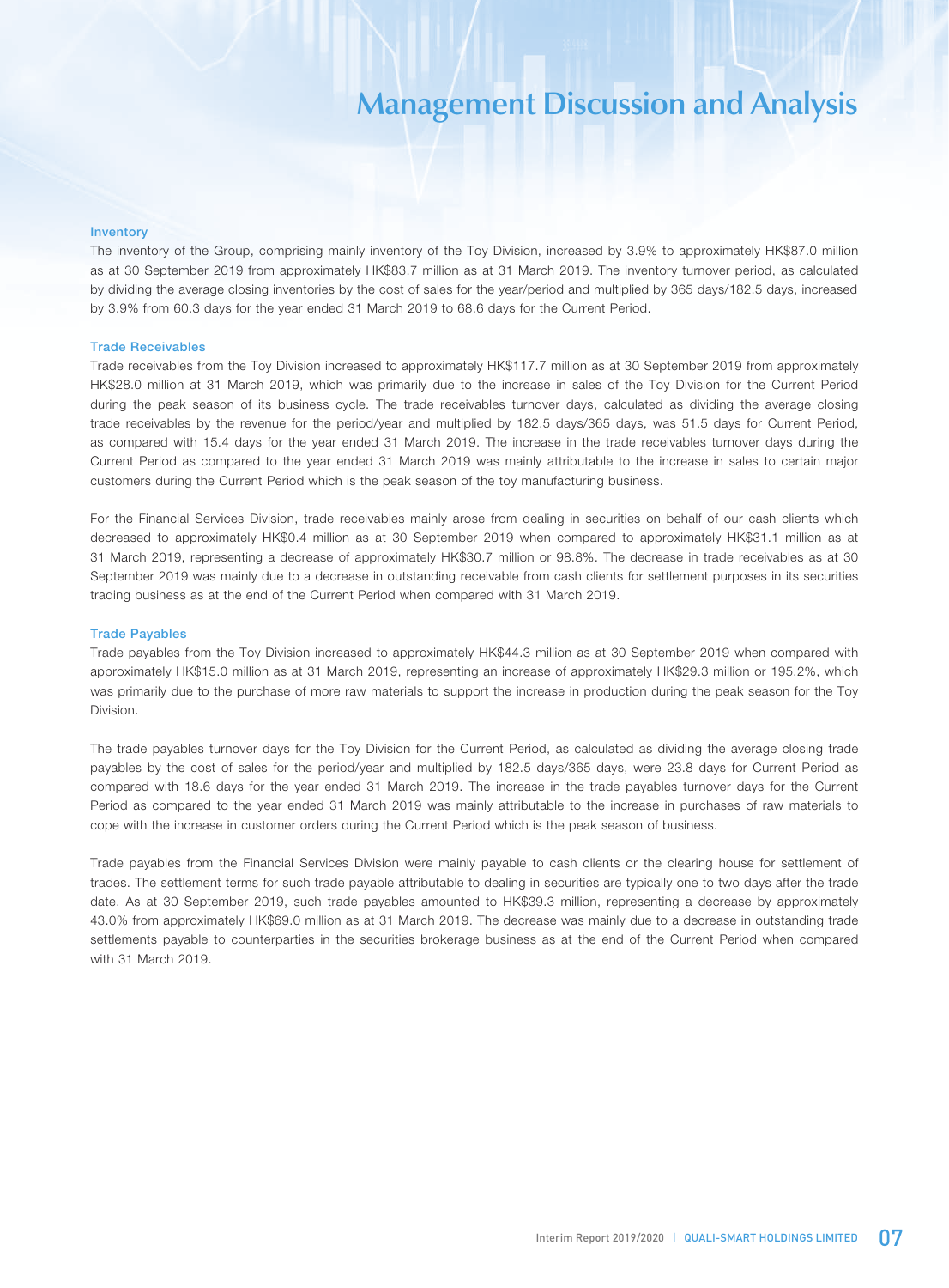# Management Discussion and Analysis

### Inventory

The inventory of the Group, comprising mainly inventory of the Toy Division, increased by 3.9% to approximately HK$87.0 million as at 30 September 2019 from approximately HK$83.7 million as at 31 March 2019. The inventory turnover period, as calculated by dividing the average closing inventories by the cost of sales for the year/period and multiplied by 365 days/182.5 days, increased by 3.9% from 60.3 days for the year ended 31 March 2019 to 68.6 days for the Current Period.

### Trade Receivables

Trade receivables from the Toy Division increased to approximately HK$117.7 million as at 30 September 2019 from approximately HK$28.0 million at 31 March 2019, which was primarily due to the increase in sales of the Toy Division for the Current Period during the peak season of its business cycle. The trade receivables turnover days, calculated as dividing the average closing trade receivables by the revenue for the period/year and multiplied by 182.5 days/365 days, was 51.5 days for Current Period, as compared with 15.4 days for the year ended 31 March 2019. The increase in the trade receivables turnover days during the Current Period as compared to the year ended 31 March 2019 was mainly attributable to the increase in sales to certain major customers during the Current Period which is the peak season of the toy manufacturing business.

For the Financial Services Division, trade receivables mainly arose from dealing in securities on behalf of our cash clients which decreased to approximately HK$0.4 million as at 30 September 2019 when compared to approximately HK$31.1 million as at 31 March 2019, representing a decrease of approximately HK$30.7 million or 98.8%. The decrease in trade receivables as at 30 September 2019 was mainly due to a decrease in outstanding receivable from cash clients for settlement purposes in its securities trading business as at the end of the Current Period when compared with 31 March 2019.

### Trade Payables

Trade payables from the Toy Division increased to approximately HK$44.3 million as at 30 September 2019 when compared with approximately HK$15.0 million as at 31 March 2019, representing an increase of approximately HK$29.3 million or 195.2%, which was primarily due to the purchase of more raw materials to support the increase in production during the peak season for the Toy Division.

The trade payables turnover days for the Toy Division for the Current Period, as calculated as dividing the average closing trade payables by the cost of sales for the period/year and multiplied by 182.5 days/365 days, were 23.8 days for Current Period as compared with 18.6 days for the year ended 31 March 2019. The increase in the trade payables turnover days for the Current Period as compared to the year ended 31 March 2019 was mainly attributable to the increase in purchases of raw materials to cope with the increase in customer orders during the Current Period which is the peak season of business.

Trade payables from the Financial Services Division were mainly payable to cash clients or the clearing house for settlement of trades. The settlement terms for such trade payable attributable to dealing in securities are typically one to two days after the trade date. As at 30 September 2019, such trade payables amounted to HK$39.3 million, representing a decrease by approximately 43.0% from approximately HK$69.0 million as at 31 March 2019. The decrease was mainly due to a decrease in outstanding trade settlements payable to counterparties in the securities brokerage business as at the end of the Current Period when compared with 31 March 2019.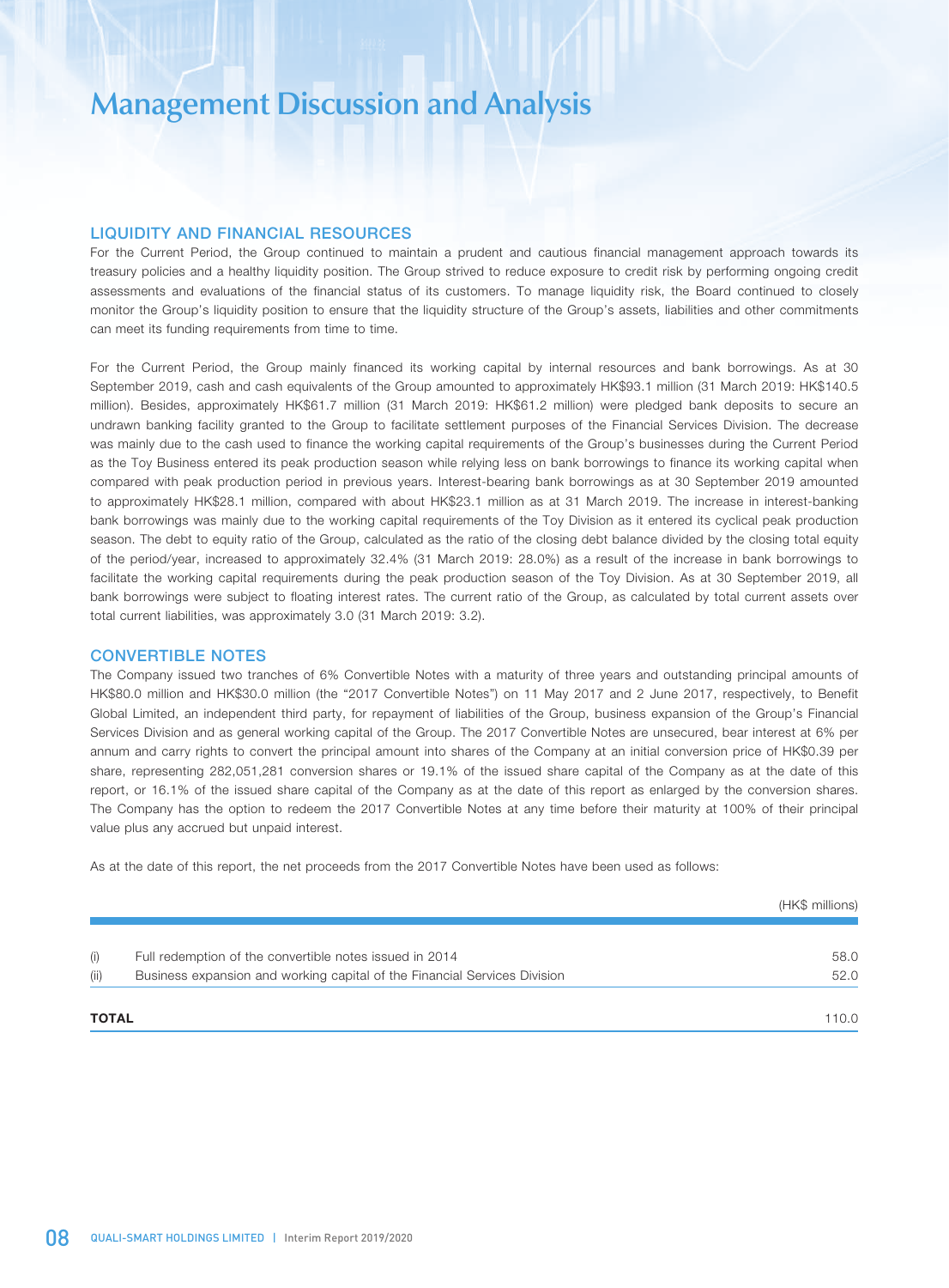# Management Discussion and Analysis

## LIQUIDITY AND FINANCIAL RESOURCES

For the Current Period, the Group continued to maintain a prudent and cautious financial management approach towards its treasury policies and a healthy liquidity position. The Group strived to reduce exposure to credit risk by performing ongoing credit assessments and evaluations of the financial status of its customers. To manage liquidity risk, the Board continued to closely monitor the Group's liquidity position to ensure that the liquidity structure of the Group's assets, liabilities and other commitments can meet its funding requirements from time to time.

For the Current Period, the Group mainly financed its working capital by internal resources and bank borrowings. As at 30 September 2019, cash and cash equivalents of the Group amounted to approximately HK$93.1 million (31 March 2019: HK$140.5 million). Besides, approximately HK$61.7 million (31 March 2019: HK$61.2 million) were pledged bank deposits to secure an undrawn banking facility granted to the Group to facilitate settlement purposes of the Financial Services Division. The decrease was mainly due to the cash used to finance the working capital requirements of the Group's businesses during the Current Period as the Toy Business entered its peak production season while relying less on bank borrowings to finance its working capital when compared with peak production period in previous years. Interest-bearing bank borrowings as at 30 September 2019 amounted to approximately HK$28.1 million, compared with about HK$23.1 million as at 31 March 2019. The increase in interest-banking bank borrowings was mainly due to the working capital requirements of the Toy Division as it entered its cyclical peak production season. The debt to equity ratio of the Group, calculated as the ratio of the closing debt balance divided by the closing total equity of the period/year, increased to approximately 32.4% (31 March 2019: 28.0%) as a result of the increase in bank borrowings to facilitate the working capital requirements during the peak production season of the Toy Division. As at 30 September 2019, all bank borrowings were subject to floating interest rates. The current ratio of the Group, as calculated by total current assets over total current liabilities, was approximately 3.0 (31 March 2019: 3.2).

## CONVERTIBLE NOTES

The Company issued two tranches of 6% Convertible Notes with a maturity of three years and outstanding principal amounts of HK$80.0 million and HK$30.0 million (the "2017 Convertible Notes") on 11 May 2017 and 2 June 2017, respectively, to Benefit Global Limited, an independent third party, for repayment of liabilities of the Group, business expansion of the Group's Financial Services Division and as general working capital of the Group. The 2017 Convertible Notes are unsecured, bear interest at 6% per annum and carry rights to convert the principal amount into shares of the Company at an initial conversion price of HK$0.39 per share, representing 282,051,281 conversion shares or 19.1% of the issued share capital of the Company as at the date of this report, or 16.1% of the issued share capital of the Company as at the date of this report as enlarged by the conversion shares. The Company has the option to redeem the 2017 Convertible Notes at any time before their maturity at 100% of their principal value plus any accrued but unpaid interest.

As at the date of this report, the net proceeds from the 2017 Convertible Notes have been used as follows:

| | | (HK$ millions) |
|---|---|---|
| (i) | Full redemption of the convertible notes issued in 2014 | 58.0 |
| (ii) | Business expansion and working capital of the Financial Services Division | 52.0 |
| **TOTAL** | | 110.0 |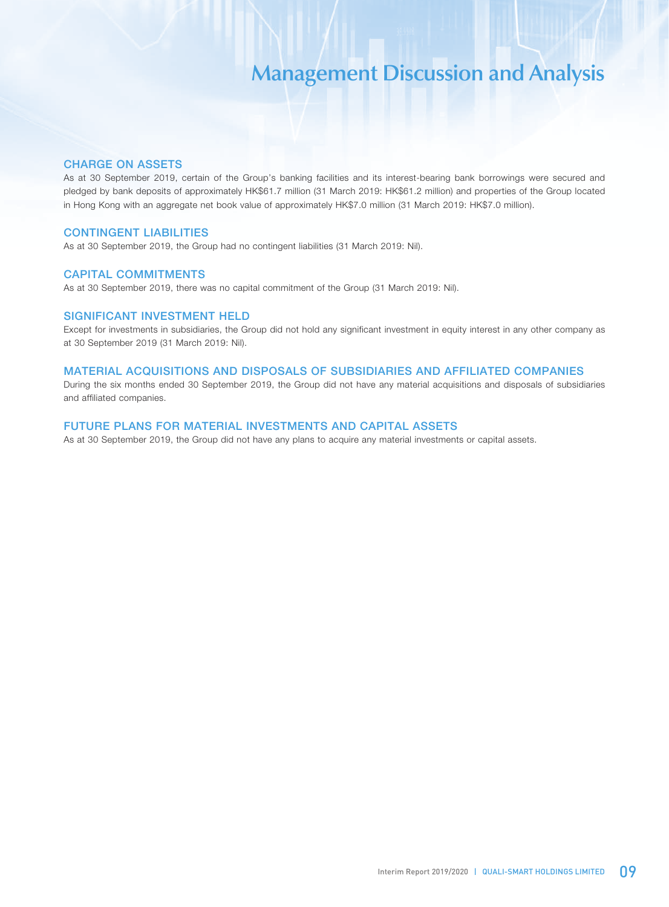# Management Discussion and Analysis

## CHARGE ON ASSETS

As at 30 September 2019, certain of the Group's banking facilities and its interest-bearing bank borrowings were secured and pledged by bank deposits of approximately HK$61.7 million (31 March 2019: HK$61.2 million) and properties of the Group located in Hong Kong with an aggregate net book value of approximately HK$7.0 million (31 March 2019: HK$7.0 million).

## CONTINGENT LIABILITIES

As at 30 September 2019, the Group had no contingent liabilities (31 March 2019: Nil).

## CAPITAL COMMITMENTS

As at 30 September 2019, there was no capital commitment of the Group (31 March 2019: Nil).

## SIGNIFICANT INVESTMENT HELD

Except for investments in subsidiaries, the Group did not hold any significant investment in equity interest in any other company as at 30 September 2019 (31 March 2019: Nil).

## MATERIAL ACQUISITIONS AND DISPOSALS OF SUBSIDIARIES AND AFFILIATED COMPANIES

During the six months ended 30 September 2019, the Group did not have any material acquisitions and disposals of subsidiaries and affiliated companies.

## FUTURE PLANS FOR MATERIAL INVESTMENTS AND CAPITAL ASSETS

As at 30 September 2019, the Group did not have any plans to acquire any material investments or capital assets.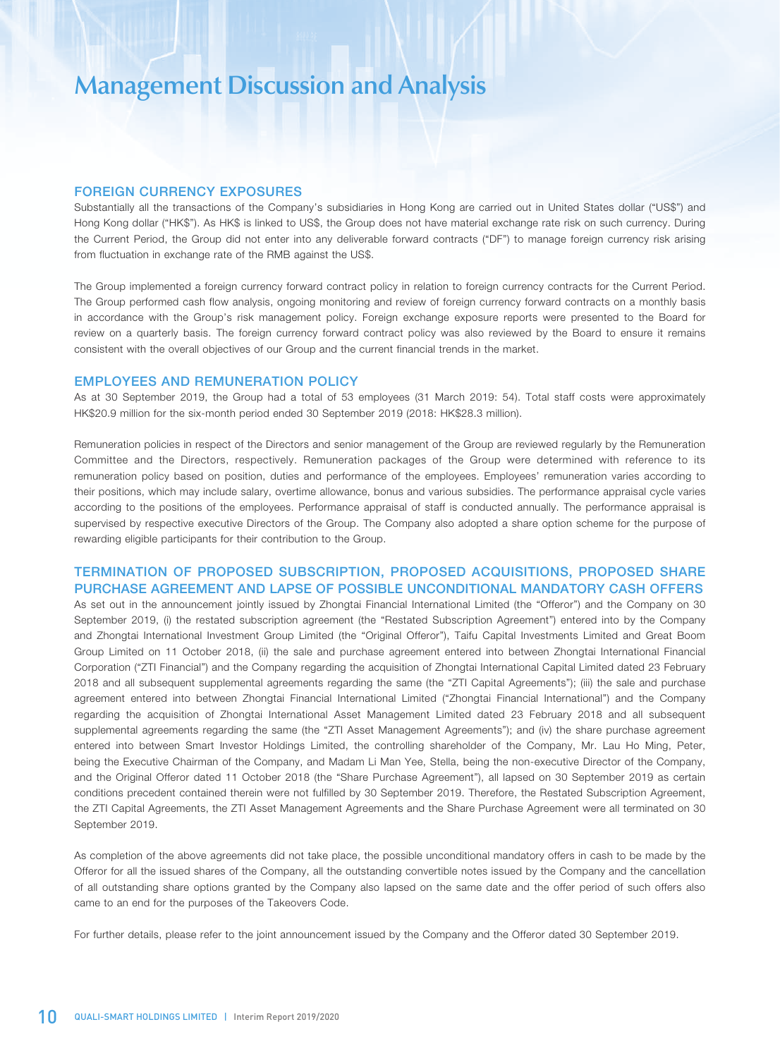# Management Discussion and Analysis

## FOREIGN CURRENCY EXPOSURES

Substantially all the transactions of the Company's subsidiaries in Hong Kong are carried out in United States dollar ("US$") and Hong Kong dollar ("HK$"). As HK$ is linked to US$, the Group does not have material exchange rate risk on such currency. During the Current Period, the Group did not enter into any deliverable forward contracts ("DF") to manage foreign currency risk arising from fluctuation in exchange rate of the RMB against the US$.

The Group implemented a foreign currency forward contract policy in relation to foreign currency contracts for the Current Period. The Group performed cash flow analysis, ongoing monitoring and review of foreign currency forward contracts on a monthly basis in accordance with the Group's risk management policy. Foreign exchange exposure reports were presented to the Board for review on a quarterly basis. The foreign currency forward contract policy was also reviewed by the Board to ensure it remains consistent with the overall objectives of our Group and the current financial trends in the market.

## EMPLOYEES AND REMUNERATION POLICY

As at 30 September 2019, the Group had a total of 53 employees (31 March 2019: 54). Total staff costs were approximately HK$20.9 million for the six-month period ended 30 September 2019 (2018: HK$28.3 million).

Remuneration policies in respect of the Directors and senior management of the Group are reviewed regularly by the Remuneration Committee and the Directors, respectively. Remuneration packages of the Group were determined with reference to its remuneration policy based on position, duties and performance of the employees. Employees' remuneration varies according to their positions, which may include salary, overtime allowance, bonus and various subsidies. The performance appraisal cycle varies according to the positions of the employees. Performance appraisal of staff is conducted annually. The performance appraisal is supervised by respective executive Directors of the Group. The Company also adopted a share option scheme for the purpose of rewarding eligible participants for their contribution to the Group.

## TERMINATION OF PROPOSED SUBSCRIPTION, PROPOSED ACQUISITIONS, PROPOSED SHARE PURCHASE AGREEMENT AND LAPSE OF POSSIBLE UNCONDITIONAL MANDATORY CASH OFFERS

As set out in the announcement jointly issued by Zhongtai Financial International Limited (the "Offeror") and the Company on 30 September 2019, (i) the restated subscription agreement (the "Restated Subscription Agreement") entered into by the Company and Zhongtai International Investment Group Limited (the "Original Offeror"), Taifu Capital Investments Limited and Great Boom Group Limited on 11 October 2018, (ii) the sale and purchase agreement entered into between Zhongtai International Financial Corporation ("ZTI Financial") and the Company regarding the acquisition of Zhongtai International Capital Limited dated 23 February 2018 and all subsequent supplemental agreements regarding the same (the "ZTI Capital Agreements"); (iii) the sale and purchase agreement entered into between Zhongtai Financial International Limited ("Zhongtai Financial International") and the Company regarding the acquisition of Zhongtai International Asset Management Limited dated 23 February 2018 and all subsequent supplemental agreements regarding the same (the "ZTI Asset Management Agreements"); and (iv) the share purchase agreement entered into between Smart Investor Holdings Limited, the controlling shareholder of the Company, Mr. Lau Ho Ming, Peter, being the Executive Chairman of the Company, and Madam Li Man Yee, Stella, being the non-executive Director of the Company, and the Original Offeror dated 11 October 2018 (the "Share Purchase Agreement"), all lapsed on 30 September 2019 as certain conditions precedent contained therein were not fulfilled by 30 September 2019. Therefore, the Restated Subscription Agreement, the ZTI Capital Agreements, the ZTI Asset Management Agreements and the Share Purchase Agreement were all terminated on 30 September 2019.

As completion of the above agreements did not take place, the possible unconditional mandatory offers in cash to be made by the Offeror for all the issued shares of the Company, all the outstanding convertible notes issued by the Company and the cancellation of all outstanding share options granted by the Company also lapsed on the same date and the offer period of such offers also came to an end for the purposes of the Takeovers Code.

For further details, please refer to the joint announcement issued by the Company and the Offeror dated 30 September 2019.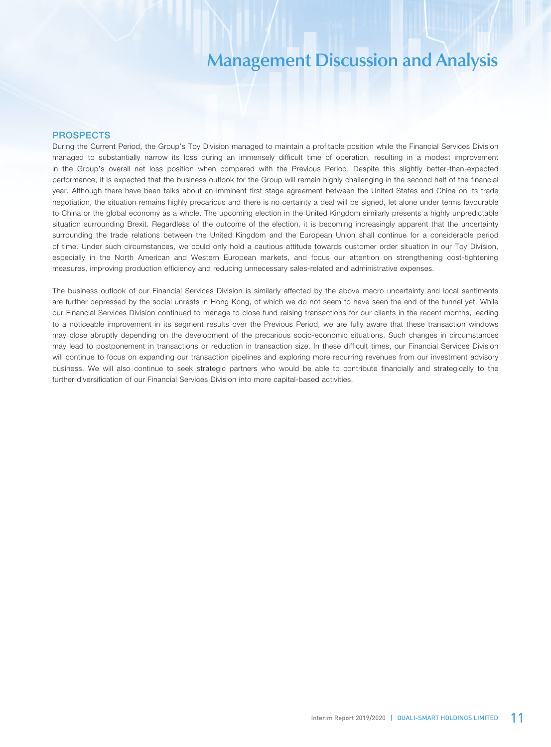# Management Discussion and Analysis

## PROSPECTS

During the Current Period, the Group's Toy Division managed to maintain a profitable position while the Financial Services Division managed to substantially narrow its loss during an immensely difficult time of operation, resulting in a modest improvement in the Group's overall net loss position when compared with the Previous Period. Despite this slightly better-than-expected performance, it is expected that the business outlook for the Group will remain highly challenging in the second half of the financial year. Although there have been talks about an imminent first stage agreement between the United States and China on its trade negotiation, the situation remains highly precarious and there is no certainty a deal will be signed, let alone under terms favourable to China or the global economy as a whole. The upcoming election in the United Kingdom similarly presents a highly unpredictable situation surrounding Brexit. Regardless of the outcome of the election, it is becoming increasingly apparent that the uncertainty surrounding the trade relations between the United Kingdom and the European Union shall continue for a considerable period of time. Under such circumstances, we could only hold a cautious attitude towards customer order situation in our Toy Division, especially in the North American and Western European markets, and focus our attention on strengthening cost-tightening measures, improving production efficiency and reducing unnecessary sales-related and administrative expenses.

The business outlook of our Financial Services Division is similarly affected by the above macro uncertainty and local sentiments are further depressed by the social unrests in Hong Kong, of which we do not seem to have seen the end of the tunnel yet. While our Financial Services Division continued to manage to close fund raising transactions for our clients in the recent months, leading to a noticeable improvement in its segment results over the Previous Period, we are fully aware that these transaction windows may close abruptly depending on the development of the precarious socio-economic situations. Such changes in circumstances may lead to postponement in transactions or reduction in transaction size. In these difficult times, our Financial Services Division will continue to focus on expanding our transaction pipelines and exploring more recurring revenues from our investment advisory business. We will also continue to seek strategic partners who would be able to contribute financially and strategically to the further diversification of our Financial Services Division into more capital-based activities.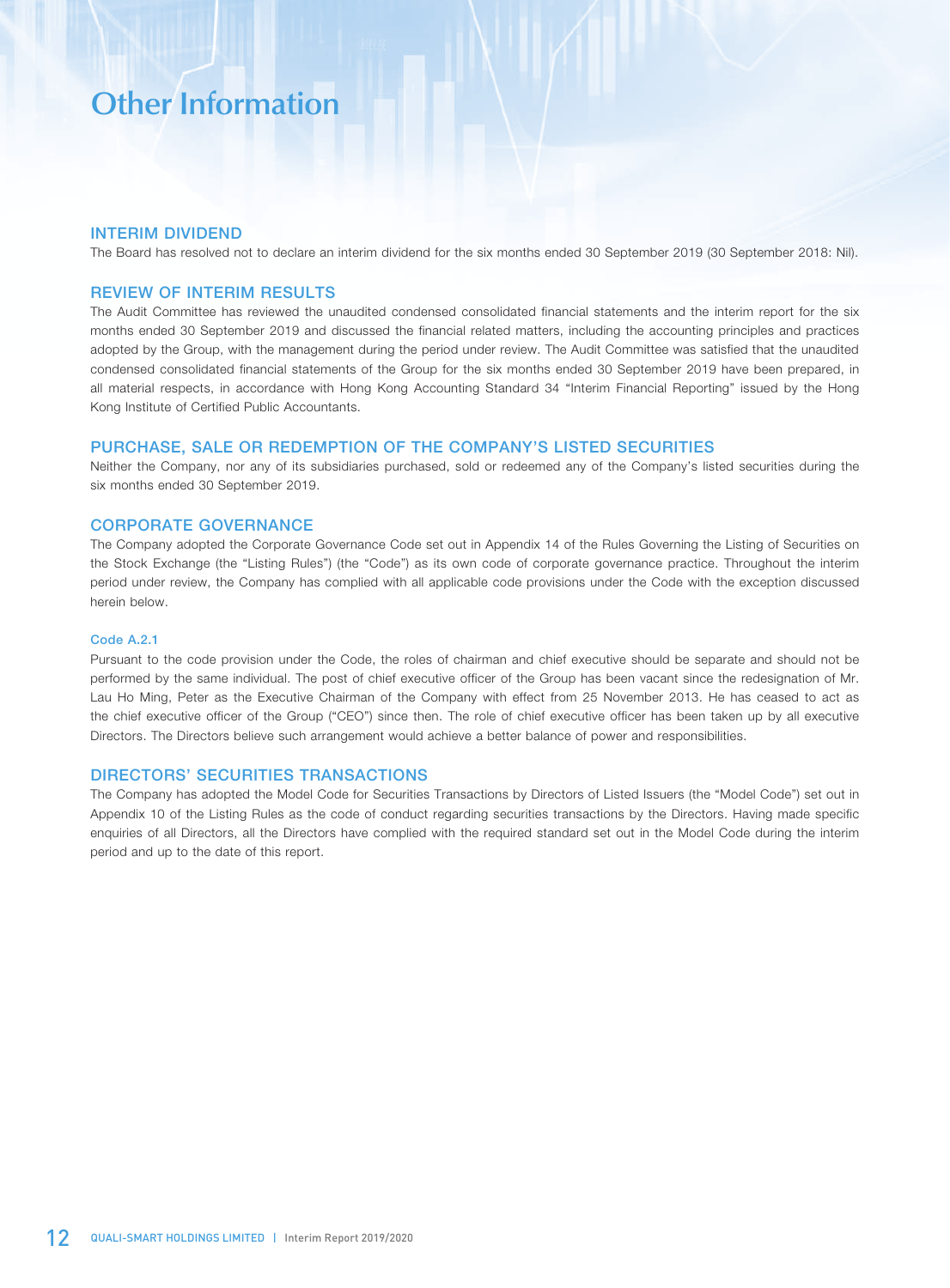# Other Information

## INTERIM DIVIDEND

The Board has resolved not to declare an interim dividend for the six months ended 30 September 2019 (30 September 2018: Nil).

## REVIEW OF INTERIM RESULTS

The Audit Committee has reviewed the unaudited condensed consolidated financial statements and the interim report for the six months ended 30 September 2019 and discussed the financial related matters, including the accounting principles and practices adopted by the Group, with the management during the period under review. The Audit Committee was satisfied that the unaudited condensed consolidated financial statements of the Group for the six months ended 30 September 2019 have been prepared, in all material respects, in accordance with Hong Kong Accounting Standard 34 "Interim Financial Reporting" issued by the Hong Kong Institute of Certified Public Accountants.

## PURCHASE, SALE OR REDEMPTION OF THE COMPANY'S LISTED SECURITIES

Neither the Company, nor any of its subsidiaries purchased, sold or redeemed any of the Company's listed securities during the six months ended 30 September 2019.

## CORPORATE GOVERNANCE

The Company adopted the Corporate Governance Code set out in Appendix 14 of the Rules Governing the Listing of Securities on the Stock Exchange (the "Listing Rules") (the "Code") as its own code of corporate governance practice. Throughout the interim period under review, the Company has complied with all applicable code provisions under the Code with the exception discussed herein below.

### Code A.2.1

Pursuant to the code provision under the Code, the roles of chairman and chief executive should be separate and should not be performed by the same individual. The post of chief executive officer of the Group has been vacant since the redesignation of Mr. Lau Ho Ming, Peter as the Executive Chairman of the Company with effect from 25 November 2013. He has ceased to act as the chief executive officer of the Group ("CEO") since then. The role of chief executive officer has been taken up by all executive Directors. The Directors believe such arrangement would achieve a better balance of power and responsibilities.

## DIRECTORS' SECURITIES TRANSACTIONS

The Company has adopted the Model Code for Securities Transactions by Directors of Listed Issuers (the "Model Code") set out in Appendix 10 of the Listing Rules as the code of conduct regarding securities transactions by the Directors. Having made specific enquiries of all Directors, all the Directors have complied with the required standard set out in the Model Code during the interim period and up to the date of this report.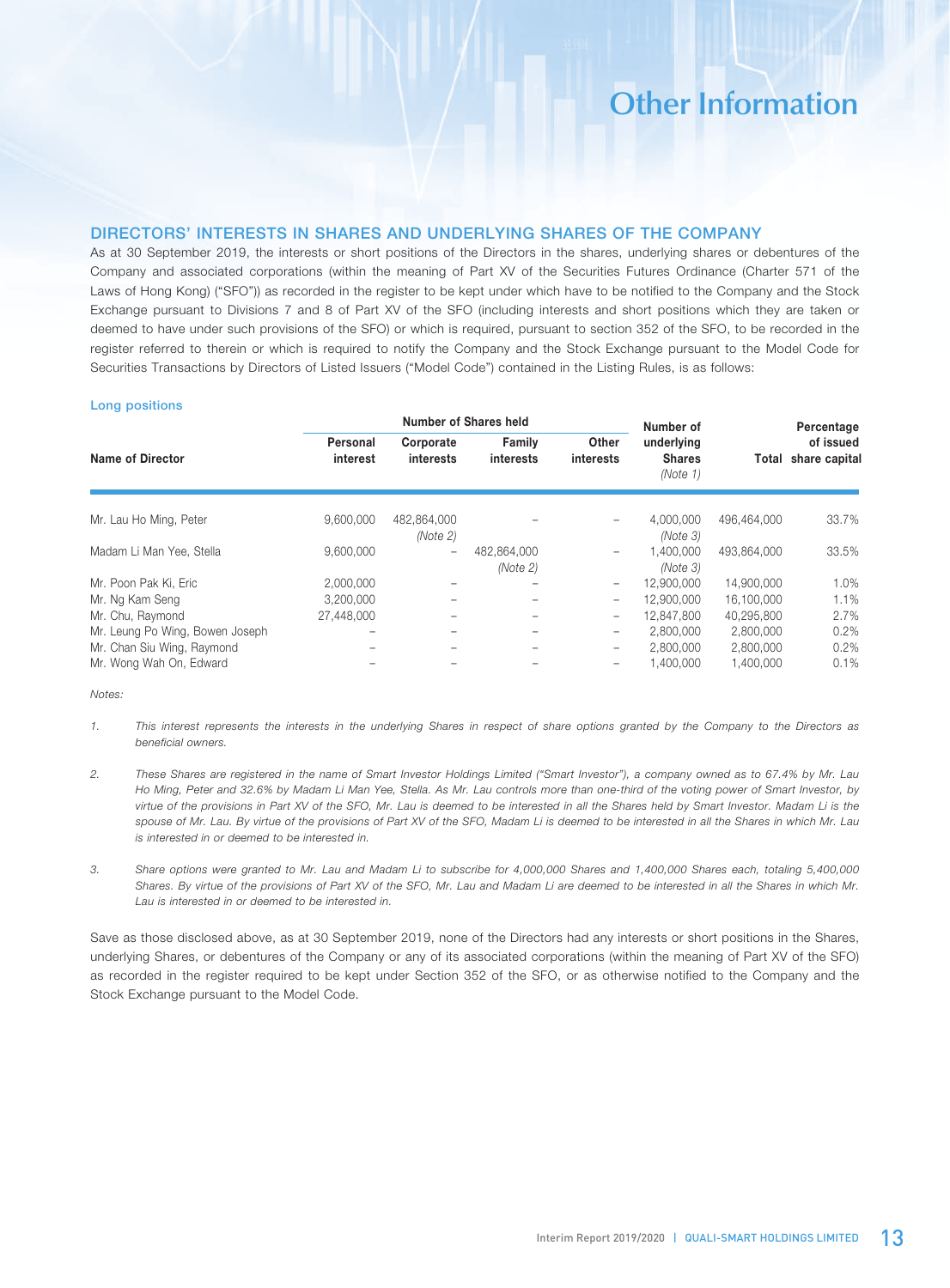# Other Information

## DIRECTORS' INTERESTS IN SHARES AND UNDERLYING SHARES OF THE COMPANY

As at 30 September 2019, the interests or short positions of the Directors in the shares, underlying shares or debentures of the Company and associated corporations (within the meaning of Part XV of the Securities Futures Ordinance (Charter 571 of the Laws of Hong Kong) ("SFO")) as recorded in the register to be kept under which have to be notified to the Company and the Stock Exchange pursuant to Divisions 7 and 8 of Part XV of the SFO (including interests and short positions which they are taken or deemed to have under such provisions of the SFO) or which is required, pursuant to section 352 of the SFO, to be recorded in the register referred to therein or which is required to notify the Company and the Stock Exchange pursuant to the Model Code for Securities Transactions by Directors of Listed Issuers ("Model Code") contained in the Listing Rules, is as follows:

### Long positions

| Name of Director | Number of Shares held | | | | Number of underlying Shares *(Note 1)* | Total | Percentage of issued share capital |
|---|---|---|---|---|---|---|---|
| | Personal interest | Corporate interests | Family interests | Other interests | | | |
| Mr. Lau Ho Ming, Peter | 9,600,000 | 482,864,000 *(Note 2)* | – | – | 4,000,000 *(Note 3)* | 496,464,000 | 33.7% |
| Madam Li Man Yee, Stella | 9,600,000 | – | 482,864,000 *(Note 2)* | – | 1,400,000 *(Note 3)* | 493,864,000 | 33.5% |
| Mr. Poon Pak Ki, Eric | 2,000,000 | – | – | – | 12,900,000 | 14,900,000 | 1.0% |
| Mr. Ng Kam Seng | 3,200,000 | – | – | – | 12,900,000 | 16,100,000 | 1.1% |
| Mr. Chu, Raymond | 27,448,000 | – | – | – | 12,847,800 | 40,295,800 | 2.7% |
| Mr. Leung Po Wing, Bowen Joseph | – | – | – | – | 2,800,000 | 2,800,000 | 0.2% |
| Mr. Chan Siu Wing, Raymond | – | – | – | – | 2,800,000 | 2,800,000 | 0.2% |
| Mr. Wong Wah On, Edward | – | – | – | – | 1,400,000 | 1,400,000 | 0.1% |

*Notes:*

1. *This interest represents the interests in the underlying Shares in respect of share options granted by the Company to the Directors as beneficial owners.*

2. *These Shares are registered in the name of Smart Investor Holdings Limited ("Smart Investor"), a company owned as to 67.4% by Mr. Lau Ho Ming, Peter and 32.6% by Madam Li Man Yee, Stella. As Mr. Lau controls more than one-third of the voting power of Smart Investor, by virtue of the provisions in Part XV of the SFO, Mr. Lau is deemed to be interested in all the Shares held by Smart Investor. Madam Li is the spouse of Mr. Lau. By virtue of the provisions of Part XV of the SFO, Madam Li is deemed to be interested in all the Shares in which Mr. Lau is interested in or deemed to be interested in.*

3. *Share options were granted to Mr. Lau and Madam Li to subscribe for 4,000,000 Shares and 1,400,000 Shares each, totaling 5,400,000 Shares. By virtue of the provisions of Part XV of the SFO, Mr. Lau and Madam Li are deemed to be interested in all the Shares in which Mr. Lau is interested in or deemed to be interested in.*

Save as those disclosed above, as at 30 September 2019, none of the Directors had any interests or short positions in the Shares, underlying Shares, or debentures of the Company or any of its associated corporations (within the meaning of Part XV of the SFO) as recorded in the register required to be kept under Section 352 of the SFO, or as otherwise notified to the Company and the Stock Exchange pursuant to the Model Code.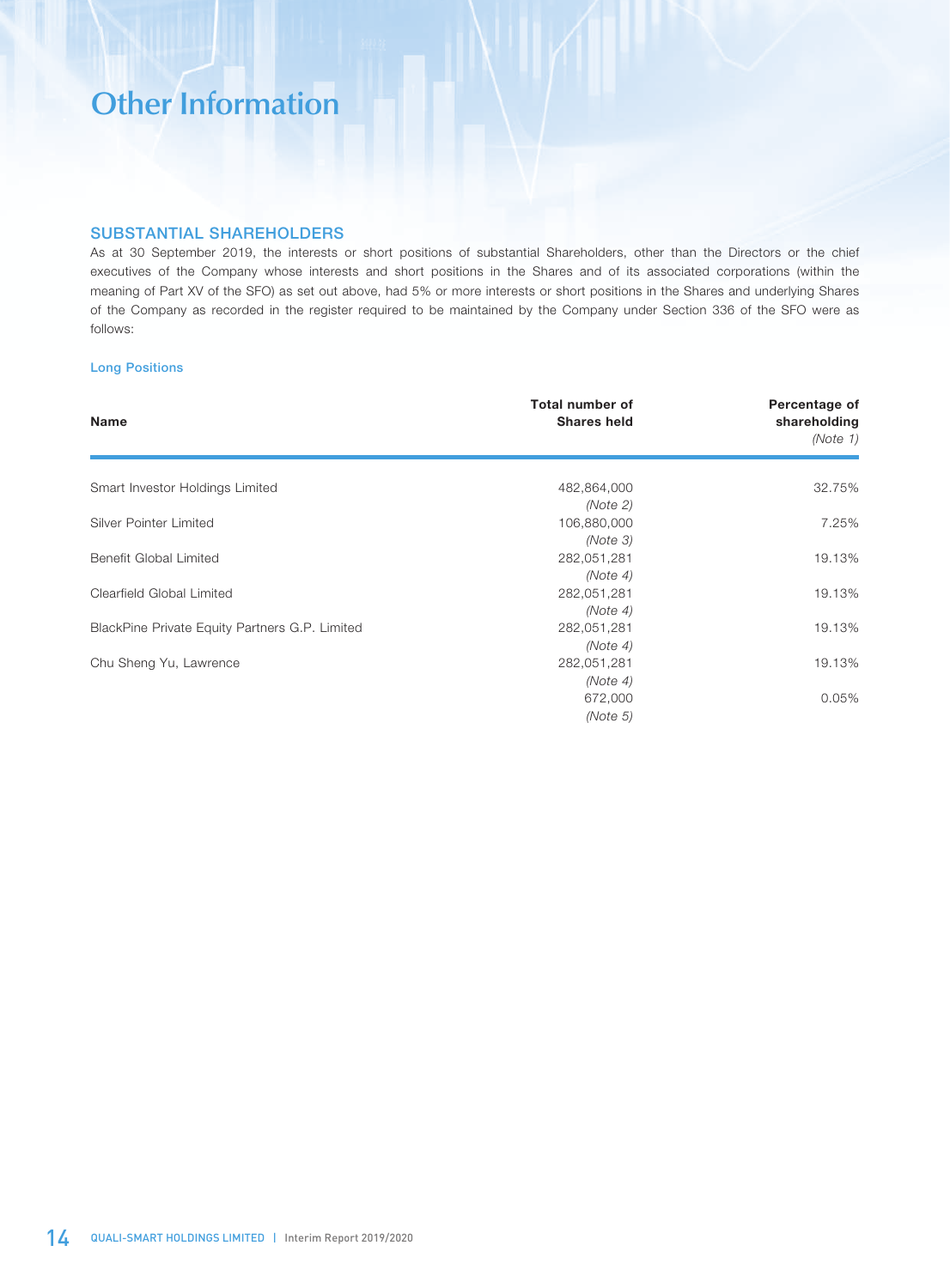# Other Information

## SUBSTANTIAL SHAREHOLDERS

As at 30 September 2019, the interests or short positions of substantial Shareholders, other than the Directors or the chief executives of the Company whose interests and short positions in the Shares and of its associated corporations (within the meaning of Part XV of the SFO) as set out above, had 5% or more interests or short positions in the Shares and underlying Shares of the Company as recorded in the register required to be maintained by the Company under Section 336 of the SFO were as follows:

### Long Positions

| Name | Total number of Shares held | Percentage of shareholding *(Note 1)* |
|---|---|---|
| Smart Investor Holdings Limited | 482,864,000 *(Note 2)* | 32.75% |
| Silver Pointer Limited | 106,880,000 *(Note 3)* | 7.25% |
| Benefit Global Limited | 282,051,281 *(Note 4)* | 19.13% |
| Clearfield Global Limited | 282,051,281 *(Note 4)* | 19.13% |
| BlackPine Private Equity Partners G.P. Limited | 282,051,281 *(Note 4)* | 19.13% |
| Chu Sheng Yu, Lawrence | 282,051,281 *(Note 4)* | 19.13% |
| | 672,000 *(Note 5)* | 0.05% |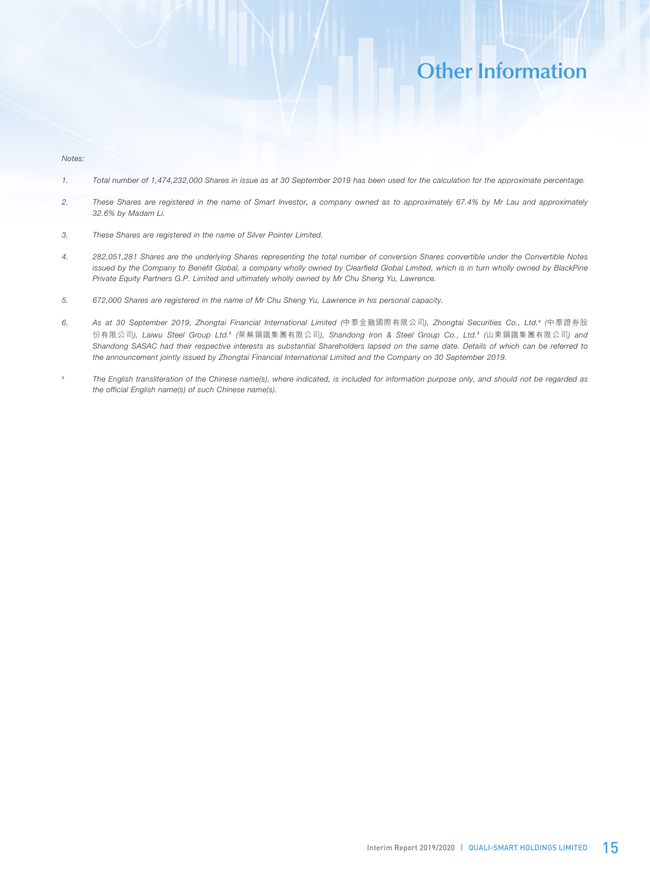# Other Information

*Notes:*

1. *Total number of 1,474,232,000 Shares in issue as at 30 September 2019 has been used for the calculation for the approximate percentage.*

2. *These Shares are registered in the name of Smart Investor, a company owned as to approximately 67.4% by Mr Lau and approximately 32.6% by Madam Li.*

3. *These Shares are registered in the name of Silver Pointer Limited.*

4. *282,051,281 Shares are the underlying Shares representing the total number of conversion Shares convertible under the Convertible Notes issued by the Company to Benefit Global, a company wholly owned by Clearfield Global Limited, which is in turn wholly owned by BlackPine Private Equity Partners G.P. Limited and ultimately wholly owned by Mr Chu Sheng Yu, Lawrence.*

5. *672,000 Shares are registered in the name of Mr Chu Sheng Yu, Lawrence in his personal capacity.*

6. *As at 30 September 2019, Zhongtai Financial International Limited (中泰金融國際有限公司), Zhongtai Securities Co., Ltd.# (中泰證券股份有限公司), Laiwu Steel Group Ltd.# (萊蕪鋼鐵集團有限公司), Shandong Iron & Steel Group Co., Ltd.# (山東鋼鐵集團有限公司) and Shandong SASAC had their respective interests as substantial Shareholders lapsed on the same date. Details of which can be referred to the announcement jointly issued by Zhongtai Financial International Limited and the Company on 30 September 2019.*

\# *The English transliteration of the Chinese name(s), where indicated, is included for information purpose only, and should not be regarded as the official English name(s) of such Chinese name(s).*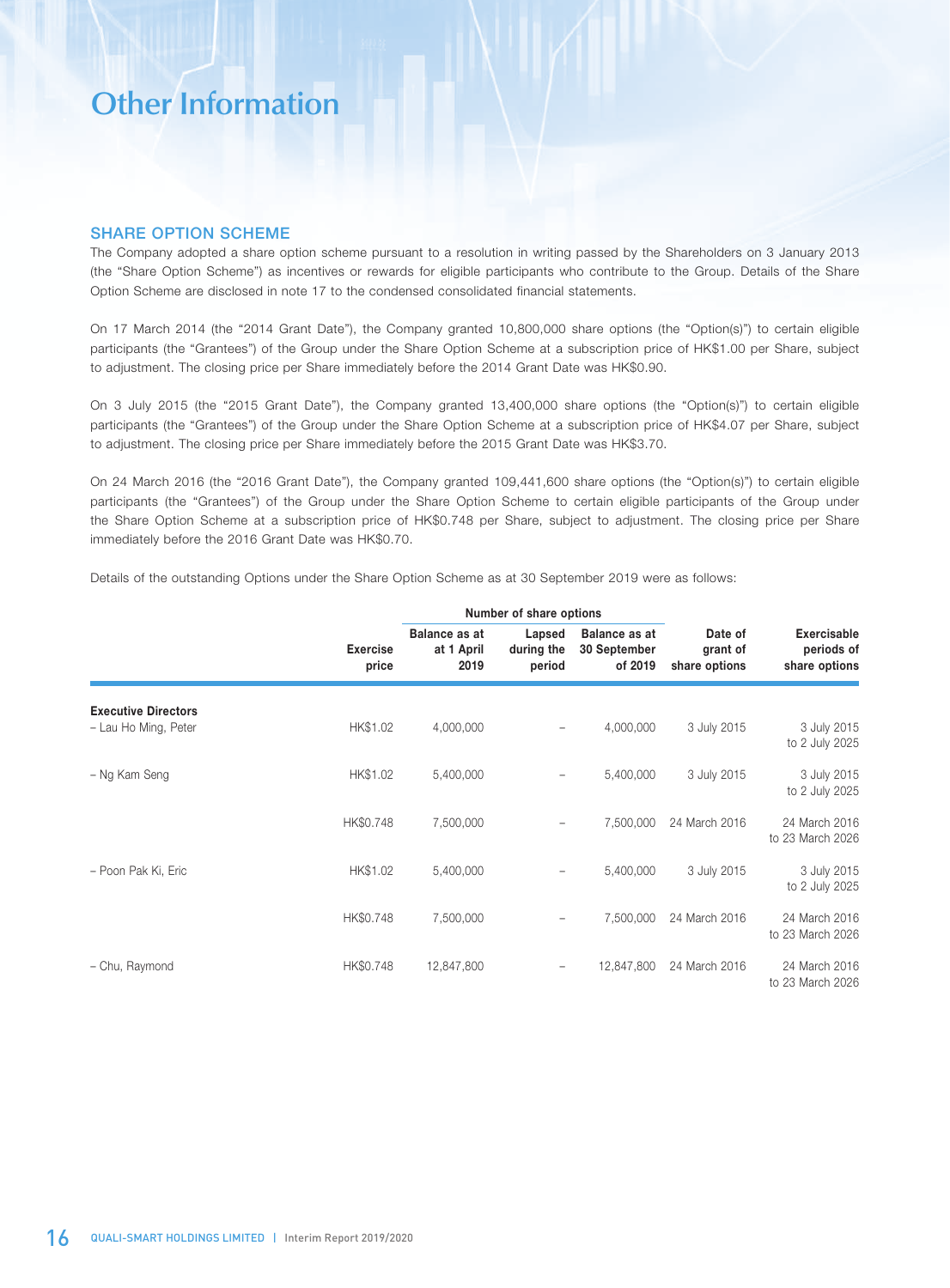# Other Information

## SHARE OPTION SCHEME

The Company adopted a share option scheme pursuant to a resolution in writing passed by the Shareholders on 3 January 2013 (the "Share Option Scheme") as incentives or rewards for eligible participants who contribute to the Group. Details of the Share Option Scheme are disclosed in note 17 to the condensed consolidated financial statements.

On 17 March 2014 (the "2014 Grant Date"), the Company granted 10,800,000 share options (the "Option(s)") to certain eligible participants (the "Grantees") of the Group under the Share Option Scheme at a subscription price of HK$1.00 per Share, subject to adjustment. The closing price per Share immediately before the 2014 Grant Date was HK$0.90.

On 3 July 2015 (the "2015 Grant Date"), the Company granted 13,400,000 share options (the "Option(s)") to certain eligible participants (the "Grantees") of the Group under the Share Option Scheme at a subscription price of HK$4.07 per Share, subject to adjustment. The closing price per Share immediately before the 2015 Grant Date was HK$3.70.

On 24 March 2016 (the "2016 Grant Date"), the Company granted 109,441,600 share options (the "Option(s)") to certain eligible participants (the "Grantees") of the Group under the Share Option Scheme to certain eligible participants of the Group under the Share Option Scheme at a subscription price of HK$0.748 per Share, subject to adjustment. The closing price per Share immediately before the 2016 Grant Date was HK$0.70.

Details of the outstanding Options under the Share Option Scheme as at 30 September 2019 were as follows:

| | | Number of share options | | | | |
|---|---|---|---|---|---|---|
| | Exercise price | Balance as at at 1 April 2019 | Lapsed during the period | Balance as at 30 September of 2019 | Date of grant of share options | Exercisable periods of share options |
| **Executive Directors** | | | | | | |
| – Lau Ho Ming, Peter | HK$1.02 | 4,000,000 | – | 4,000,000 | 3 July 2015 | 3 July 2015 to 2 July 2025 |
| – Ng Kam Seng | HK$1.02 | 5,400,000 | – | 5,400,000 | 3 July 2015 | 3 July 2015 to 2 July 2025 |
| | HK$0.748 | 7,500,000 | – | 7,500,000 | 24 March 2016 | 24 March 2016 to 23 March 2026 |
| – Poon Pak Ki, Eric | HK$1.02 | 5,400,000 | – | 5,400,000 | 3 July 2015 | 3 July 2015 to 2 July 2025 |
| | HK$0.748 | 7,500,000 | – | 7,500,000 | 24 March 2016 | 24 March 2016 to 23 March 2026 |
| – Chu, Raymond | HK$0.748 | 12,847,800 | – | 12,847,800 | 24 March 2016 | 24 March 2016 to 23 March 2026 |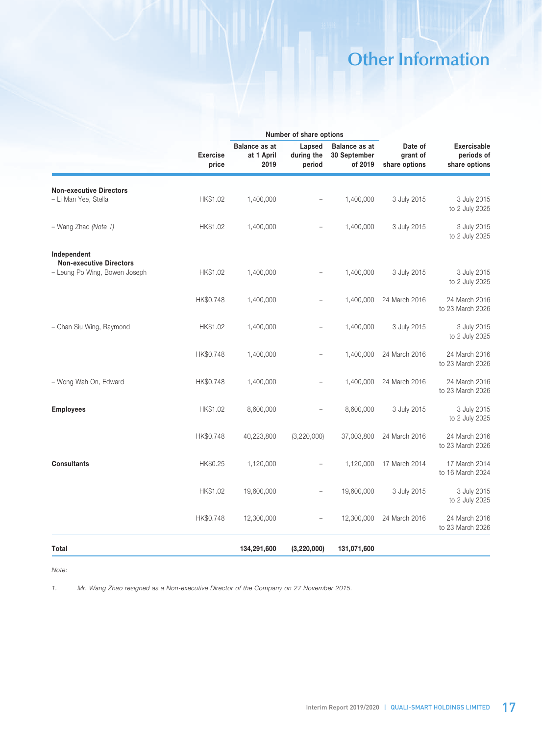# Other Information

| | Exercise price | Number of share options | | | Date of grant of share options | Exercisable periods of share options |
|---|---|---|---|---|---|---|
| | | Balance as at at 1 April 2019 | Lapsed during the period | Balance as at 30 September of 2019 | | |
| **Non-executive Directors** | | | | | | |
| – Li Man Yee, Stella | HK$1.02 | 1,400,000 | – | 1,400,000 | 3 July 2015 | 3 July 2015 to 2 July 2025 |
| – Wang Zhao *(Note 1)* | HK$1.02 | 1,400,000 | – | 1,400,000 | 3 July 2015 | 3 July 2015 to 2 July 2025 |
| **Independent Non-executive Directors** | | | | | | |
| – Leung Po Wing, Bowen Joseph | HK$1.02 | 1,400,000 | – | 1,400,000 | 3 July 2015 | 3 July 2015 to 2 July 2025 |
| | HK$0.748 | 1,400,000 | – | 1,400,000 | 24 March 2016 | 24 March 2016 to 23 March 2026 |
| – Chan Siu Wing, Raymond | HK$1.02 | 1,400,000 | – | 1,400,000 | 3 July 2015 | 3 July 2015 to 2 July 2025 |
| | HK$0.748 | 1,400,000 | – | 1,400,000 | 24 March 2016 | 24 March 2016 to 23 March 2026 |
| – Wong Wah On, Edward | HK$0.748 | 1,400,000 | – | 1,400,000 | 24 March 2016 | 24 March 2016 to 23 March 2026 |
| **Employees** | HK$1.02 | 8,600,000 | – | 8,600,000 | 3 July 2015 | 3 July 2015 to 2 July 2025 |
| | HK$0.748 | 40,223,800 | (3,220,000) | 37,003,800 | 24 March 2016 | 24 March 2016 to 23 March 2026 |
| **Consultants** | HK$0.25 | 1,120,000 | – | 1,120,000 | 17 March 2014 | 17 March 2014 to 16 March 2024 |
| | HK$1.02 | 19,600,000 | – | 19,600,000 | 3 July 2015 | 3 July 2015 to 2 July 2025 |
| | HK$0.748 | 12,300,000 | – | 12,300,000 | 24 March 2016 | 24 March 2016 to 23 March 2026 |
| **Total** | | **134,291,600** | **(3,220,000)** | **131,071,600** | | |

*Note:*

1. *Mr. Wang Zhao resigned as a Non-executive Director of the Company on 27 November 2015.*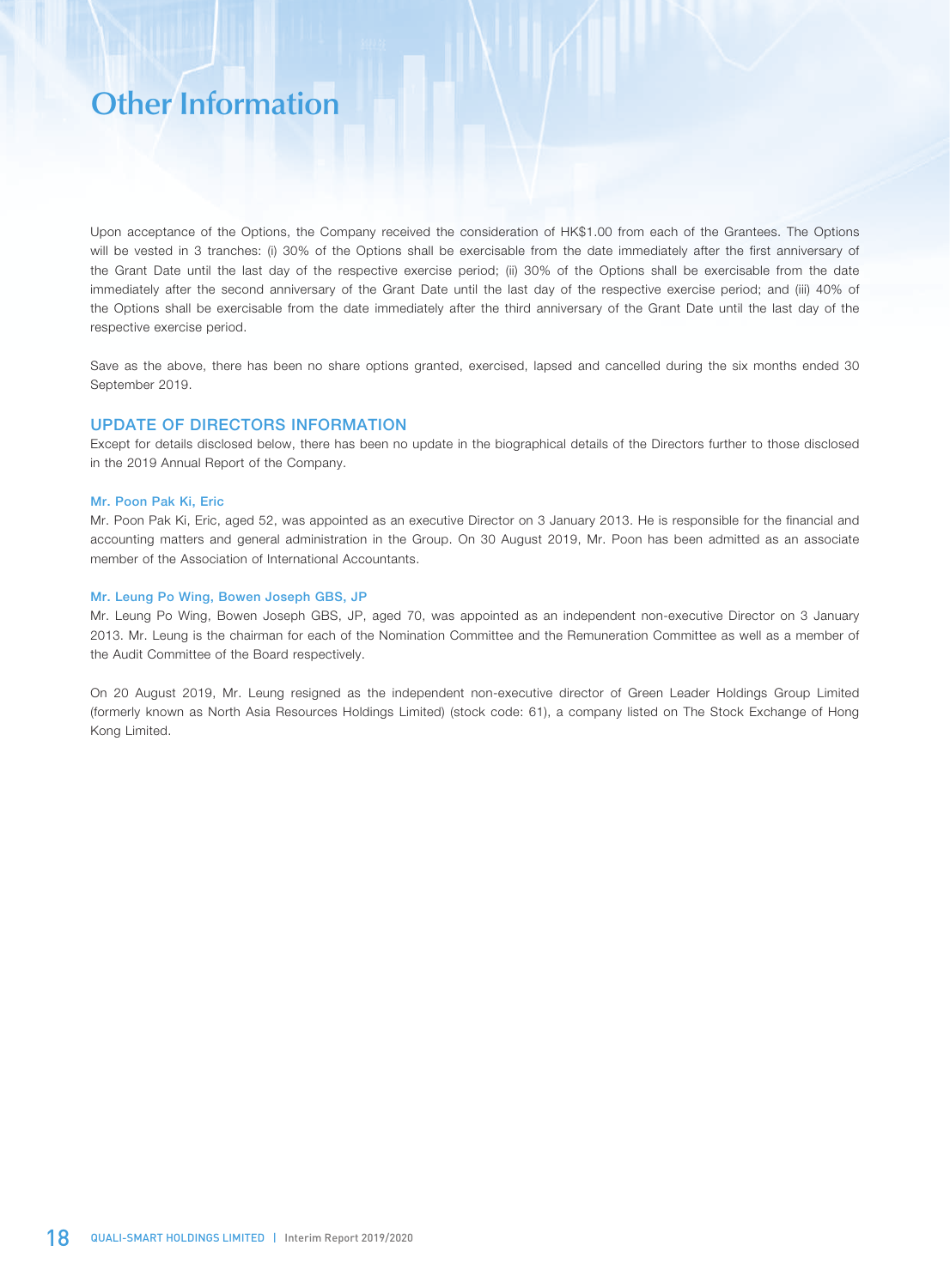# Other Information

Upon acceptance of the Options, the Company received the consideration of HK$1.00 from each of the Grantees. The Options will be vested in 3 tranches: (i) 30% of the Options shall be exercisable from the date immediately after the first anniversary of the Grant Date until the last day of the respective exercise period; (ii) 30% of the Options shall be exercisable from the date immediately after the second anniversary of the Grant Date until the last day of the respective exercise period; and (iii) 40% of the Options shall be exercisable from the date immediately after the third anniversary of the Grant Date until the last day of the respective exercise period.

Save as the above, there has been no share options granted, exercised, lapsed and cancelled during the six months ended 30 September 2019.

## UPDATE OF DIRECTORS INFORMATION

Except for details disclosed below, there has been no update in the biographical details of the Directors further to those disclosed in the 2019 Annual Report of the Company.

### Mr. Poon Pak Ki, Eric

Mr. Poon Pak Ki, Eric, aged 52, was appointed as an executive Director on 3 January 2013. He is responsible for the financial and accounting matters and general administration in the Group. On 30 August 2019, Mr. Poon has been admitted as an associate member of the Association of International Accountants.

### Mr. Leung Po Wing, Bowen Joseph GBS, JP

Mr. Leung Po Wing, Bowen Joseph GBS, JP, aged 70, was appointed as an independent non-executive Director on 3 January 2013. Mr. Leung is the chairman for each of the Nomination Committee and the Remuneration Committee as well as a member of the Audit Committee of the Board respectively.

On 20 August 2019, Mr. Leung resigned as the independent non-executive director of Green Leader Holdings Group Limited (formerly known as North Asia Resources Holdings Limited) (stock code: 61), a company listed on The Stock Exchange of Hong Kong Limited.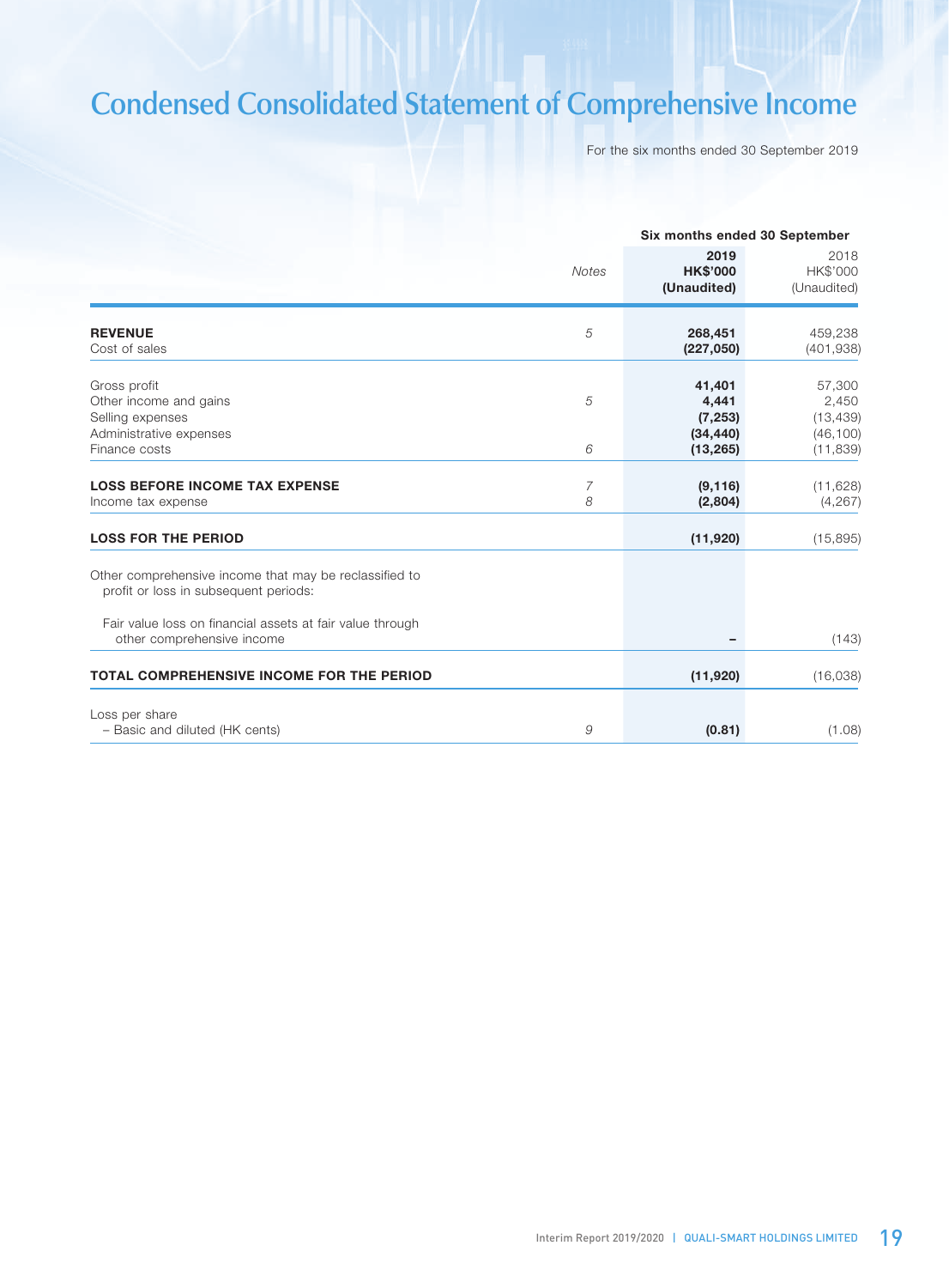# Condensed Consolidated Statement of Comprehensive Income

For the six months ended 30 September 2019

| | Notes | Six months ended 30 September | |
|---|---|---|---|
| | | **2019** | 2018 |
| | | **HK$'000** | HK$'000 |
| | | **(Unaudited)** | (Unaudited) |
| **REVENUE** | 5 | **268,451** | 459,238 |
| Cost of sales | | **(227,050)** | (401,938) |
| Gross profit | | **41,401** | 57,300 |
| Other income and gains | 5 | **4,441** | 2,450 |
| Selling expenses | | **(7,253)** | (13,439) |
| Administrative expenses | | **(34,440)** | (46,100) |
| Finance costs | 6 | **(13,265)** | (11,839) |
| **LOSS BEFORE INCOME TAX EXPENSE** | 7 | **(9,116)** | (11,628) |
| Income tax expense | 8 | **(2,804)** | (4,267) |
| **LOSS FOR THE PERIOD** | | **(11,920)** | (15,895) |
| Other comprehensive income that may be reclassified to profit or loss in subsequent periods: | | | |
| Fair value loss on financial assets at fair value through other comprehensive income | | **–** | (143) |
| **TOTAL COMPREHENSIVE INCOME FOR THE PERIOD** | | **(11,920)** | (16,038) |
| Loss per share | | | |
| – Basic and diluted (HK cents) | 9 | **(0.81)** | (1.08) |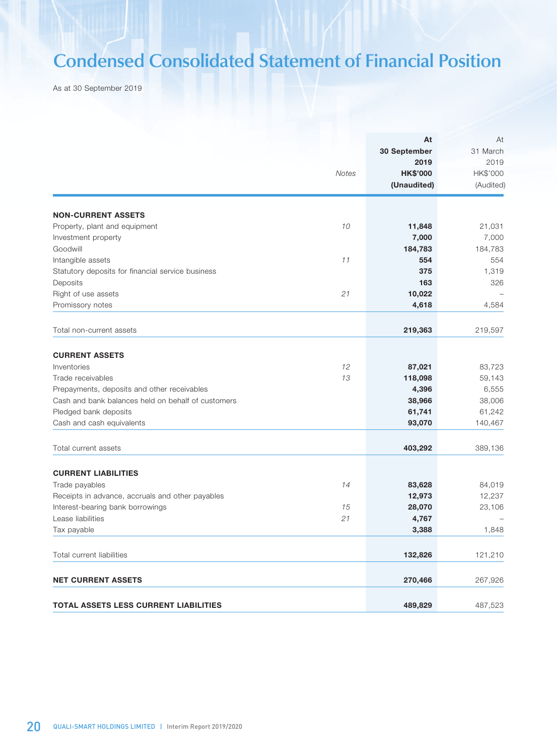# Condensed Consolidated Statement of Financial Position

As at 30 September 2019

| | Notes | At 30 September 2019 HK$'000 (Unaudited) | At 31 March 2019 HK$'000 (Audited) |
|---|---|---|---|
| **NON-CURRENT ASSETS** | | | |
| Property, plant and equipment | *10* | **11,848** | 21,031 |
| Investment property | | **7,000** | 7,000 |
| Goodwill | | **184,783** | 184,783 |
| Intangible assets | *11* | **554** | 554 |
| Statutory deposits for financial service business | | **375** | 1,319 |
| Deposits | | **163** | 326 |
| Right of use assets | *21* | **10,022** | – |
| Promissory notes | | **4,618** | 4,584 |
| Total non-current assets | | **219,363** | 219,597 |
| **CURRENT ASSETS** | | | |
| Inventories | *12* | **87,021** | 83,723 |
| Trade receivables | *13* | **118,098** | 59,143 |
| Prepayments, deposits and other receivables | | **4,396** | 6,555 |
| Cash and bank balances held on behalf of customers | | **38,966** | 38,006 |
| Pledged bank deposits | | **61,741** | 61,242 |
| Cash and cash equivalents | | **93,070** | 140,467 |
| Total current assets | | **403,292** | 389,136 |
| **CURRENT LIABILITIES** | | | |
| Trade payables | *14* | **83,628** | 84,019 |
| Receipts in advance, accruals and other payables | | **12,973** | 12,237 |
| Interest-bearing bank borrowings | *15* | **28,070** | 23,106 |
| Lease liabilities | *21* | **4,767** | – |
| Tax payable | | **3,388** | 1,848 |
| Total current liabilities | | **132,826** | 121,210 |
| **NET CURRENT ASSETS** | | **270,466** | 267,926 |
| **TOTAL ASSETS LESS CURRENT LIABILITIES** | | **489,829** | 487,523 |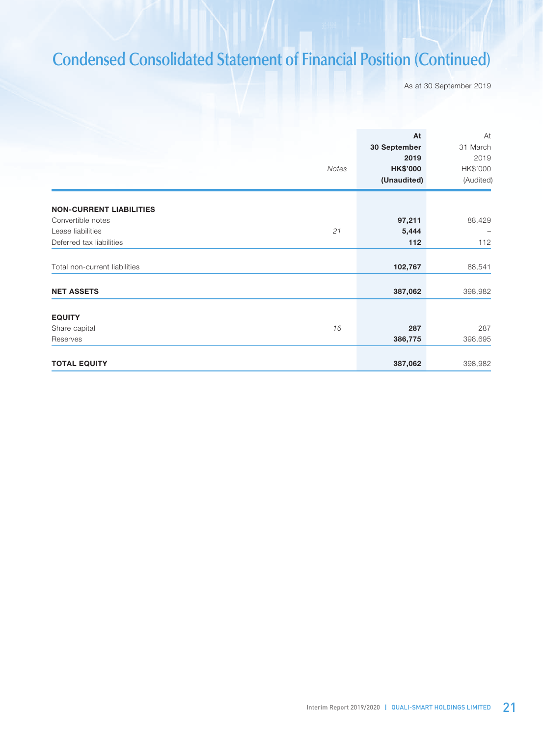# Condensed Consolidated Statement of Financial Position (Continued)

As at 30 September 2019

| | Notes | At 30 September 2019 HK$'000 (Unaudited) | At 31 March 2019 HK$'000 (Audited) |
|---|---|---|---|
| **NON-CURRENT LIABILITIES** | | | |
| Convertible notes | | **97,211** | 88,429 |
| Lease liabilities | *21* | **5,444** | – |
| Deferred tax liabilities | | **112** | 112 |
| Total non-current liabilities | | **102,767** | 88,541 |
| **NET ASSETS** | | **387,062** | 398,982 |
| **EQUITY** | | | |
| Share capital | *16* | **287** | 287 |
| Reserves | | **386,775** | 398,695 |
| **TOTAL EQUITY** | | **387,062** | 398,982 |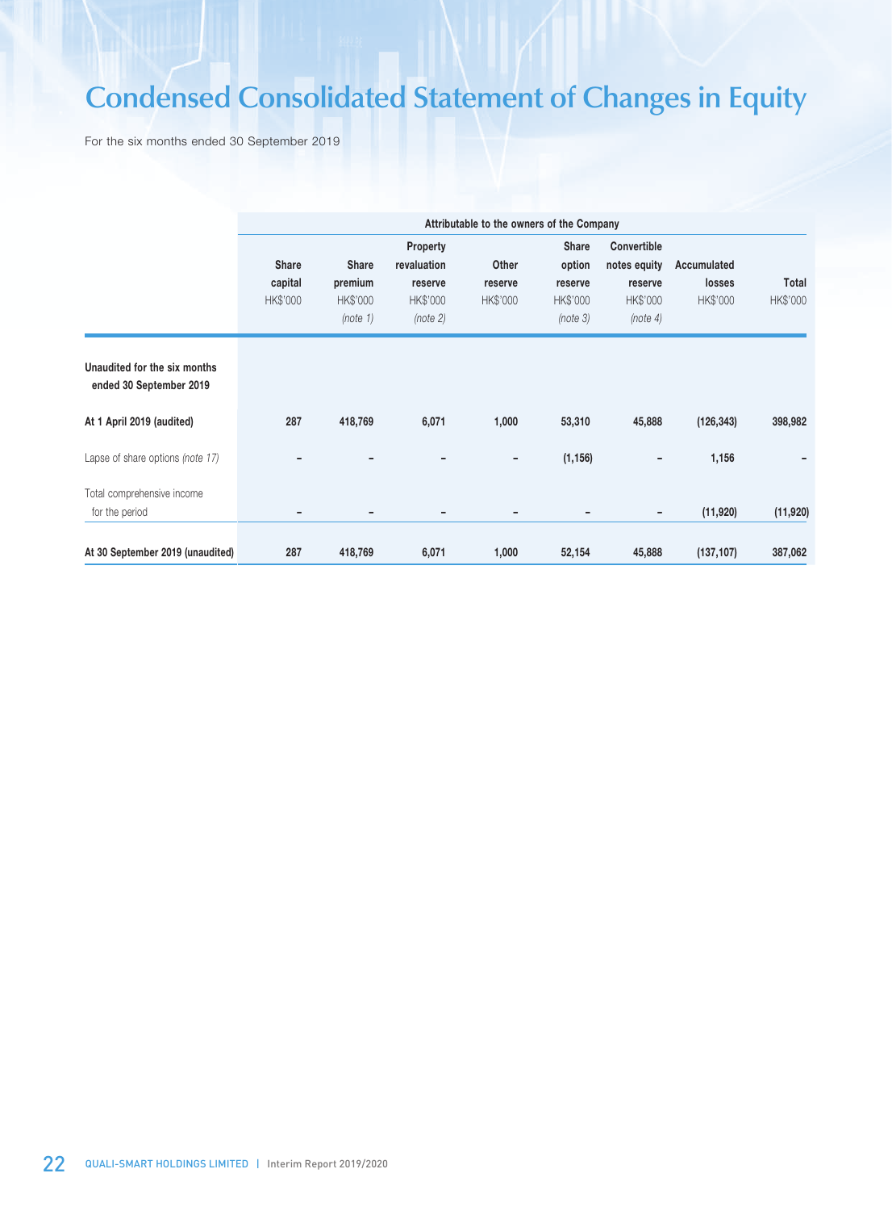# Condensed Consolidated Statement of Changes in Equity

For the six months ended 30 September 2019

| | Attributable to the owners of the Company | | | | | | | |
|---|---|---|---|---|---|---|---|---|
| | Share capital HK$'000 | Share premium HK$'000 *(note 1)* | Property revaluation reserve HK$'000 *(note 2)* | Other reserve HK$'000 | Share option reserve HK$'000 *(note 3)* | Convertible notes equity reserve HK$'000 *(note 4)* | Accumulated losses HK$'000 | Total HK$'000 |
| **Unaudited for the six months ended 30 September 2019** | | | | | | | | |
| **At 1 April 2019 (audited)** | **287** | **418,769** | **6,071** | **1,000** | **53,310** | **45,888** | **(126,343)** | **398,982** |
| Lapse of share options *(note 17)* | – | – | – | – | (1,156) | – | 1,156 | – |
| Total comprehensive income for the period | – | – | – | – | – | – | (11,920) | (11,920) |
| **At 30 September 2019 (unaudited)** | **287** | **418,769** | **6,071** | **1,000** | **52,154** | **45,888** | **(137,107)** | **387,062** |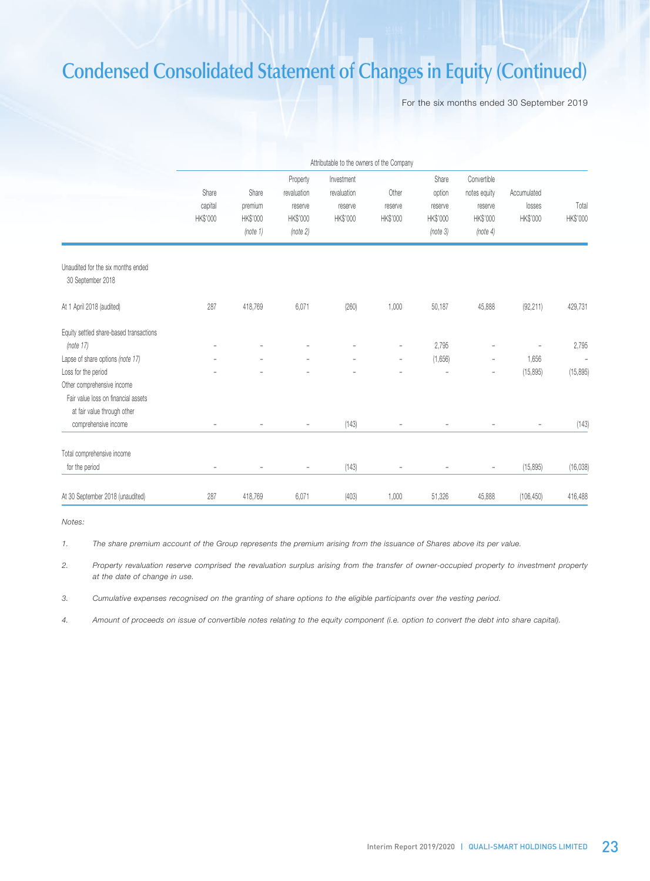# Condensed Consolidated Statement of Changes in Equity (Continued)

For the six months ended 30 September 2019

| | Attributable to the owners of the Company | | | | | | | | |
|---|---|---|---|---|---|---|---|---|---|
| | Share capital HK$'000 | Share premium HK$'000 (note 1) | Property revaluation reserve HK$'000 (note 2) | Investment revaluation reserve HK$'000 | Other reserve HK$'000 | Share option reserve HK$'000 (note 3) | Convertible notes equity reserve HK$'000 (note 4) | Accumulated losses HK$'000 | Total HK$'000 |
| Unaudited for the six months ended 30 September 2018 | | | | | | | | | |
| At 1 April 2018 (audited) | 287 | 418,769 | 6,071 | (260) | 1,000 | 50,187 | 45,888 | (92,211) | 429,731 |
| Equity settled share-based transactions (note 17) | – | – | – | – | – | 2,795 | – | – | 2,795 |
| Lapse of share options (note 17) | – | – | – | – | – | (1,656) | – | 1,656 | – |
| Loss for the period | – | – | – | – | – | – | – | (15,895) | (15,895) |
| Other comprehensive income | | | | | | | | | |
| Fair value loss on financial assets at fair value through other comprehensive income | – | – | – | (143) | – | – | – | – | (143) |
| Total comprehensive income for the period | – | – | – | (143) | – | – | – | (15,895) | (16,038) |
| At 30 September 2018 (unaudited) | 287 | 418,769 | 6,071 | (403) | 1,000 | 51,326 | 45,888 | (106,450) | 416,488 |

*Notes:*

1. *The share premium account of the Group represents the premium arising from the issuance of Shares above its per value.*

2. *Property revaluation reserve comprised the revaluation surplus arising from the transfer of owner-occupied property to investment property at the date of change in use.*

3. *Cumulative expenses recognised on the granting of share options to the eligible participants over the vesting period.*

4. *Amount of proceeds on issue of convertible notes relating to the equity component (i.e. option to convert the debt into share capital).*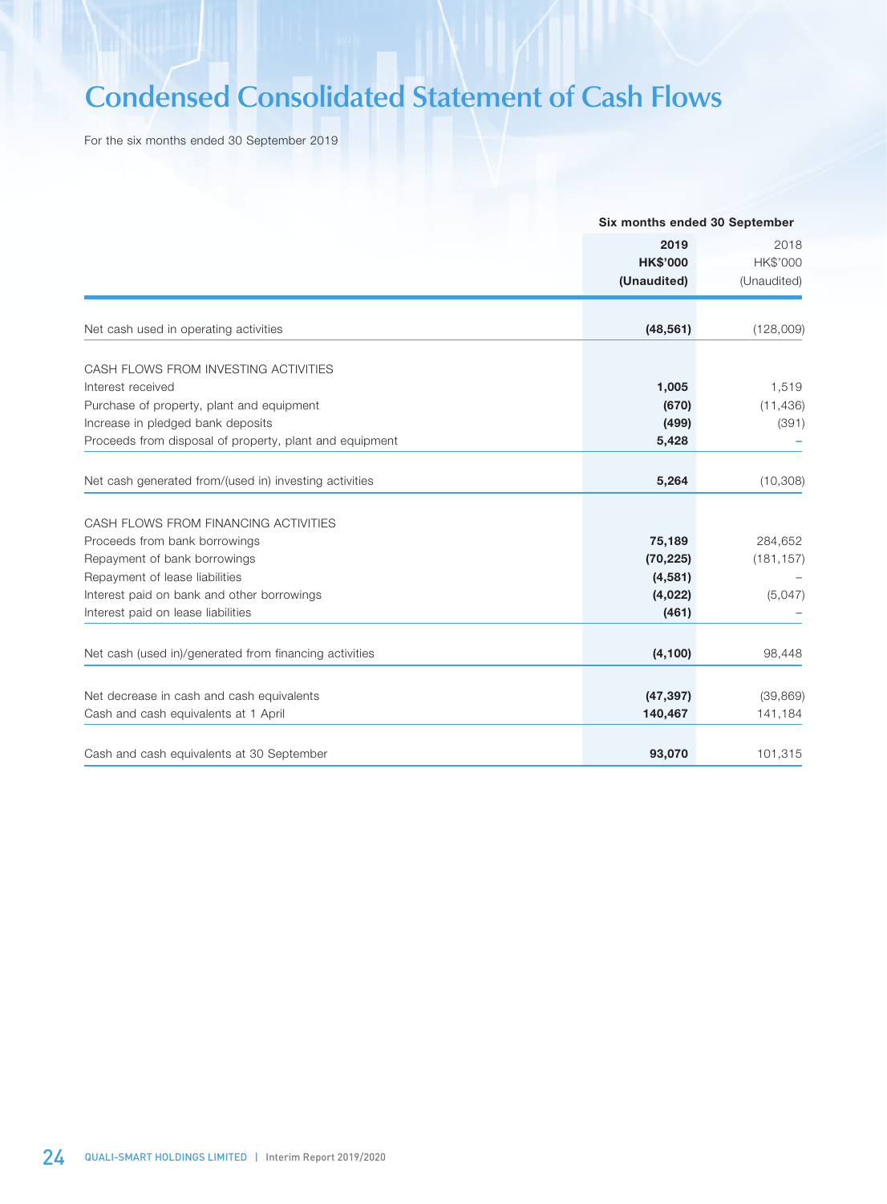# Condensed Consolidated Statement of Cash Flows

For the six months ended 30 September 2019

| | Six months ended 30 September | |
|---|---|---|
| | **2019** | 2018 |
| | **HK$'000** | HK$'000 |
| | **(Unaudited)** | (Unaudited) |
| Net cash used in operating activities | **(48,561)** | (128,009) |
| CASH FLOWS FROM INVESTING ACTIVITIES | | |
| Interest received | **1,005** | 1,519 |
| Purchase of property, plant and equipment | **(670)** | (11,436) |
| Increase in pledged bank deposits | **(499)** | (391) |
| Proceeds from disposal of property, plant and equipment | **5,428** | – |
| Net cash generated from/(used in) investing activities | **5,264** | (10,308) |
| CASH FLOWS FROM FINANCING ACTIVITIES | | |
| Proceeds from bank borrowings | **75,189** | 284,652 |
| Repayment of bank borrowings | **(70,225)** | (181,157) |
| Repayment of lease liabilities | **(4,581)** | – |
| Interest paid on bank and other borrowings | **(4,022)** | (5,047) |
| Interest paid on lease liabilities | **(461)** | – |
| Net cash (used in)/generated from financing activities | **(4,100)** | 98,448 |
| Net decrease in cash and cash equivalents | **(47,397)** | (39,869) |
| Cash and cash equivalents at 1 April | **140,467** | 141,184 |
| Cash and cash equivalents at 30 September | **93,070** | 101,315 |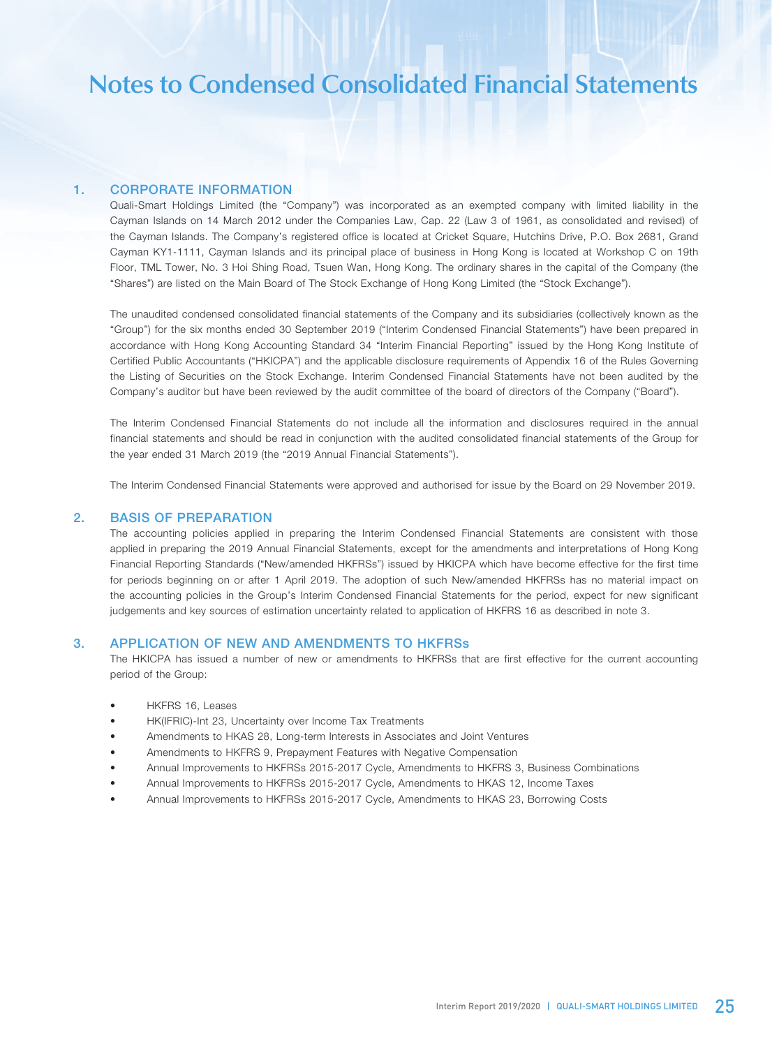# Notes to Condensed Consolidated Financial Statements

## 1. CORPORATE INFORMATION

Quali-Smart Holdings Limited (the "Company") was incorporated as an exempted company with limited liability in the Cayman Islands on 14 March 2012 under the Companies Law, Cap. 22 (Law 3 of 1961, as consolidated and revised) of the Cayman Islands. The Company's registered office is located at Cricket Square, Hutchins Drive, P.O. Box 2681, Grand Cayman KY1-1111, Cayman Islands and its principal place of business in Hong Kong is located at Workshop C on 19th Floor, TML Tower, No. 3 Hoi Shing Road, Tsuen Wan, Hong Kong. The ordinary shares in the capital of the Company (the "Shares") are listed on the Main Board of The Stock Exchange of Hong Kong Limited (the "Stock Exchange").

The unaudited condensed consolidated financial statements of the Company and its subsidiaries (collectively known as the "Group") for the six months ended 30 September 2019 ("Interim Condensed Financial Statements") have been prepared in accordance with Hong Kong Accounting Standard 34 "Interim Financial Reporting" issued by the Hong Kong Institute of Certified Public Accountants ("HKICPA") and the applicable disclosure requirements of Appendix 16 of the Rules Governing the Listing of Securities on the Stock Exchange. Interim Condensed Financial Statements have not been audited by the Company's auditor but have been reviewed by the audit committee of the board of directors of the Company ("Board").

The Interim Condensed Financial Statements do not include all the information and disclosures required in the annual financial statements and should be read in conjunction with the audited consolidated financial statements of the Group for the year ended 31 March 2019 (the "2019 Annual Financial Statements").

The Interim Condensed Financial Statements were approved and authorised for issue by the Board on 29 November 2019.

## 2. BASIS OF PREPARATION

The accounting policies applied in preparing the Interim Condensed Financial Statements are consistent with those applied in preparing the 2019 Annual Financial Statements, except for the amendments and interpretations of Hong Kong Financial Reporting Standards ("New/amended HKFRSs") issued by HKICPA which have become effective for the first time for periods beginning on or after 1 April 2019. The adoption of such New/amended HKFRSs has no material impact on the accounting policies in the Group's Interim Condensed Financial Statements for the period, expect for new significant judgements and key sources of estimation uncertainty related to application of HKFRS 16 as described in note 3.

## 3. APPLICATION OF NEW AND AMENDMENTS TO HKFRSs

The HKICPA has issued a number of new or amendments to HKFRSs that are first effective for the current accounting period of the Group:

- HKFRS 16, Leases
- HK(IFRIC)-Int 23, Uncertainty over Income Tax Treatments
- Amendments to HKAS 28, Long-term Interests in Associates and Joint Ventures
- Amendments to HKFRS 9, Prepayment Features with Negative Compensation
- Annual Improvements to HKFRSs 2015-2017 Cycle, Amendments to HKFRS 3, Business Combinations
- Annual Improvements to HKFRSs 2015-2017 Cycle, Amendments to HKAS 12, Income Taxes
- Annual Improvements to HKFRSs 2015-2017 Cycle, Amendments to HKAS 23, Borrowing Costs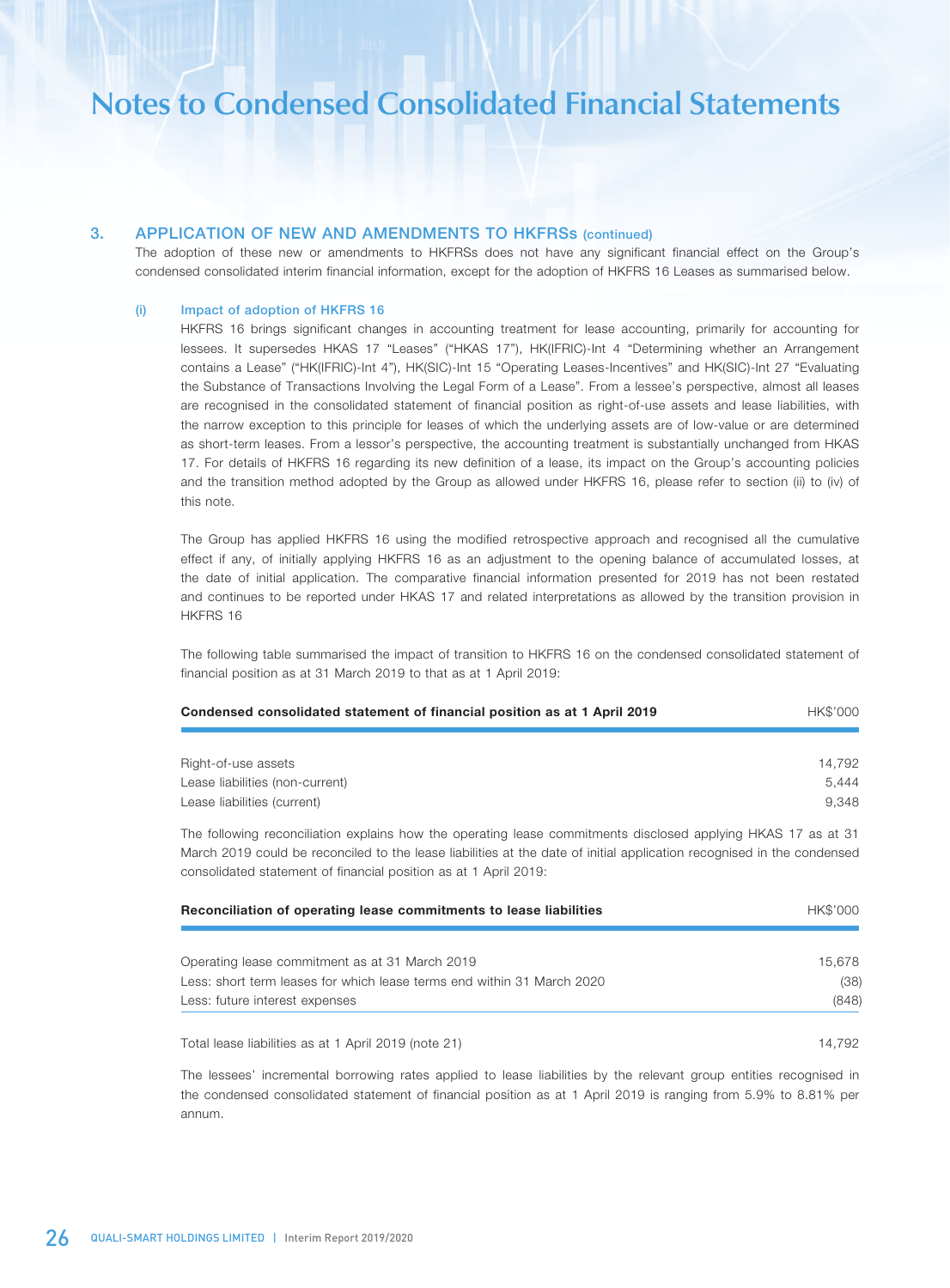# Notes to Condensed Consolidated Financial Statements

## 3. APPLICATION OF NEW AND AMENDMENTS TO HKFRSs (continued)

The adoption of these new or amendments to HKFRSs does not have any significant financial effect on the Group's condensed consolidated interim financial information, except for the adoption of HKFRS 16 Leases as summarised below.

### (i) Impact of adoption of HKFRS 16

HKFRS 16 brings significant changes in accounting treatment for lease accounting, primarily for accounting for lessees. It supersedes HKAS 17 "Leases" ("HKAS 17"), HK(IFRIC)-Int 4 "Determining whether an Arrangement contains a Lease" ("HK(IFRIC)-Int 4"), HK(SIC)-Int 15 "Operating Leases-Incentives" and HK(SIC)-Int 27 "Evaluating the Substance of Transactions Involving the Legal Form of a Lease". From a lessee's perspective, almost all leases are recognised in the consolidated statement of financial position as right-of-use assets and lease liabilities, with the narrow exception to this principle for leases of which the underlying assets are of low-value or are determined as short-term leases. From a lessor's perspective, the accounting treatment is substantially unchanged from HKAS 17. For details of HKFRS 16 regarding its new definition of a lease, its impact on the Group's accounting policies and the transition method adopted by the Group as allowed under HKFRS 16, please refer to section (ii) to (iv) of this note.

The Group has applied HKFRS 16 using the modified retrospective approach and recognised all the cumulative effect if any, of initially applying HKFRS 16 as an adjustment to the opening balance of accumulated losses, at the date of initial application. The comparative financial information presented for 2019 has not been restated and continues to be reported under HKAS 17 and related interpretations as allowed by the transition provision in HKFRS 16

The following table summarised the impact of transition to HKFRS 16 on the condensed consolidated statement of financial position as at 31 March 2019 to that as at 1 April 2019:

| **Condensed consolidated statement of financial position as at 1 April 2019** | HK$'000 |
|---|---|
| Right-of-use assets | 14,792 |
| Lease liabilities (non-current) | 5,444 |
| Lease liabilities (current) | 9,348 |

The following reconciliation explains how the operating lease commitments disclosed applying HKAS 17 as at 31 March 2019 could be reconciled to the lease liabilities at the date of initial application recognised in the condensed consolidated statement of financial position as at 1 April 2019:

| **Reconciliation of operating lease commitments to lease liabilities** | HK$'000 |
|---|---|
| Operating lease commitment as at 31 March 2019 | 15,678 |
| Less: short term leases for which lease terms end within 31 March 2020 | (38) |
| Less: future interest expenses | (848) |
| Total lease liabilities as at 1 April 2019 (note 21) | 14,792 |

The lessees' incremental borrowing rates applied to lease liabilities by the relevant group entities recognised in the condensed consolidated statement of financial position as at 1 April 2019 is ranging from 5.9% to 8.81% per annum.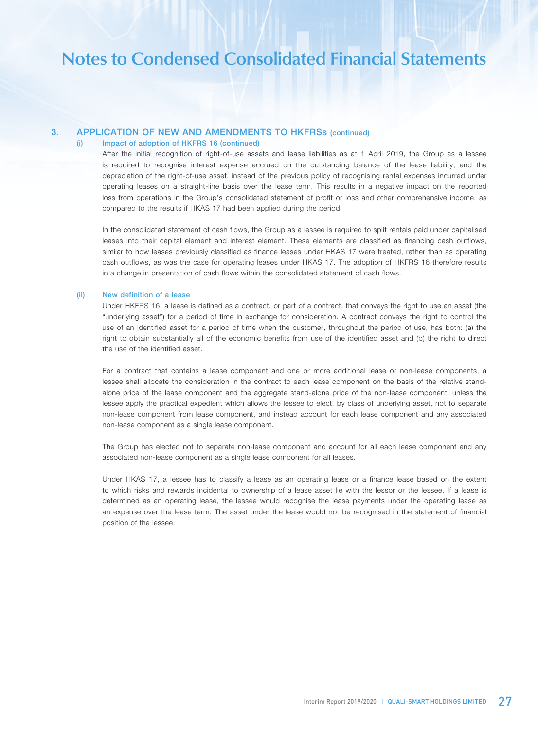# Notes to Condensed Consolidated Financial Statements

## 3. APPLICATION OF NEW AND AMENDMENTS TO HKFRSs (continued)

### (i) Impact of adoption of HKFRS 16 (continued)

After the initial recognition of right-of-use assets and lease liabilities as at 1 April 2019, the Group as a lessee is required to recognise interest expense accrued on the outstanding balance of the lease liability, and the depreciation of the right-of-use asset, instead of the previous policy of recognising rental expenses incurred under operating leases on a straight-line basis over the lease term. This results in a negative impact on the reported loss from operations in the Group's consolidated statement of profit or loss and other comprehensive income, as compared to the results if HKAS 17 had been applied during the period.

In the consolidated statement of cash flows, the Group as a lessee is required to split rentals paid under capitalised leases into their capital element and interest element. These elements are classified as financing cash outflows, similar to how leases previously classified as finance leases under HKAS 17 were treated, rather than as operating cash outflows, as was the case for operating leases under HKAS 17. The adoption of HKFRS 16 therefore results in a change in presentation of cash flows within the consolidated statement of cash flows.

### (ii) New definition of a lease

Under HKFRS 16, a lease is defined as a contract, or part of a contract, that conveys the right to use an asset (the "underlying asset") for a period of time in exchange for consideration. A contract conveys the right to control the use of an identified asset for a period of time when the customer, throughout the period of use, has both: (a) the right to obtain substantially all of the economic benefits from use of the identified asset and (b) the right to direct the use of the identified asset.

For a contract that contains a lease component and one or more additional lease or non-lease components, a lessee shall allocate the consideration in the contract to each lease component on the basis of the relative stand-alone price of the lease component and the aggregate stand-alone price of the non-lease component, unless the lessee apply the practical expedient which allows the lessee to elect, by class of underlying asset, not to separate non-lease component from lease component, and instead account for each lease component and any associated non-lease component as a single lease component.

The Group has elected not to separate non-lease component and account for all each lease component and any associated non-lease component as a single lease component for all leases.

Under HKAS 17, a lessee has to classify a lease as an operating lease or a finance lease based on the extent to which risks and rewards incidental to ownership of a lease asset lie with the lessor or the lessee. If a lease is determined as an operating lease, the lessee would recognise the lease payments under the operating lease as an expense over the lease term. The asset under the lease would not be recognised in the statement of financial position of the lessee.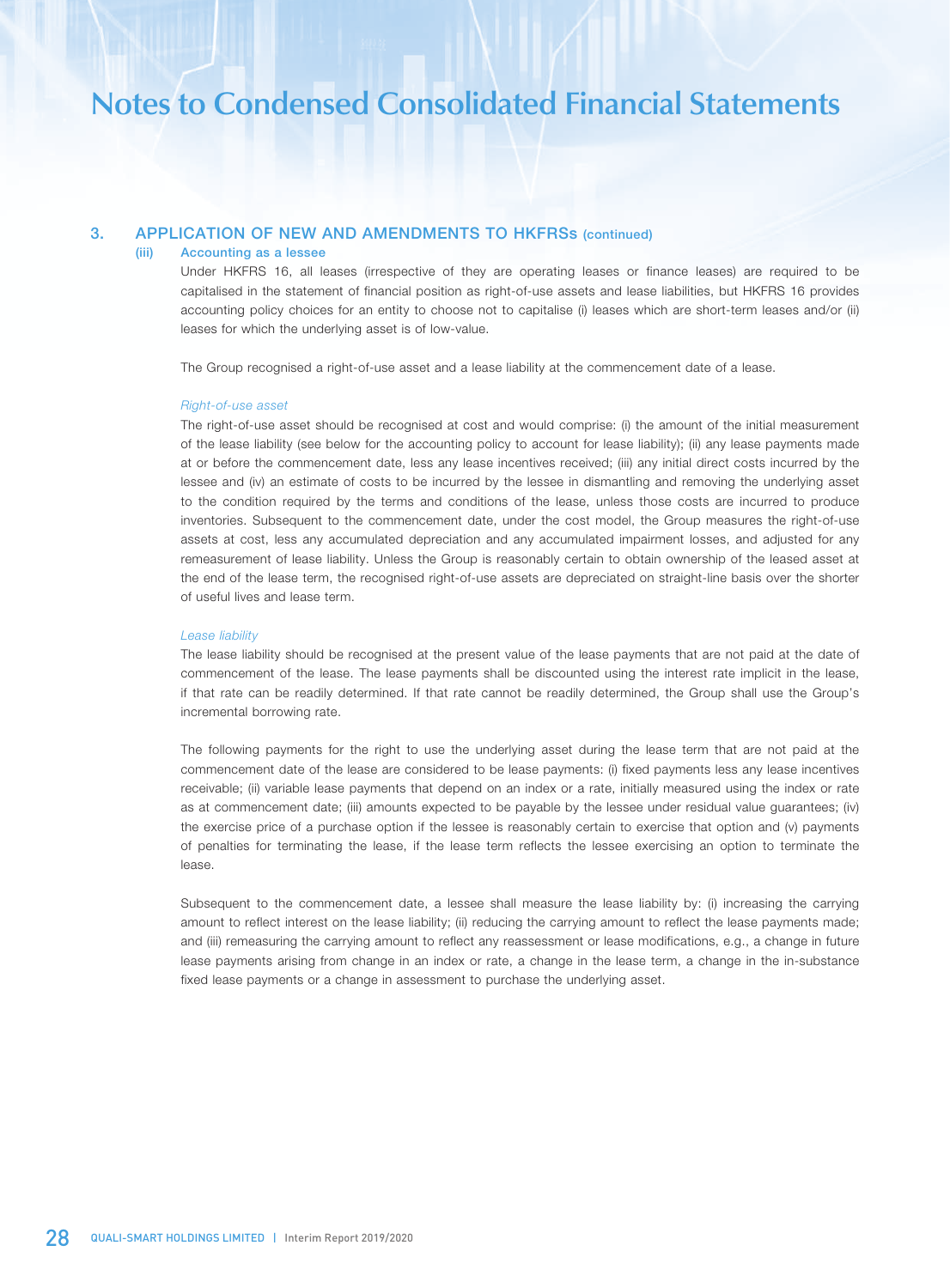# Notes to Condensed Consolidated Financial Statements

## 3. APPLICATION OF NEW AND AMENDMENTS TO HKFRSs (continued)

### (iii) Accounting as a lessee

Under HKFRS 16, all leases (irrespective of they are operating leases or finance leases) are required to be capitalised in the statement of financial position as right-of-use assets and lease liabilities, but HKFRS 16 provides accounting policy choices for an entity to choose not to capitalise (i) leases which are short-term leases and/or (ii) leases for which the underlying asset is of low-value.

The Group recognised a right-of-use asset and a lease liability at the commencement date of a lease.

*Right-of-use asset*

The right-of-use asset should be recognised at cost and would comprise: (i) the amount of the initial measurement of the lease liability (see below for the accounting policy to account for lease liability); (ii) any lease payments made at or before the commencement date, less any lease incentives received; (iii) any initial direct costs incurred by the lessee and (iv) an estimate of costs to be incurred by the lessee in dismantling and removing the underlying asset to the condition required by the terms and conditions of the lease, unless those costs are incurred to produce inventories. Subsequent to the commencement date, under the cost model, the Group measures the right-of-use assets at cost, less any accumulated depreciation and any accumulated impairment losses, and adjusted for any remeasurement of lease liability. Unless the Group is reasonably certain to obtain ownership of the leased asset at the end of the lease term, the recognised right-of-use assets are depreciated on straight-line basis over the shorter of useful lives and lease term.

*Lease liability*

The lease liability should be recognised at the present value of the lease payments that are not paid at the date of commencement of the lease. The lease payments shall be discounted using the interest rate implicit in the lease, if that rate can be readily determined. If that rate cannot be readily determined, the Group shall use the Group's incremental borrowing rate.

The following payments for the right to use the underlying asset during the lease term that are not paid at the commencement date of the lease are considered to be lease payments: (i) fixed payments less any lease incentives receivable; (ii) variable lease payments that depend on an index or a rate, initially measured using the index or rate as at commencement date; (iii) amounts expected to be payable by the lessee under residual value guarantees; (iv) the exercise price of a purchase option if the lessee is reasonably certain to exercise that option and (v) payments of penalties for terminating the lease, if the lease term reflects the lessee exercising an option to terminate the lease.

Subsequent to the commencement date, a lessee shall measure the lease liability by: (i) increasing the carrying amount to reflect interest on the lease liability; (ii) reducing the carrying amount to reflect the lease payments made; and (iii) remeasuring the carrying amount to reflect any reassessment or lease modifications, e.g., a change in future lease payments arising from change in an index or rate, a change in the lease term, a change in the in-substance fixed lease payments or a change in assessment to purchase the underlying asset.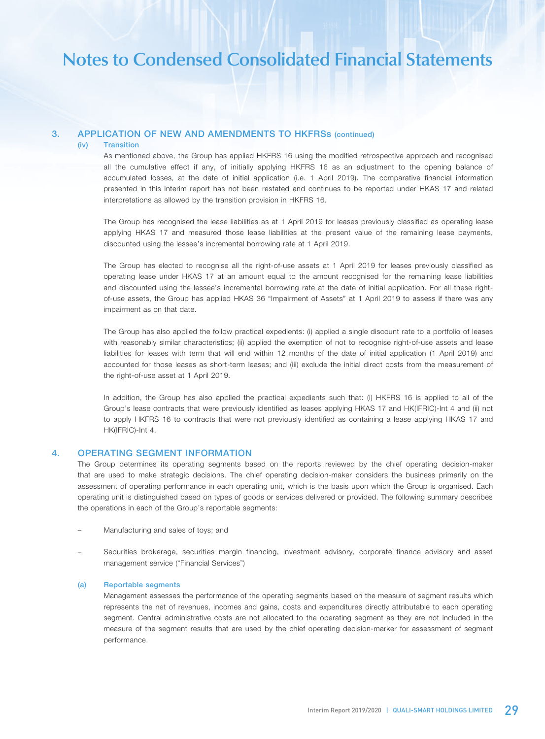# Notes to Condensed Consolidated Financial Statements

## 3. APPLICATION OF NEW AND AMENDMENTS TO HKFRSs (continued)

### (iv) Transition

As mentioned above, the Group has applied HKFRS 16 using the modified retrospective approach and recognised all the cumulative effect if any, of initially applying HKFRS 16 as an adjustment to the opening balance of accumulated losses, at the date of initial application (i.e. 1 April 2019). The comparative financial information presented in this interim report has not been restated and continues to be reported under HKAS 17 and related interpretations as allowed by the transition provision in HKFRS 16.

The Group has recognised the lease liabilities as at 1 April 2019 for leases previously classified as operating lease applying HKAS 17 and measured those lease liabilities at the present value of the remaining lease payments, discounted using the lessee's incremental borrowing rate at 1 April 2019.

The Group has elected to recognise all the right-of-use assets at 1 April 2019 for leases previously classified as operating lease under HKAS 17 at an amount equal to the amount recognised for the remaining lease liabilities and discounted using the lessee's incremental borrowing rate at the date of initial application. For all these right-of-use assets, the Group has applied HKAS 36 "Impairment of Assets" at 1 April 2019 to assess if there was any impairment as on that date.

The Group has also applied the follow practical expedients: (i) applied a single discount rate to a portfolio of leases with reasonably similar characteristics; (ii) applied the exemption of not to recognise right-of-use assets and lease liabilities for leases with term that will end within 12 months of the date of initial application (1 April 2019) and accounted for those leases as short-term leases; and (iii) exclude the initial direct costs from the measurement of the right-of-use asset at 1 April 2019.

In addition, the Group has also applied the practical expedients such that: (i) HKFRS 16 is applied to all of the Group's lease contracts that were previously identified as leases applying HKAS 17 and HK(IFRIC)-Int 4 and (ii) not to apply HKFRS 16 to contracts that were not previously identified as containing a lease applying HKAS 17 and HK(IFRIC)-Int 4.

## 4. OPERATING SEGMENT INFORMATION

The Group determines its operating segments based on the reports reviewed by the chief operating decision-maker that are used to make strategic decisions. The chief operating decision-maker considers the business primarily on the assessment of operating performance in each operating unit, which is the basis upon which the Group is organised. Each operating unit is distinguished based on types of goods or services delivered or provided. The following summary describes the operations in each of the Group's reportable segments:

- Manufacturing and sales of toys; and
- Securities brokerage, securities margin financing, investment advisory, corporate finance advisory and asset management service ("Financial Services")

### (a) Reportable segments

Management assesses the performance of the operating segments based on the measure of segment results which represents the net of revenues, incomes and gains, costs and expenditures directly attributable to each operating segment. Central administrative costs are not allocated to the operating segment as they are not included in the measure of the segment results that are used by the chief operating decision-marker for assessment of segment performance.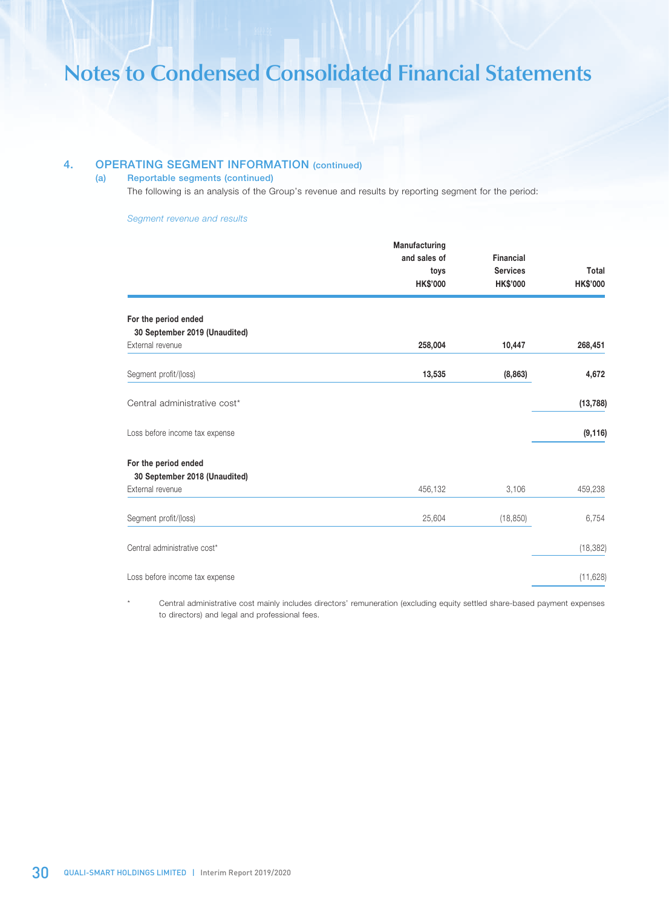# Notes to Condensed Consolidated Financial Statements

## 4. OPERATING SEGMENT INFORMATION (continued)

### (a) Reportable segments (continued)

The following is an analysis of the Group's revenue and results by reporting segment for the period:

*Segment revenue and results*

| | Manufacturing and sales of toys HK$'000 | Financial Services HK$'000 | Total HK$'000 |
|---|---|---|---|
| **For the period ended 30 September 2019 (Unaudited)** | | | |
| External revenue | **258,004** | **10,447** | **268,451** |
| Segment profit/(loss) | **13,535** | **(8,863)** | **4,672** |
| Central administrative cost* | | | **(13,788)** |
| Loss before income tax expense | | | **(9,116)** |
| **For the period ended 30 September 2018 (Unaudited)** | | | |
| External revenue | 456,132 | 3,106 | 459,238 |
| Segment profit/(loss) | 25,604 | (18,850) | 6,754 |
| Central administrative cost* | | | (18,382) |
| Loss before income tax expense | | | (11,628) |

\* Central administrative cost mainly includes directors' remuneration (excluding equity settled share-based payment expenses to directors) and legal and professional fees.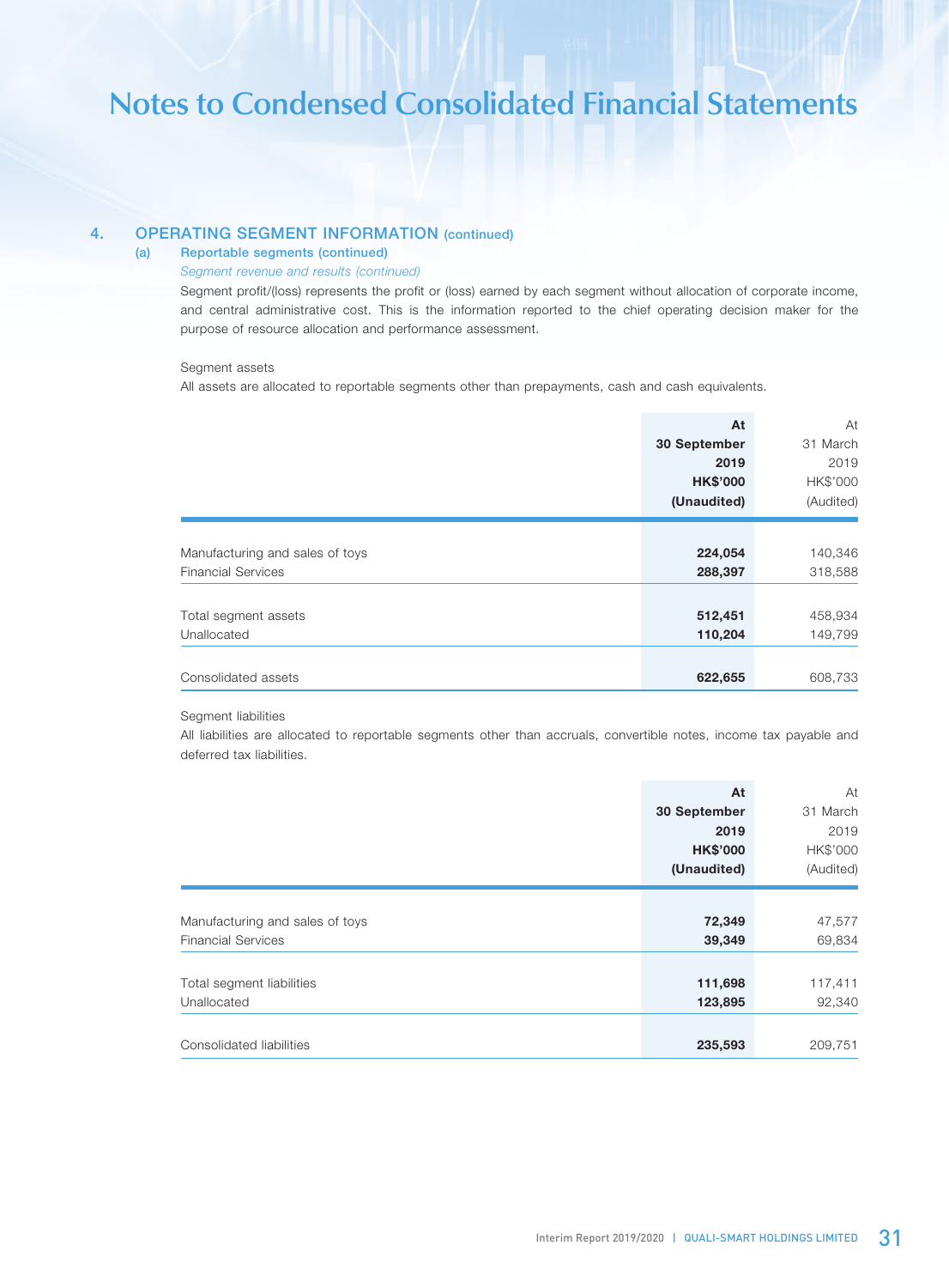# Notes to Condensed Consolidated Financial Statements

## 4. OPERATING SEGMENT INFORMATION (continued)

### (a) Reportable segments (continued)

*Segment revenue and results (continued)*

Segment profit/(loss) represents the profit or (loss) earned by each segment without allocation of corporate income, and central administrative cost. This is the information reported to the chief operating decision maker for the purpose of resource allocation and performance assessment.

Segment assets

All assets are allocated to reportable segments other than prepayments, cash and cash equivalents.

| | **At 30 September 2019 HK$'000 (Unaudited)** | At 31 March 2019 HK$'000 (Audited) |
|---|---|---|
| Manufacturing and sales of toys | **224,054** | 140,346 |
| Financial Services | **288,397** | 318,588 |
| Total segment assets | **512,451** | 458,934 |
| Unallocated | **110,204** | 149,799 |
| Consolidated assets | **622,655** | 608,733 |

Segment liabilities

All liabilities are allocated to reportable segments other than accruals, convertible notes, income tax payable and deferred tax liabilities.

| | **At 30 September 2019 HK$'000 (Unaudited)** | At 31 March 2019 HK$'000 (Audited) |
|---|---|---|
| Manufacturing and sales of toys | **72,349** | 47,577 |
| Financial Services | **39,349** | 69,834 |
| Total segment liabilities | **111,698** | 117,411 |
| Unallocated | **123,895** | 92,340 |
| Consolidated liabilities | **235,593** | 209,751 |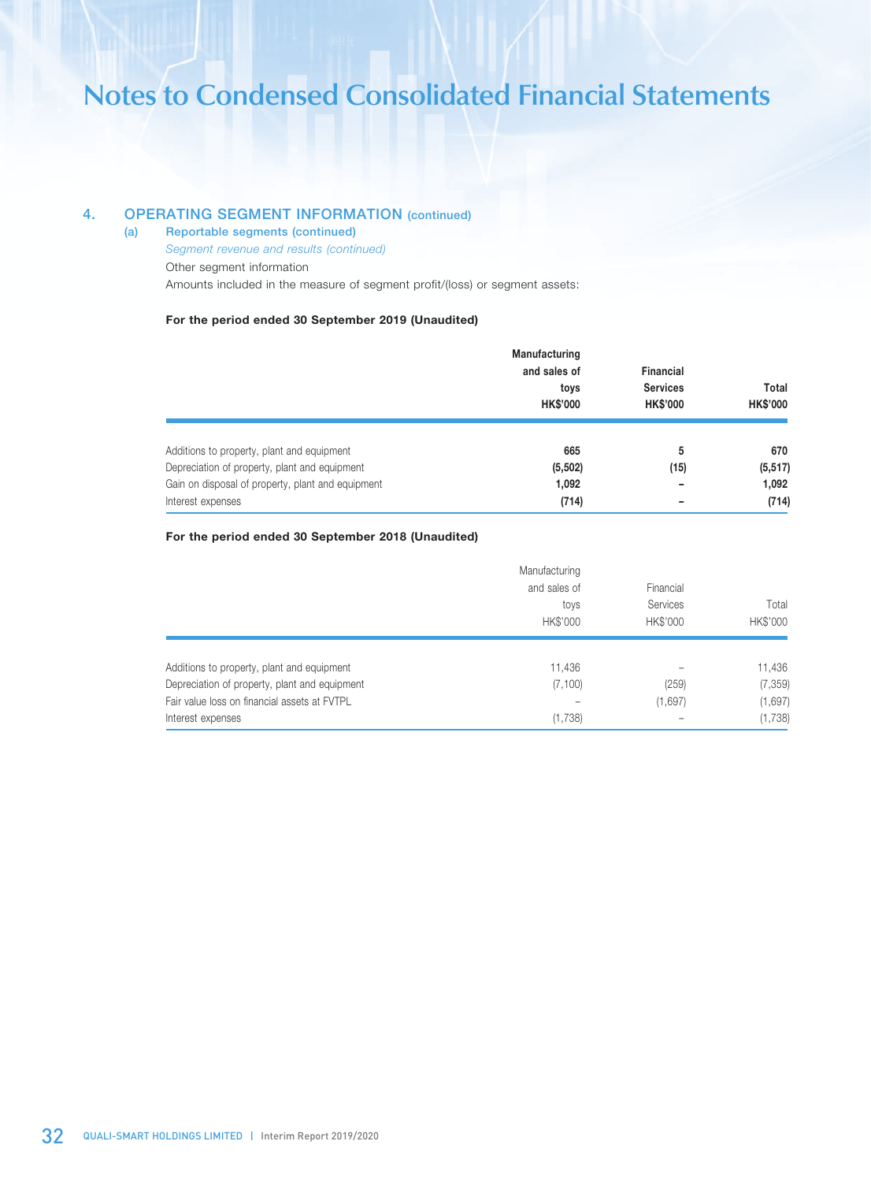# Notes to Condensed Consolidated Financial Statements

## 4. OPERATING SEGMENT INFORMATION (continued)

### (a) Reportable segments (continued)

*Segment revenue and results (continued)*

Other segment information

Amounts included in the measure of segment profit/(loss) or segment assets:

**For the period ended 30 September 2019 (Unaudited)**

| | **Manufacturing and sales of toys HK$'000** | **Financial Services HK$'000** | **Total HK$'000** |
|---|---|---|---|
| Additions to property, plant and equipment | **665** | **5** | **670** |
| Depreciation of property, plant and equipment | **(5,502)** | **(15)** | **(5,517)** |
| Gain on disposal of property, plant and equipment | **1,092** | **–** | **1,092** |
| Interest expenses | **(714)** | **–** | **(714)** |

**For the period ended 30 September 2018 (Unaudited)**

| | Manufacturing and sales of toys HK$'000 | Financial Services HK$'000 | Total HK$'000 |
|---|---|---|---|
| Additions to property, plant and equipment | 11,436 | – | 11,436 |
| Depreciation of property, plant and equipment | (7,100) | (259) | (7,359) |
| Fair value loss on financial assets at FVTPL | – | (1,697) | (1,697) |
| Interest expenses | (1,738) | – | (1,738) |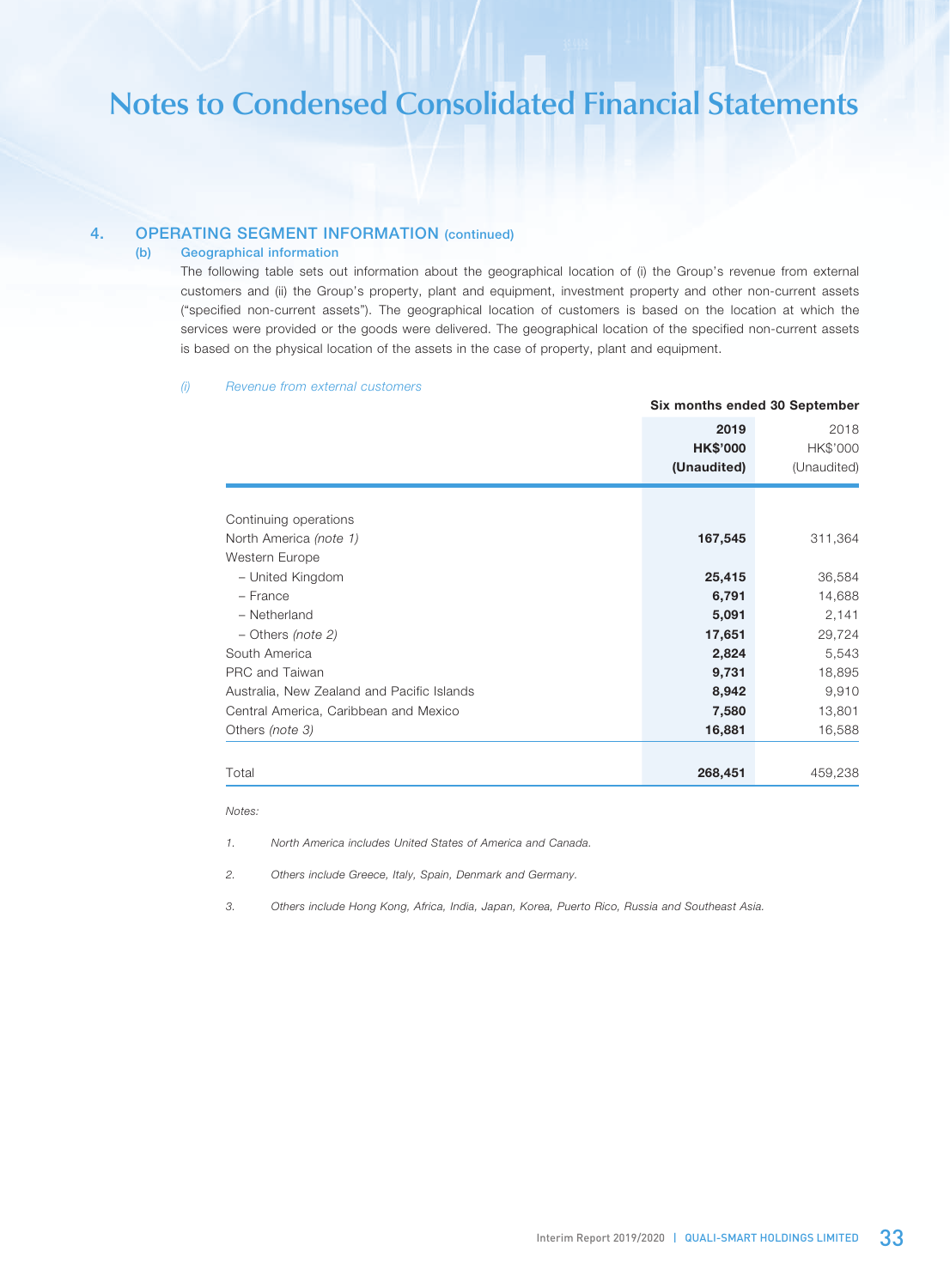# Notes to Condensed Consolidated Financial Statements

## 4. OPERATING SEGMENT INFORMATION (continued)

### (b) Geographical information

The following table sets out information about the geographical location of (i) the Group's revenue from external customers and (ii) the Group's property, plant and equipment, investment property and other non-current assets ("specified non-current assets"). The geographical location of customers is based on the location at which the services were provided or the goods were delivered. The geographical location of the specified non-current assets is based on the physical location of the assets in the case of property, plant and equipment.

*(i) Revenue from external customers*

| | Six months ended 30 September | |
|---|---|---|
| | **2019** | 2018 |
| | **HK$'000** | HK$'000 |
| | **(Unaudited)** | (Unaudited) |
| Continuing operations | | |
| North America *(note 1)* | **167,545** | 311,364 |
| Western Europe | | |
| – United Kingdom | **25,415** | 36,584 |
| – France | **6,791** | 14,688 |
| – Netherland | **5,091** | 2,141 |
| – Others *(note 2)* | **17,651** | 29,724 |
| South America | **2,824** | 5,543 |
| PRC and Taiwan | **9,731** | 18,895 |
| Australia, New Zealand and Pacific Islands | **8,942** | 9,910 |
| Central America, Caribbean and Mexico | **7,580** | 13,801 |
| Others *(note 3)* | **16,881** | 16,588 |
| Total | **268,451** | 459,238 |

*Notes:*

1. *North America includes United States of America and Canada.*
2. *Others include Greece, Italy, Spain, Denmark and Germany.*
3. *Others include Hong Kong, Africa, India, Japan, Korea, Puerto Rico, Russia and Southeast Asia.*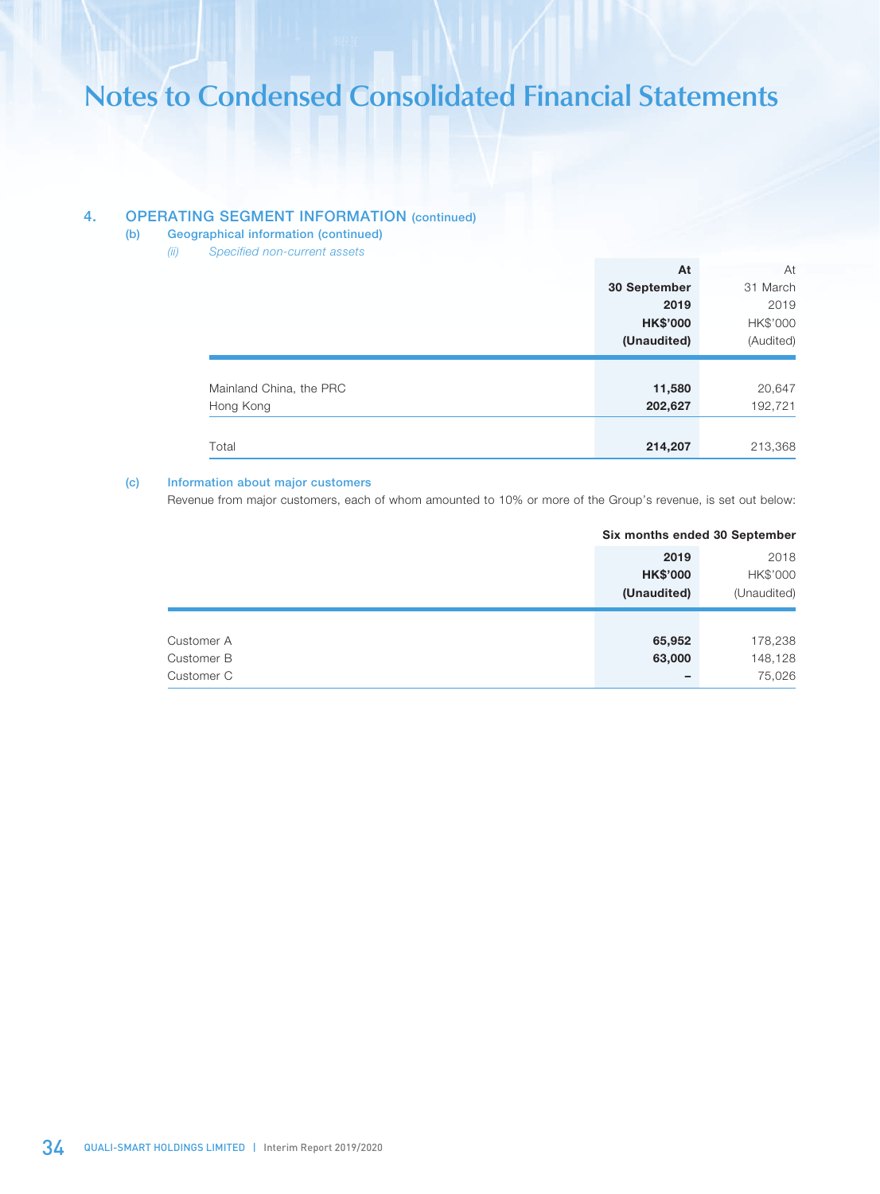# Notes to Condensed Consolidated Financial Statements

## 4. OPERATING SEGMENT INFORMATION (continued)

### (b) Geographical information (continued)

*(ii) Specified non-current assets*

| | At 30 September 2019 HK$'000 (Unaudited) | At 31 March 2019 HK$'000 (Audited) |
|---|---|---|
| Mainland China, the PRC | **11,580** | 20,647 |
| Hong Kong | **202,627** | 192,721 |
| Total | **214,207** | 213,368 |

### (c) Information about major customers

Revenue from major customers, each of whom amounted to 10% or more of the Group's revenue, is set out below:

| | Six months ended 30 September | |
|---|---|---|
| | 2019 HK$'000 (Unaudited) | 2018 HK$'000 (Unaudited) |
| Customer A | **65,952** | 178,238 |
| Customer B | **63,000** | 148,128 |
| Customer C | **–** | 75,026 |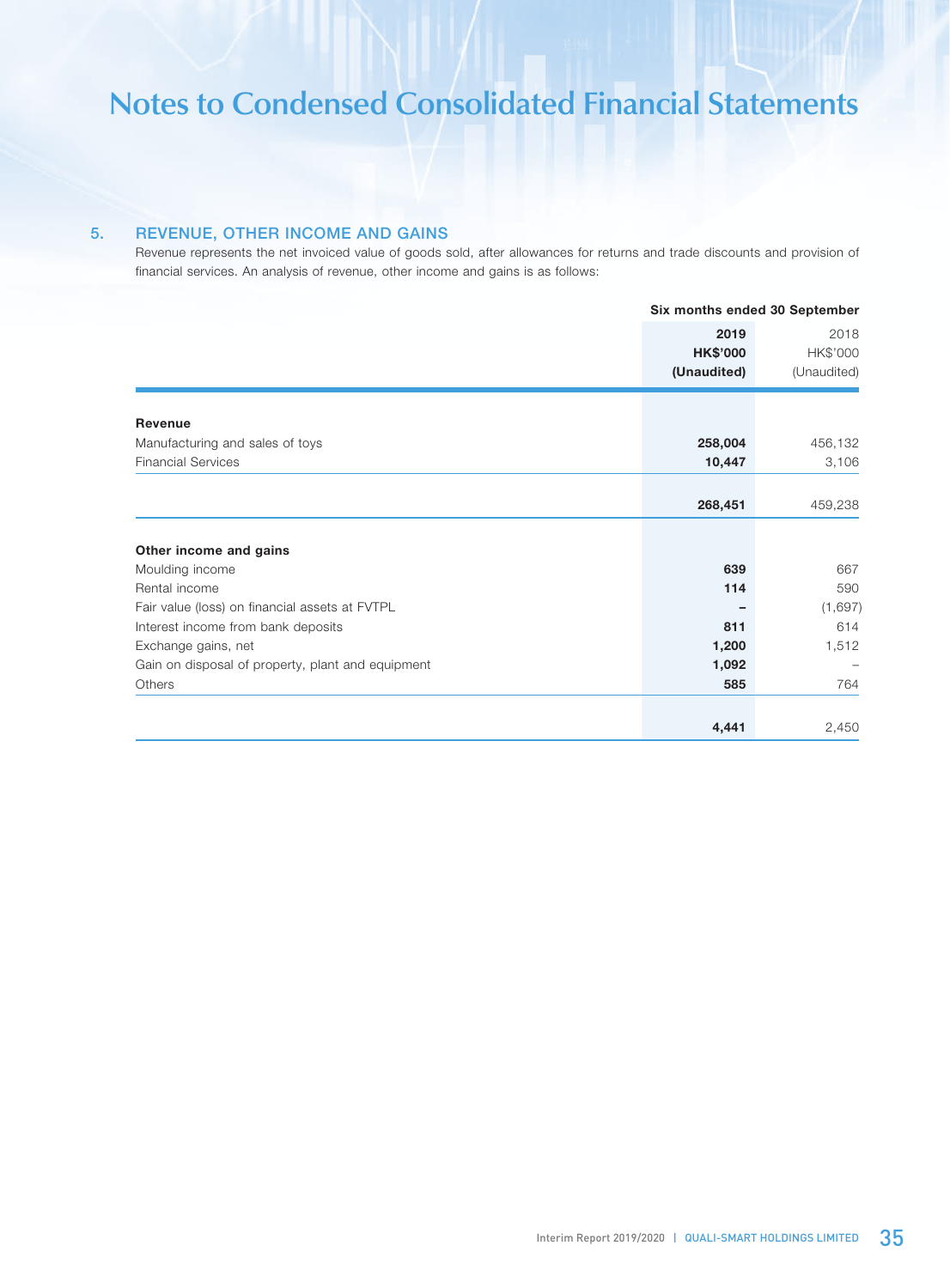# Notes to Condensed Consolidated Financial Statements

## 5. REVENUE, OTHER INCOME AND GAINS

Revenue represents the net invoiced value of goods sold, after allowances for returns and trade discounts and provision of financial services. An analysis of revenue, other income and gains is as follows:

| | Six months ended 30 September | |
|---|---|---|
| | **2019** | 2018 |
| | **HK$'000** | HK$'000 |
| | **(Unaudited)** | (Unaudited) |
| **Revenue** | | |
| Manufacturing and sales of toys | **258,004** | 456,132 |
| Financial Services | **10,447** | 3,106 |
| | **268,451** | 459,238 |
| **Other income and gains** | | |
| Moulding income | **639** | 667 |
| Rental income | **114** | 590 |
| Fair value (loss) on financial assets at FVTPL | **–** | (1,697) |
| Interest income from bank deposits | **811** | 614 |
| Exchange gains, net | **1,200** | 1,512 |
| Gain on disposal of property, plant and equipment | **1,092** | – |
| Others | **585** | 764 |
| | **4,441** | 2,450 |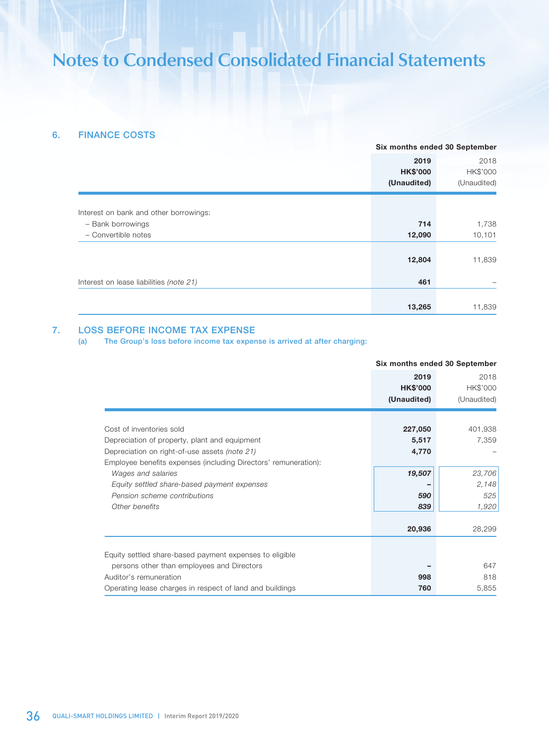# Notes to Condensed Consolidated Financial Statements

## 6. FINANCE COSTS

| | Six months ended 30 September | |
|---|---|---|
| | **2019** | 2018 |
| | **HK$'000** | HK$'000 |
| | **(Unaudited)** | (Unaudited) |
| Interest on bank and other borrowings: | | |
| – Bank borrowings | **714** | 1,738 |
| – Convertible notes | **12,090** | 10,101 |
| | **12,804** | 11,839 |
| Interest on lease liabilities *(note 21)* | **461** | – |
| | **13,265** | 11,839 |

## 7. LOSS BEFORE INCOME TAX EXPENSE

### (a) The Group's loss before income tax expense is arrived at after charging:

| | Six months ended 30 September | |
|---|---|---|
| | **2019** | 2018 |
| | **HK$'000** | HK$'000 |
| | **(Unaudited)** | (Unaudited) |
| Cost of inventories sold | **227,050** | 401,938 |
| Depreciation of property, plant and equipment | **5,517** | 7,359 |
| Depreciation on right-of-use assets *(note 21)* | **4,770** | – |
| Employee benefits expenses (including Directors' remuneration): | | |
| *Wages and salaries* | ***19,507*** | *23,706* |
| *Equity settled share-based payment expenses* | ***–*** | *2,148* |
| *Pension scheme contributions* | ***590*** | *525* |
| *Other benefits* | ***839*** | *1,920* |
| | **20,936** | 28,299 |
| Equity settled share-based payment expenses to eligible persons other than employees and Directors | **–** | 647 |
| Auditor's remuneration | **998** | 818 |
| Operating lease charges in respect of land and buildings | **760** | 5,855 |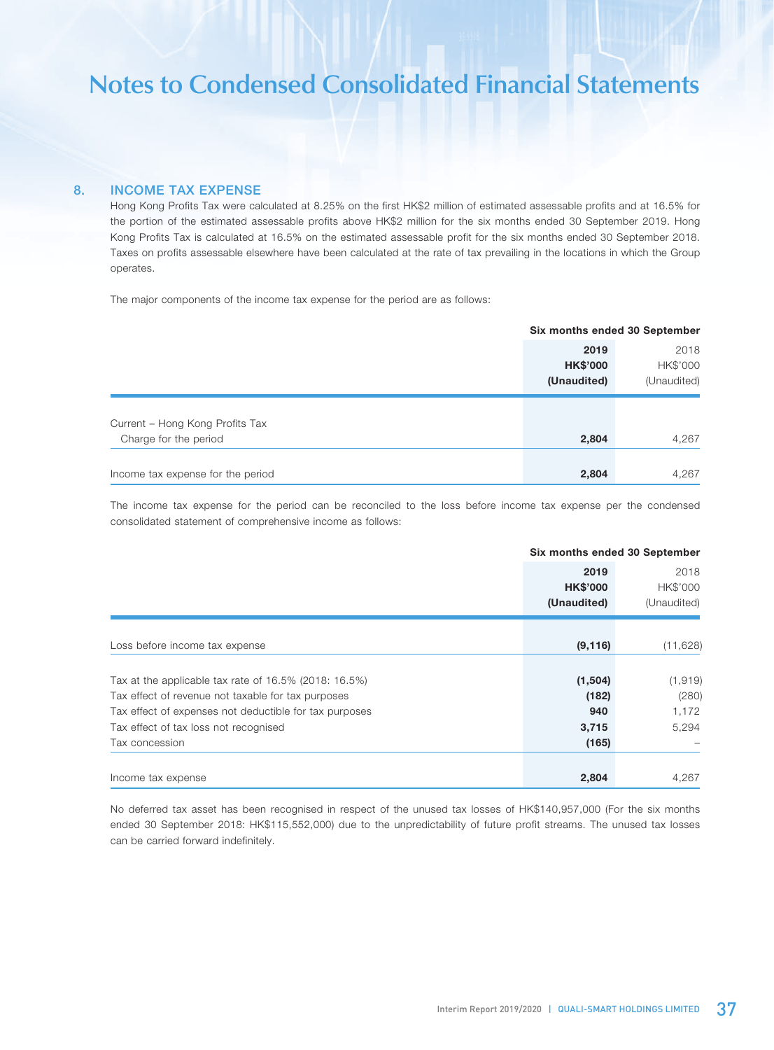# Notes to Condensed Consolidated Financial Statements

## 8. INCOME TAX EXPENSE

Hong Kong Profits Tax were calculated at 8.25% on the first HK$2 million of estimated assessable profits and at 16.5% for the portion of the estimated assessable profits above HK$2 million for the six months ended 30 September 2019. Hong Kong Profits Tax is calculated at 16.5% on the estimated assessable profit for the six months ended 30 September 2018. Taxes on profits assessable elsewhere have been calculated at the rate of tax prevailing in the locations in which the Group operates.

The major components of the income tax expense for the period are as follows:

| | Six months ended 30 September | |
|---|---|---|
| | **2019** | 2018 |
| | **HK$'000** | HK$'000 |
| | **(Unaudited)** | (Unaudited) |
| Current – Hong Kong Profits Tax | | |
| Charge for the period | **2,804** | 4,267 |
| Income tax expense for the period | **2,804** | 4,267 |

The income tax expense for the period can be reconciled to the loss before income tax expense per the condensed consolidated statement of comprehensive income as follows:

| | Six months ended 30 September | |
|---|---|---|
| | **2019** | 2018 |
| | **HK$'000** | HK$'000 |
| | **(Unaudited)** | (Unaudited) |
| Loss before income tax expense | **(9,116)** | (11,628) |
| Tax at the applicable tax rate of 16.5% (2018: 16.5%) | **(1,504)** | (1,919) |
| Tax effect of revenue not taxable for tax purposes | **(182)** | (280) |
| Tax effect of expenses not deductible for tax purposes | **940** | 1,172 |
| Tax effect of tax loss not recognised | **3,715** | 5,294 |
| Tax concession | **(165)** | – |
| Income tax expense | **2,804** | 4,267 |

No deferred tax asset has been recognised in respect of the unused tax losses of HK$140,957,000 (For the six months ended 30 September 2018: HK$115,552,000) due to the unpredictability of future profit streams. The unused tax losses can be carried forward indefinitely.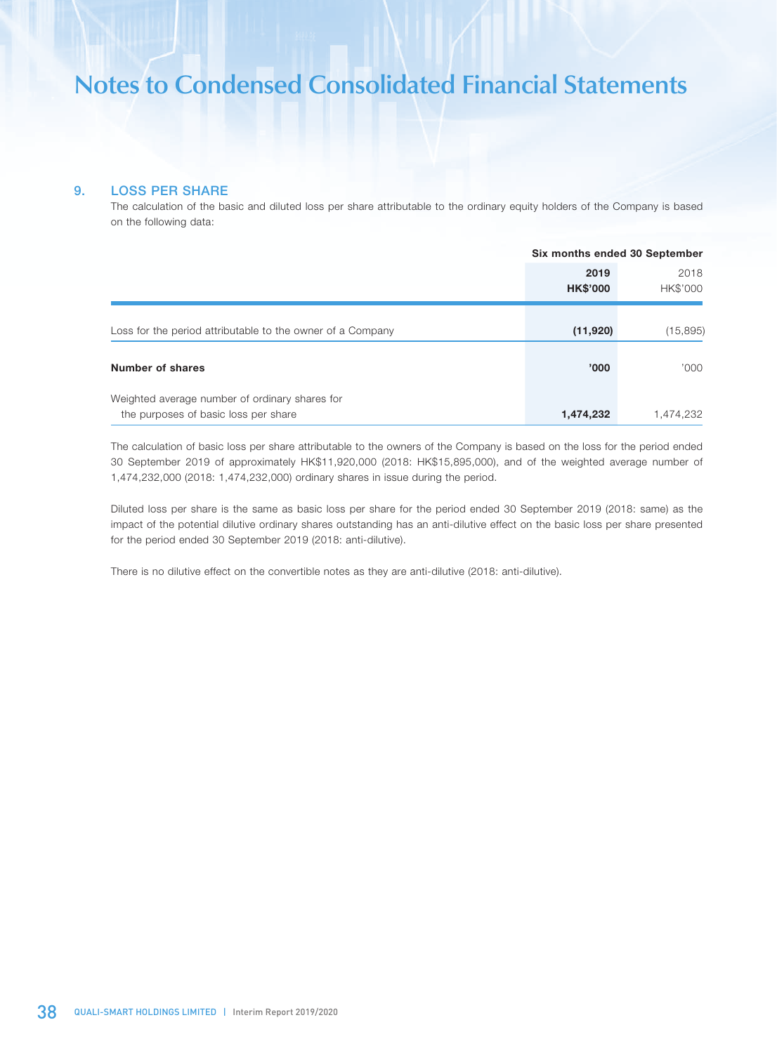# Notes to Condensed Consolidated Financial Statements

## 9. LOSS PER SHARE

The calculation of the basic and diluted loss per share attributable to the ordinary equity holders of the Company is based on the following data:

| | Six months ended 30 September | |
|---|---|---|
| | **2019** | 2018 |
| | **HK$'000** | HK$'000 |
| Loss for the period attributable to the owner of a Company | **(11,920)** | (15,895) |
| **Number of shares** | **'000** | '000 |
| Weighted average number of ordinary shares for the purposes of basic loss per share | **1,474,232** | 1,474,232 |

The calculation of basic loss per share attributable to the owners of the Company is based on the loss for the period ended 30 September 2019 of approximately HK$11,920,000 (2018: HK$15,895,000), and of the weighted average number of 1,474,232,000 (2018: 1,474,232,000) ordinary shares in issue during the period.

Diluted loss per share is the same as basic loss per share for the period ended 30 September 2019 (2018: same) as the impact of the potential dilutive ordinary shares outstanding has an anti-dilutive effect on the basic loss per share presented for the period ended 30 September 2019 (2018: anti-dilutive).

There is no dilutive effect on the convertible notes as they are anti-dilutive (2018: anti-dilutive).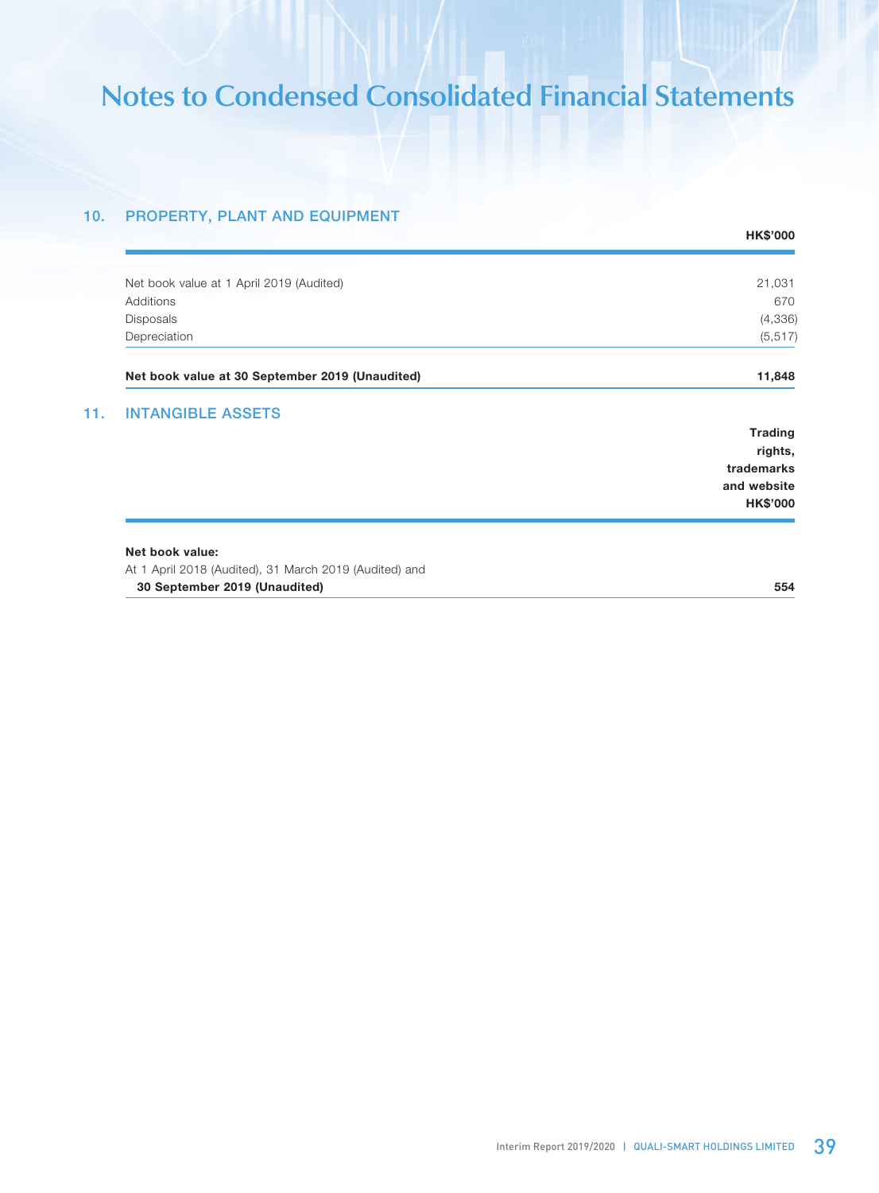# Notes to Condensed Consolidated Financial Statements

## 10. PROPERTY, PLANT AND EQUIPMENT

| | HK$'000 |
|---|---|
| Net book value at 1 April 2019 (Audited) | 21,031 |
| Additions | 670 |
| Disposals | (4,336) |
| Depreciation | (5,517) |
| **Net book value at 30 September 2019 (Unaudited)** | **11,848** |

## 11. INTANGIBLE ASSETS

| | Trading rights, trademarks and website HK$'000 |
|---|---|
| **Net book value:** | |
| At 1 April 2018 (Audited), 31 March 2019 (Audited) and **30 September 2019 (Unaudited)** | **554** |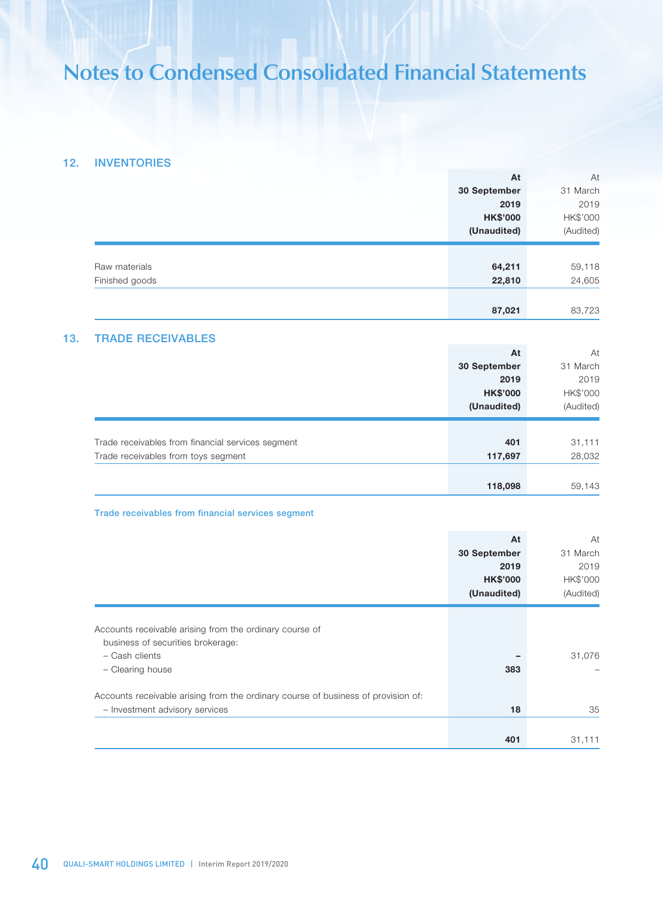# Notes to Condensed Consolidated Financial Statements

## 12. INVENTORIES

| | At 30 September 2019 HK$'000 (Unaudited) | At 31 March 2019 HK$'000 (Audited) |
|---|---|---|
| Raw materials | **64,211** | 59,118 |
| Finished goods | **22,810** | 24,605 |
| | **87,021** | 83,723 |

## 13. TRADE RECEIVABLES

| | At 30 September 2019 HK$'000 (Unaudited) | At 31 March 2019 HK$'000 (Audited) |
|---|---|---|
| Trade receivables from financial services segment | **401** | 31,111 |
| Trade receivables from toys segment | **117,697** | 28,032 |
| | **118,098** | 59,143 |

### Trade receivables from financial services segment

| | At 30 September 2019 HK$'000 (Unaudited) | At 31 March 2019 HK$'000 (Audited) |
|---|---|---|
| Accounts receivable arising from the ordinary course of business of securities brokerage: | | |
| – Cash clients | **–** | 31,076 |
| – Clearing house | **383** | – |
| Accounts receivable arising from the ordinary course of business of provision of: | | |
| – Investment advisory services | **18** | 35 |
| | **401** | 31,111 |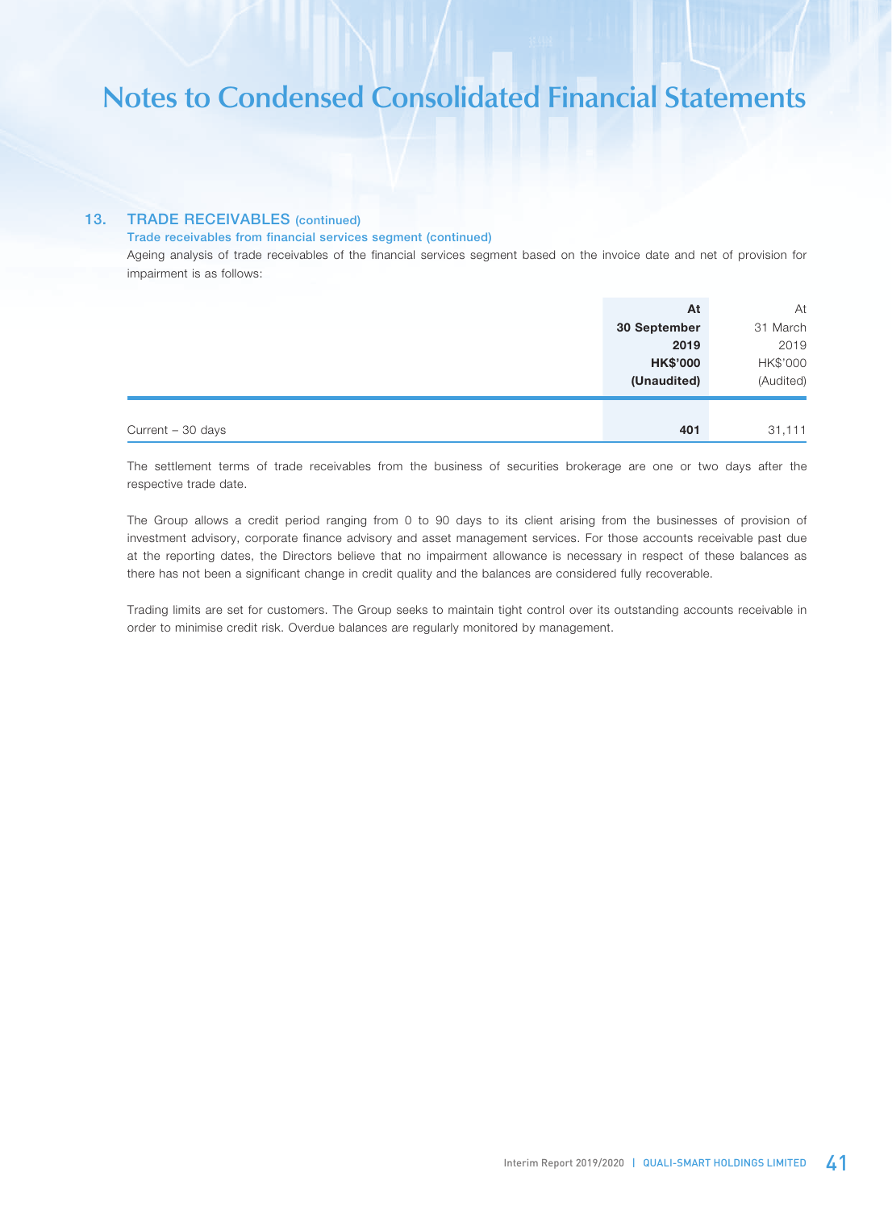# Notes to Condensed Consolidated Financial Statements

## 13. TRADE RECEIVABLES (continued)

### Trade receivables from financial services segment (continued)

Ageing analysis of trade receivables of the financial services segment based on the invoice date and net of provision for impairment is as follows:

| | At 30 September 2019 HK$'000 (Unaudited) | At 31 March 2019 HK$'000 (Audited) |
|---|---|---|
| Current – 30 days | **401** | 31,111 |

The settlement terms of trade receivables from the business of securities brokerage are one or two days after the respective trade date.

The Group allows a credit period ranging from 0 to 90 days to its client arising from the businesses of provision of investment advisory, corporate finance advisory and asset management services. For those accounts receivable past due at the reporting dates, the Directors believe that no impairment allowance is necessary in respect of these balances as there has not been a significant change in credit quality and the balances are considered fully recoverable.

Trading limits are set for customers. The Group seeks to maintain tight control over its outstanding accounts receivable in order to minimise credit risk. Overdue balances are regularly monitored by management.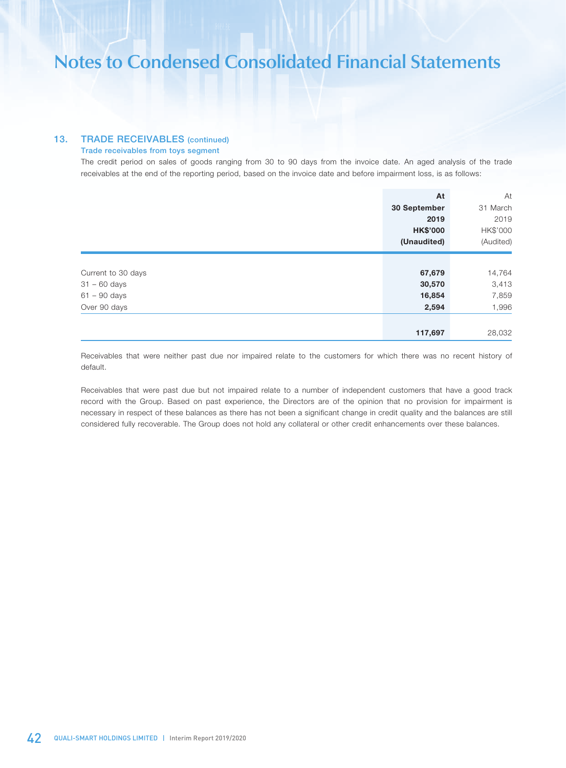# Notes to Condensed Consolidated Financial Statements

## 13. TRADE RECEIVABLES (continued)

### Trade receivables from toys segment

The credit period on sales of goods ranging from 30 to 90 days from the invoice date. An aged analysis of the trade receivables at the end of the reporting period, based on the invoice date and before impairment loss, is as follows:

| | **At 30 September 2019 HK$'000 (Unaudited)** | At 31 March 2019 HK$'000 (Audited) |
|---|---|---|
| Current to 30 days | **67,679** | 14,764 |
| 31 – 60 days | **30,570** | 3,413 |
| 61 – 90 days | **16,854** | 7,859 |
| Over 90 days | **2,594** | 1,996 |
| | **117,697** | 28,032 |

Receivables that were neither past due nor impaired relate to the customers for which there was no recent history of default.

Receivables that were past due but not impaired relate to a number of independent customers that have a good track record with the Group. Based on past experience, the Directors are of the opinion that no provision for impairment is necessary in respect of these balances as there has not been a significant change in credit quality and the balances are still considered fully recoverable. The Group does not hold any collateral or other credit enhancements over these balances.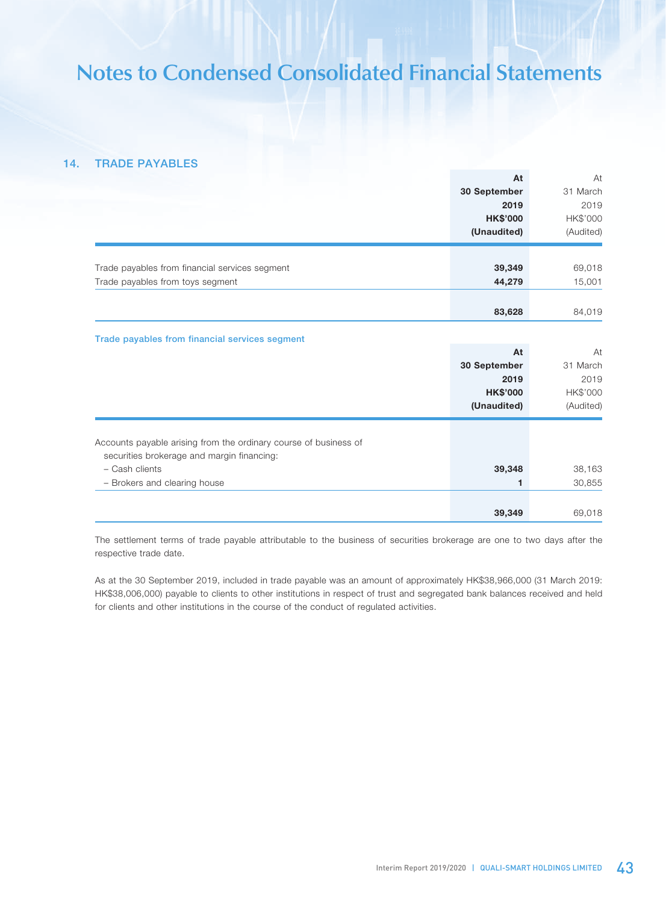# Notes to Condensed Consolidated Financial Statements

## 14. TRADE PAYABLES

| | At 30 September 2019 HK$'000 (Unaudited) | At 31 March 2019 HK$'000 (Audited) |
|---|---|---|
| Trade payables from financial services segment | **39,349** | 69,018 |
| Trade payables from toys segment | **44,279** | 15,001 |
| | **83,628** | 84,019 |

### Trade payables from financial services segment

| | At 30 September 2019 HK$'000 (Unaudited) | At 31 March 2019 HK$'000 (Audited) |
|---|---|---|
| Accounts payable arising from the ordinary course of business of securities brokerage and margin financing: | | |
| – Cash clients | **39,348** | 38,163 |
| – Brokers and clearing house | **1** | 30,855 |
| | **39,349** | 69,018 |

The settlement terms of trade payable attributable to the business of securities brokerage are one to two days after the respective trade date.

As at the 30 September 2019, included in trade payable was an amount of approximately HK$38,966,000 (31 March 2019: HK$38,006,000) payable to clients to other institutions in respect of trust and segregated bank balances received and held for clients and other institutions in the course of the conduct of regulated activities.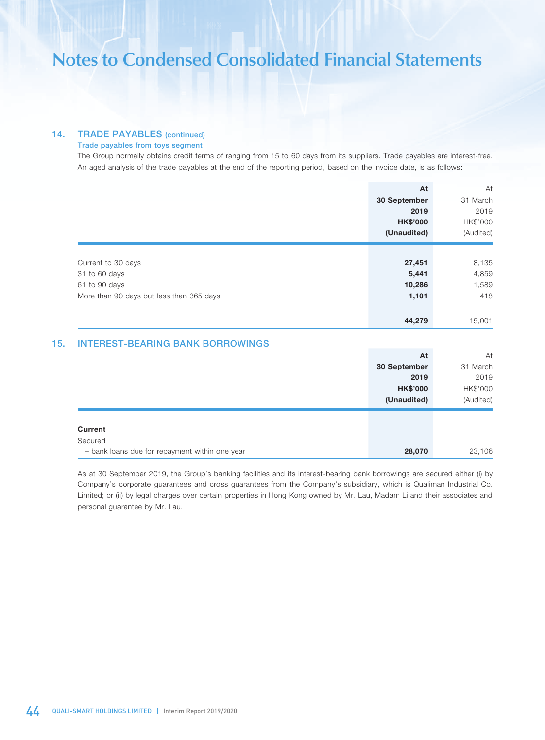# Notes to Condensed Consolidated Financial Statements

## 14. TRADE PAYABLES (continued)

### Trade payables from toys segment

The Group normally obtains credit terms of ranging from 15 to 60 days from its suppliers. Trade payables are interest-free. An aged analysis of the trade payables at the end of the reporting period, based on the invoice date, is as follows:

| | **At 30 September 2019 HK$'000 (Unaudited)** | At 31 March 2019 HK$'000 (Audited) |
|---|---|---|
| Current to 30 days | **27,451** | 8,135 |
| 31 to 60 days | **5,441** | 4,859 |
| 61 to 90 days | **10,286** | 1,589 |
| More than 90 days but less than 365 days | **1,101** | 418 |
| | **44,279** | 15,001 |

## 15. INTEREST-BEARING BANK BORROWINGS

| | **At 30 September 2019 HK$'000 (Unaudited)** | At 31 March 2019 HK$'000 (Audited) |
|---|---|---|
| **Current** | | |
| Secured | | |
| – bank loans due for repayment within one year | **28,070** | 23,106 |

As at 30 September 2019, the Group's banking facilities and its interest-bearing bank borrowings are secured either (i) by Company's corporate guarantees and cross guarantees from the Company's subsidiary, which is Qualiman Industrial Co. Limited; or (ii) by legal charges over certain properties in Hong Kong owned by Mr. Lau, Madam Li and their associates and personal guarantee by Mr. Lau.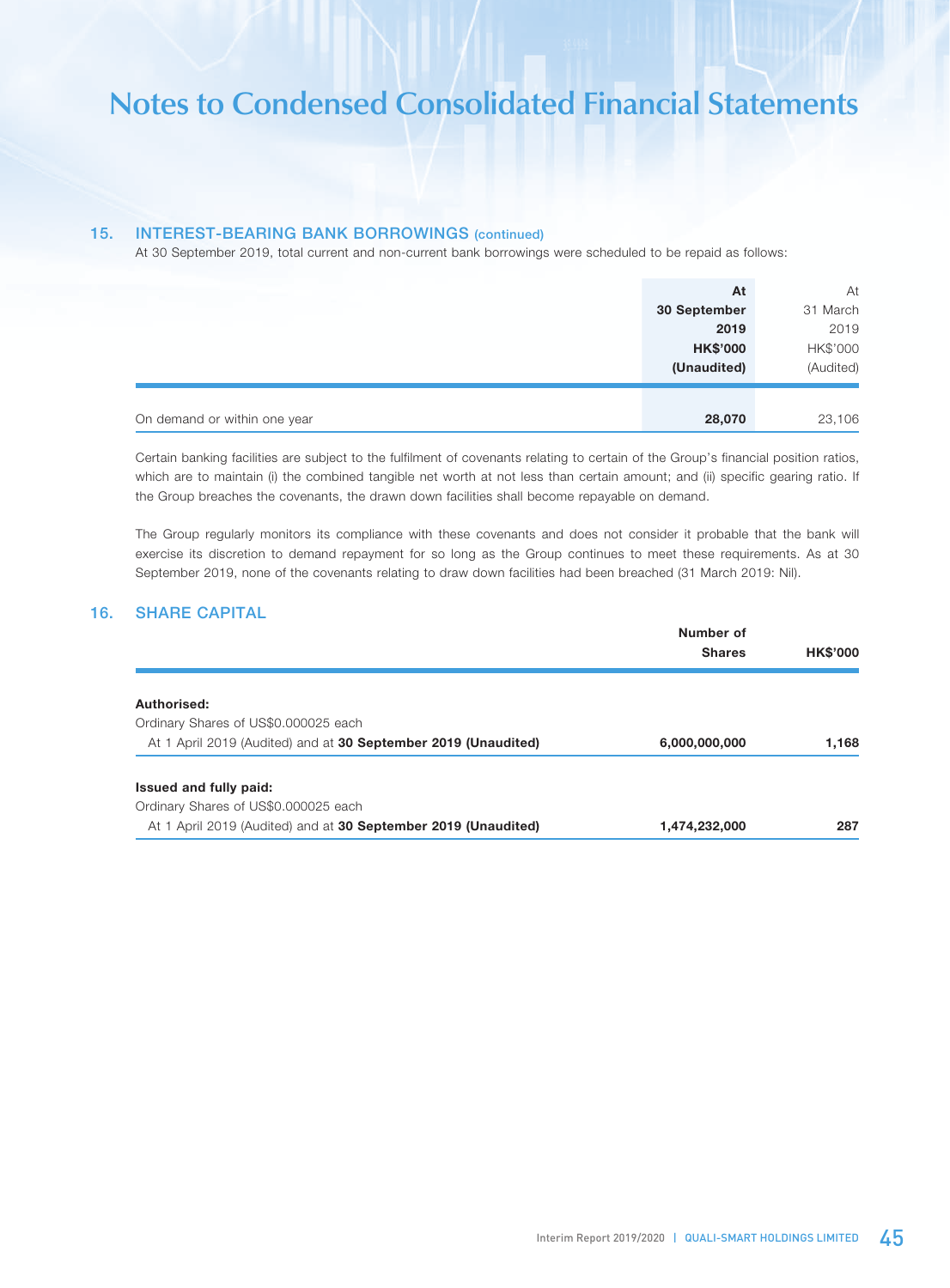# Notes to Condensed Consolidated Financial Statements

## 15. INTEREST-BEARING BANK BORROWINGS (continued)

At 30 September 2019, total current and non-current bank borrowings were scheduled to be repaid as follows:

| | **At 30 September 2019 HK$'000 (Unaudited)** | At 31 March 2019 HK$'000 (Audited) |
|---|---|---|
| On demand or within one year | **28,070** | 23,106 |

Certain banking facilities are subject to the fulfilment of covenants relating to certain of the Group's financial position ratios, which are to maintain (i) the combined tangible net worth at not less than certain amount; and (ii) specific gearing ratio. If the Group breaches the covenants, the drawn down facilities shall become repayable on demand.

The Group regularly monitors its compliance with these covenants and does not consider it probable that the bank will exercise its discretion to demand repayment for so long as the Group continues to meet these requirements. As at 30 September 2019, none of the covenants relating to draw down facilities had been breached (31 March 2019: Nil).

## 16. SHARE CAPITAL

| | **Number of Shares** | **HK$'000** |
|---|---|---|
| **Authorised:** | | |
| Ordinary Shares of US$0.000025 each | | |
| At 1 April 2019 (Audited) and at **30 September 2019 (Unaudited)** | **6,000,000,000** | **1,168** |
| **Issued and fully paid:** | | |
| Ordinary Shares of US$0.000025 each | | |
| At 1 April 2019 (Audited) and at **30 September 2019 (Unaudited)** | **1,474,232,000** | **287** |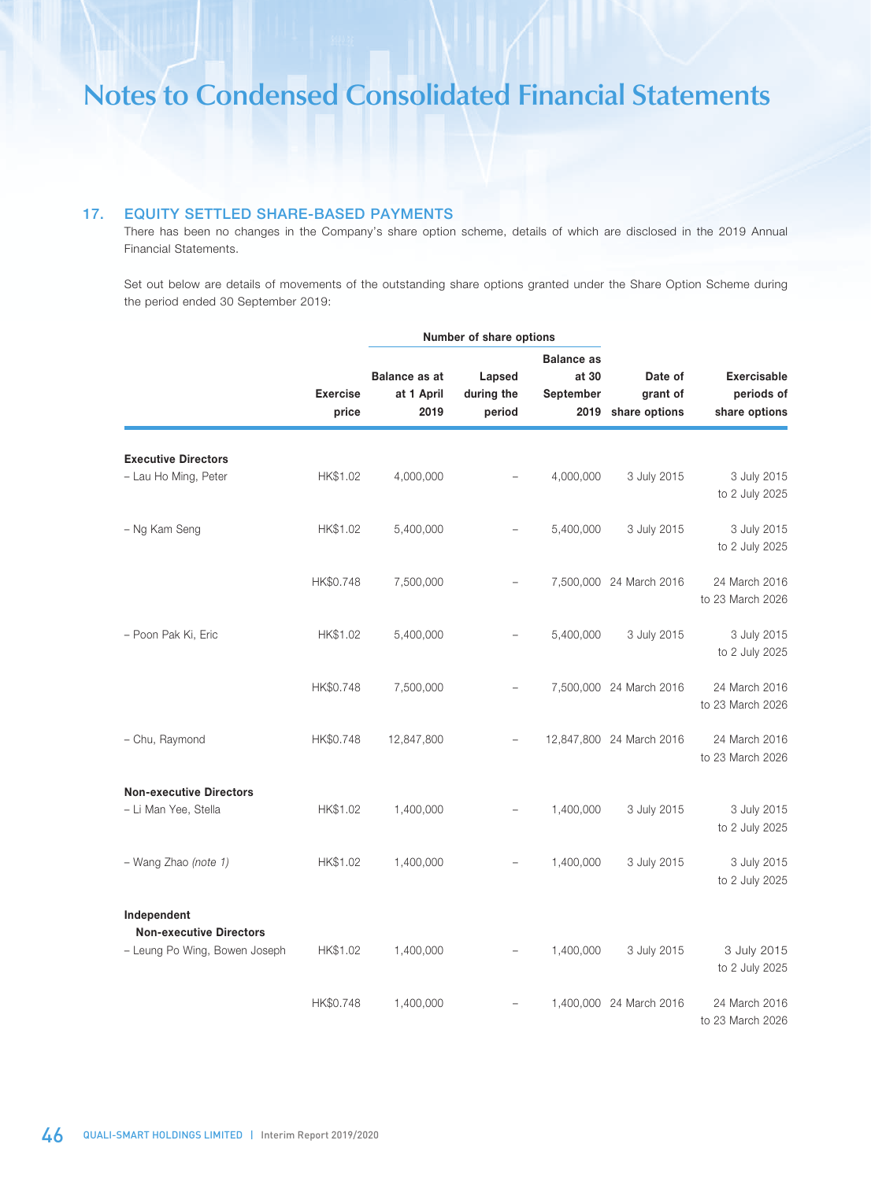## 17. EQUITY SETTLED SHARE-BASED PAYMENTS

There has been no changes in the Company's share option scheme, details of which are disclosed in the 2019 Annual Financial Statements.

Set out below are details of movements of the outstanding share options granted under the Share Option Scheme during the period ended 30 September 2019:

| | Exercise price | Number of share options | | | Date of grant of share options | Exercisable periods of share options |
|---|---|---|---|---|---|---|
| | | Balance as at at 1 April 2019 | Lapsed during the period | Balance as at 30 September 2019 | | |
| **Executive Directors** | | | | | | |
| – Lau Ho Ming, Peter | HK$1.02 | 4,000,000 | – | 4,000,000 | 3 July 2015 | 3 July 2015 to 2 July 2025 |
| – Ng Kam Seng | HK$1.02 | 5,400,000 | – | 5,400,000 | 3 July 2015 | 3 July 2015 to 2 July 2025 |
| | HK$0.748 | 7,500,000 | – | 7,500,000 | 24 March 2016 | 24 March 2016 to 23 March 2026 |
| – Poon Pak Ki, Eric | HK$1.02 | 5,400,000 | – | 5,400,000 | 3 July 2015 | 3 July 2015 to 2 July 2025 |
| | HK$0.748 | 7,500,000 | – | 7,500,000 | 24 March 2016 | 24 March 2016 to 23 March 2026 |
| – Chu, Raymond | HK$0.748 | 12,847,800 | – | 12,847,800 | 24 March 2016 | 24 March 2016 to 23 March 2026 |
| **Non-executive Directors** | | | | | | |
| – Li Man Yee, Stella | HK$1.02 | 1,400,000 | – | 1,400,000 | 3 July 2015 | 3 July 2015 to 2 July 2025 |
| – Wang Zhao *(note 1)* | HK$1.02 | 1,400,000 | – | 1,400,000 | 3 July 2015 | 3 July 2015 to 2 July 2025 |
| **Independent Non-executive Directors** | | | | | | |
| – Leung Po Wing, Bowen Joseph | HK$1.02 | 1,400,000 | – | 1,400,000 | 3 July 2015 | 3 July 2015 to 2 July 2025 |
| | HK$0.748 | 1,400,000 | – | 1,400,000 | 24 March 2016 | 24 March 2016 to 23 March 2026 |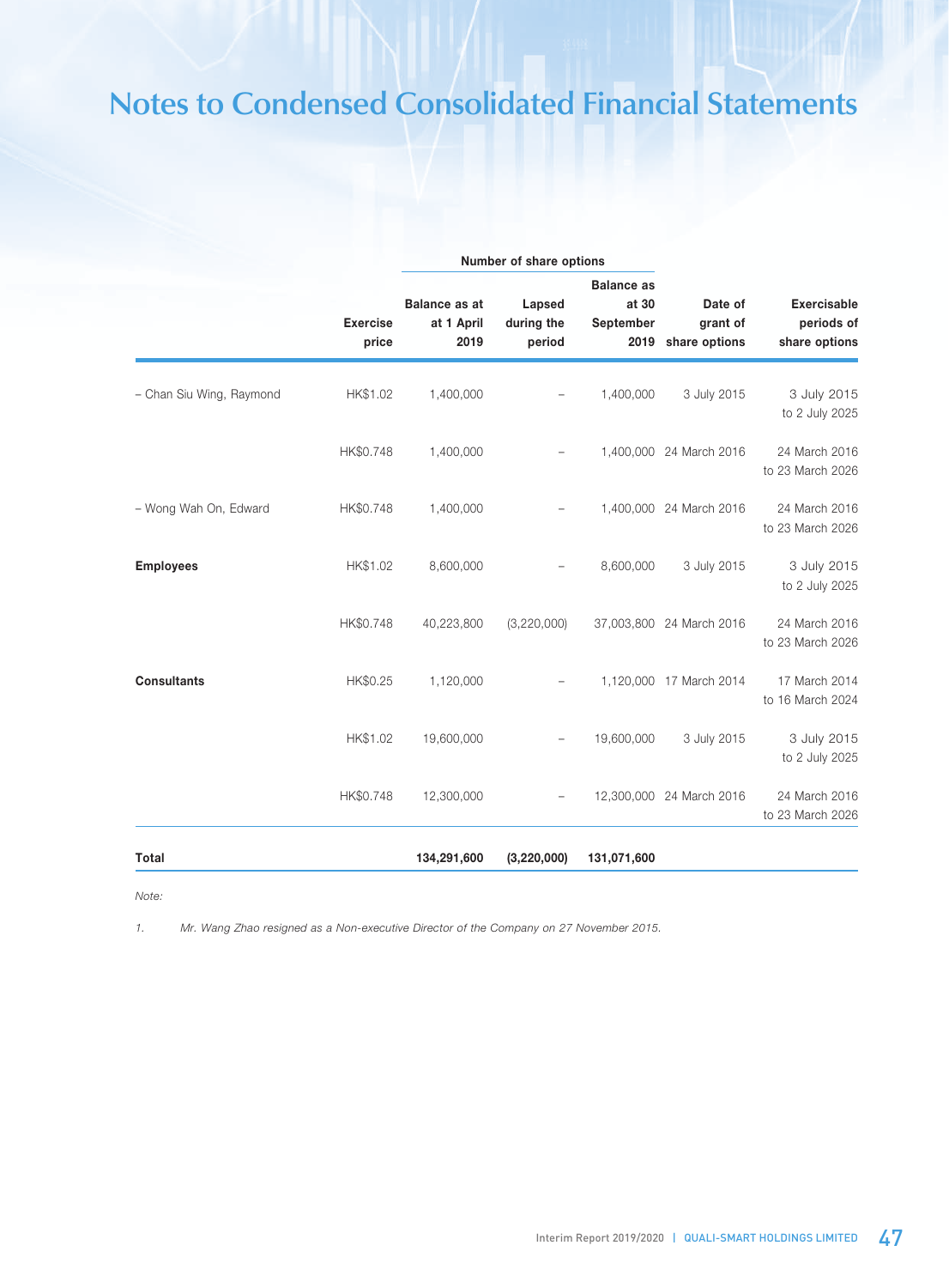# Notes to Condensed Consolidated Financial Statements

| | Exercise price | Number of share options | | | Date of grant of share options | Exercisable periods of share options |
|---|---|---|---|---|---|---|
| | | Balance as at at 1 April 2019 | Lapsed during the period | Balance as at 30 September 2019 | | |
| – Chan Siu Wing, Raymond | HK$1.02 | 1,400,000 | – | 1,400,000 | 3 July 2015 | 3 July 2015 to 2 July 2025 |
| | HK$0.748 | 1,400,000 | – | 1,400,000 | 24 March 2016 | 24 March 2016 to 23 March 2026 |
| – Wong Wah On, Edward | HK$0.748 | 1,400,000 | – | 1,400,000 | 24 March 2016 | 24 March 2016 to 23 March 2026 |
| **Employees** | HK$1.02 | 8,600,000 | – | 8,600,000 | 3 July 2015 | 3 July 2015 to 2 July 2025 |
| | HK$0.748 | 40,223,800 | (3,220,000) | 37,003,800 | 24 March 2016 | 24 March 2016 to 23 March 2026 |
| **Consultants** | HK$0.25 | 1,120,000 | – | 1,120,000 | 17 March 2014 | 17 March 2014 to 16 March 2024 |
| | HK$1.02 | 19,600,000 | – | 19,600,000 | 3 July 2015 | 3 July 2015 to 2 July 2025 |
| | HK$0.748 | 12,300,000 | – | 12,300,000 | 24 March 2016 | 24 March 2016 to 23 March 2026 |
| **Total** | | **134,291,600** | **(3,220,000)** | **131,071,600** | | |

*Note:*

1. *Mr. Wang Zhao resigned as a Non-executive Director of the Company on 27 November 2015.*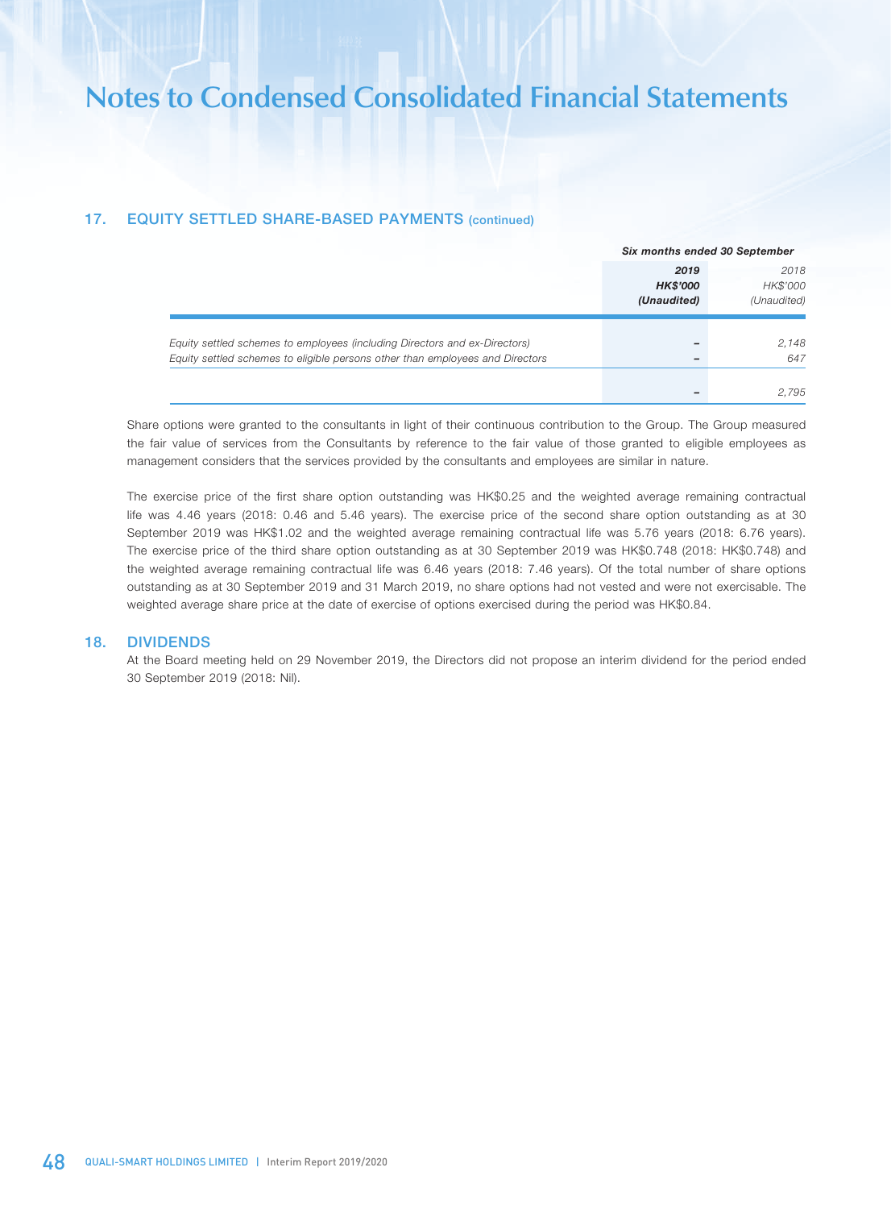# Notes to Condensed Consolidated Financial Statements

## 17. EQUITY SETTLED SHARE-BASED PAYMENTS (continued)

| | Six months ended 30 September | |
|---|---|---|
| | **2019** | 2018 |
| | **HK$'000** | HK$'000 |
| | **(Unaudited)** | (Unaudited) |
| *Equity settled schemes to employees (including Directors and ex-Directors)* | – | 2,148 |
| *Equity settled schemes to eligible persons other than employees and Directors* | – | 647 |
| | – | 2,795 |

Share options were granted to the consultants in light of their continuous contribution to the Group. The Group measured the fair value of services from the Consultants by reference to the fair value of those granted to eligible employees as management considers that the services provided by the consultants and employees are similar in nature.

The exercise price of the first share option outstanding was HK$0.25 and the weighted average remaining contractual life was 4.46 years (2018: 0.46 and 5.46 years). The exercise price of the second share option outstanding as at 30 September 2019 was HK$1.02 and the weighted average remaining contractual life was 5.76 years (2018: 6.76 years). The exercise price of the third share option outstanding as at 30 September 2019 was HK$0.748 (2018: HK$0.748) and the weighted average remaining contractual life was 6.46 years (2018: 7.46 years). Of the total number of share options outstanding as at 30 September 2019 and 31 March 2019, no share options had not vested and were not exercisable. The weighted average share price at the date of exercise of options exercised during the period was HK$0.84.

## 18. DIVIDENDS

At the Board meeting held on 29 November 2019, the Directors did not propose an interim dividend for the period ended 30 September 2019 (2018: Nil).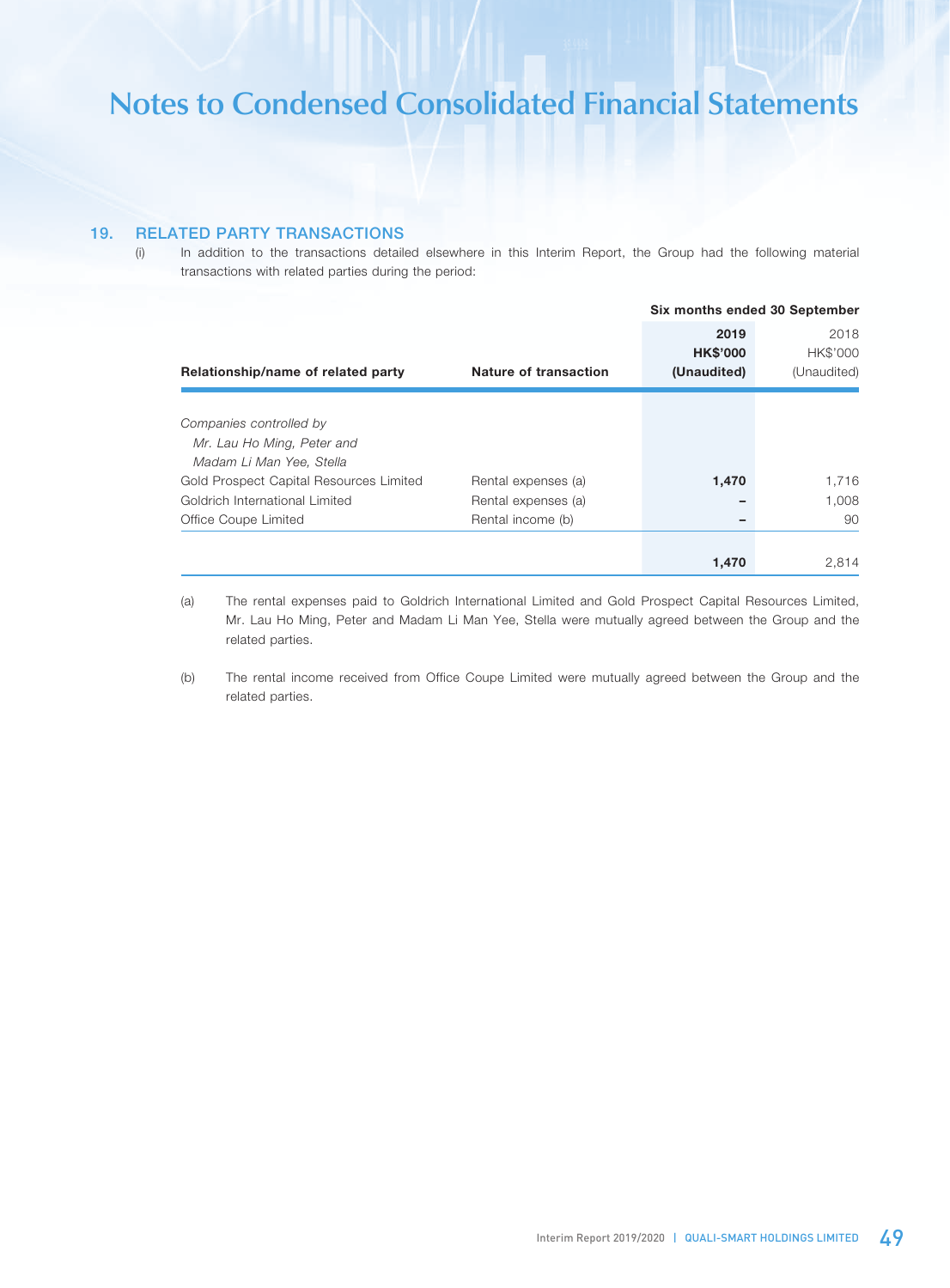# Notes to Condensed Consolidated Financial Statements

## 19. RELATED PARTY TRANSACTIONS

(i) In addition to the transactions detailed elsewhere in this Interim Report, the Group had the following material transactions with related parties during the period:

| Relationship/name of related party | Nature of transaction | Six months ended 30 September 2019 HK$'000 (Unaudited) | 2018 HK$'000 (Unaudited) |
|---|---|---|---|
| *Companies controlled by Mr. Lau Ho Ming, Peter and Madam Li Man Yee, Stella* | | | |
| Gold Prospect Capital Resources Limited | Rental expenses (a) | **1,470** | 1,716 |
| Goldrich International Limited | Rental expenses (a) | **–** | 1,008 |
| Office Coupe Limited | Rental income (b) | **–** | 90 |
| | | **1,470** | 2,814 |

(a) The rental expenses paid to Goldrich International Limited and Gold Prospect Capital Resources Limited, Mr. Lau Ho Ming, Peter and Madam Li Man Yee, Stella were mutually agreed between the Group and the related parties.

(b) The rental income received from Office Coupe Limited were mutually agreed between the Group and the related parties.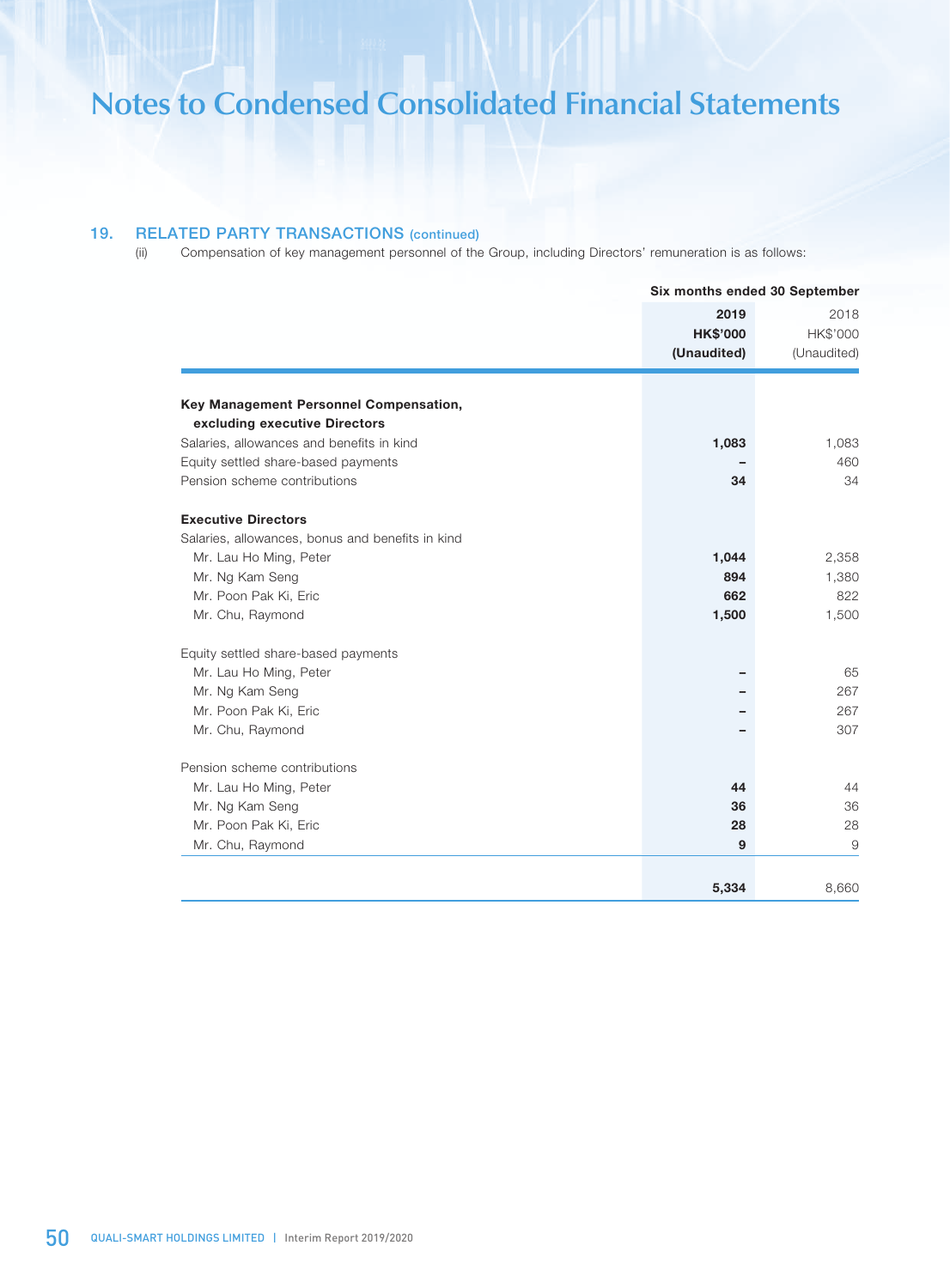# Notes to Condensed Consolidated Financial Statements

## 19. RELATED PARTY TRANSACTIONS (continued)

(ii) Compensation of key management personnel of the Group, including Directors' remuneration is as follows:

| | Six months ended 30 September | |
|---|---|---|
| | **2019** | 2018 |
| | **HK$'000** | HK$'000 |
| | **(Unaudited)** | (Unaudited) |
| **Key Management Personnel Compensation, excluding executive Directors** | | |
| Salaries, allowances and benefits in kind | **1,083** | 1,083 |
| Equity settled share-based payments | **–** | 460 |
| Pension scheme contributions | **34** | 34 |
| **Executive Directors** | | |
| Salaries, allowances, bonus and benefits in kind | | |
| Mr. Lau Ho Ming, Peter | **1,044** | 2,358 |
| Mr. Ng Kam Seng | **894** | 1,380 |
| Mr. Poon Pak Ki, Eric | **662** | 822 |
| Mr. Chu, Raymond | **1,500** | 1,500 |
| Equity settled share-based payments | | |
| Mr. Lau Ho Ming, Peter | **–** | 65 |
| Mr. Ng Kam Seng | **–** | 267 |
| Mr. Poon Pak Ki, Eric | **–** | 267 |
| Mr. Chu, Raymond | **–** | 307 |
| Pension scheme contributions | | |
| Mr. Lau Ho Ming, Peter | **44** | 44 |
| Mr. Ng Kam Seng | **36** | 36 |
| Mr. Poon Pak Ki, Eric | **28** | 28 |
| Mr. Chu, Raymond | **9** | 9 |
| | **5,334** | 8,660 |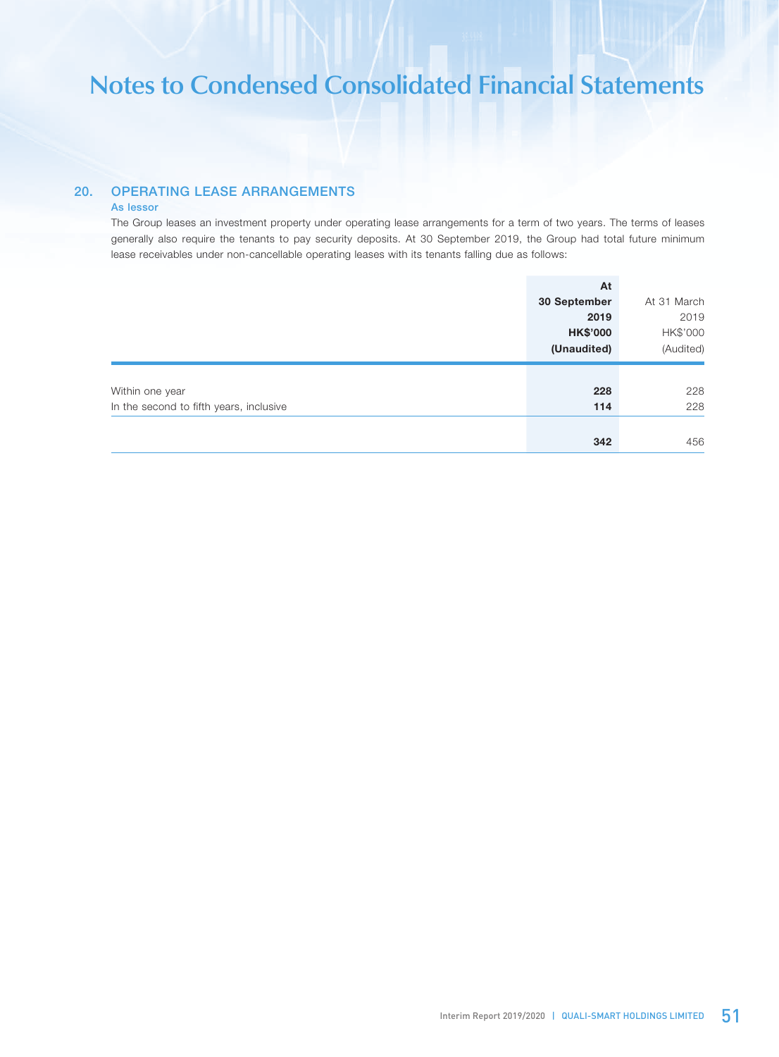# Notes to Condensed Consolidated Financial Statements

## 20. OPERATING LEASE ARRANGEMENTS

### As lessor

The Group leases an investment property under operating lease arrangements for a term of two years. The terms of leases generally also require the tenants to pay security deposits. At 30 September 2019, the Group had total future minimum lease receivables under non-cancellable operating leases with its tenants falling due as follows:

| | **At 30 September 2019 HK$'000 (Unaudited)** | At 31 March 2019 HK$'000 (Audited) |
|---|---|---|
| Within one year | **228** | 228 |
| In the second to fifth years, inclusive | **114** | 228 |
| | **342** | 456 |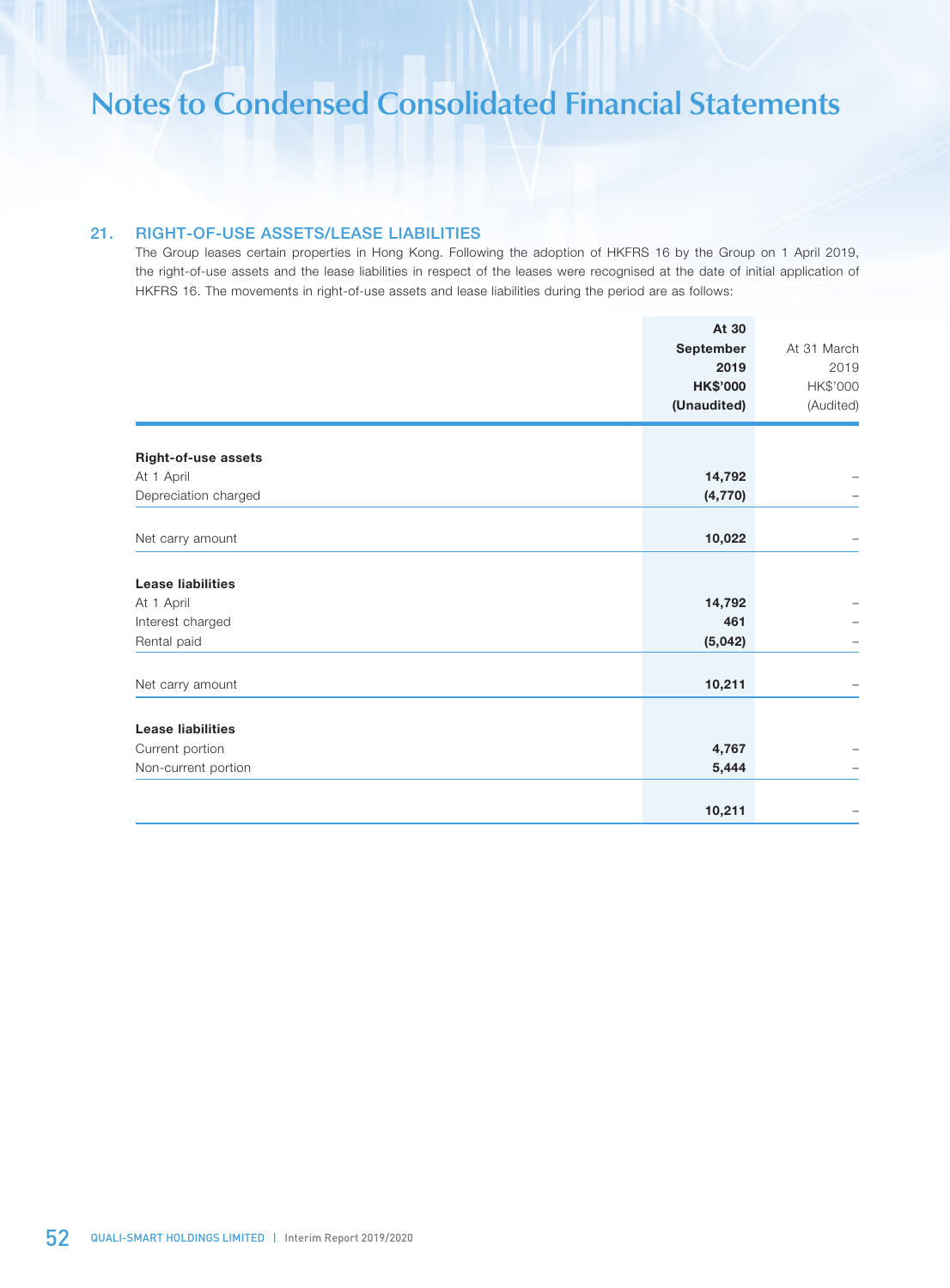# Notes to Condensed Consolidated Financial Statements

## 21. RIGHT-OF-USE ASSETS/LEASE LIABILITIES

The Group leases certain properties in Hong Kong. Following the adoption of HKFRS 16 by the Group on 1 April 2019, the right-of-use assets and the lease liabilities in respect of the leases were recognised at the date of initial application of HKFRS 16. The movements in right-of-use assets and lease liabilities during the period are as follows:

| | **At 30 September 2019 HK$'000 (Unaudited)** | At 31 March 2019 HK$'000 (Audited) |
|---|---|---|
| **Right-of-use assets** | | |
| At 1 April | **14,792** | – |
| Depreciation charged | **(4,770)** | – |
| Net carry amount | **10,022** | – |
| **Lease liabilities** | | |
| At 1 April | **14,792** | – |
| Interest charged | **461** | – |
| Rental paid | **(5,042)** | – |
| Net carry amount | **10,211** | – |
| **Lease liabilities** | | |
| Current portion | **4,767** | – |
| Non-current portion | **5,444** | – |
| | **10,211** | – |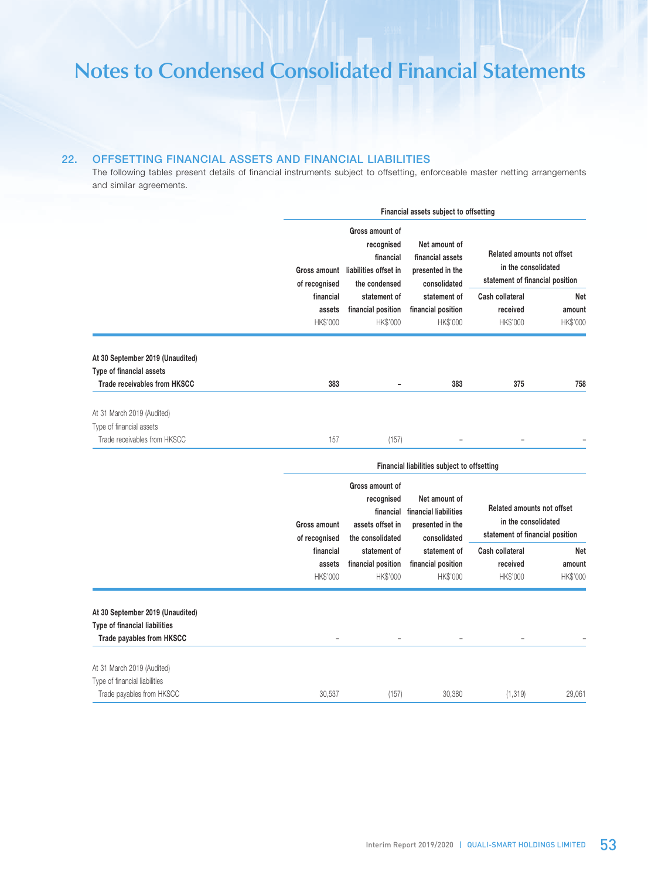## 22. OFFSETTING FINANCIAL ASSETS AND FINANCIAL LIABILITIES

The following tables present details of financial instruments subject to offsetting, enforceable master netting arrangements and similar agreements.

| | Financial assets subject to offsetting | | | | |
|---|---|---|---|---|---|
| | | | | Related amounts not offset in the consolidated statement of financial position | |
| | Gross amount of recognised financial assets | Gross amount of recognised financial liabilities offset in the condensed statement of financial position | Net amount of financial assets presented in the consolidated statement of financial position | Cash collateral received | Net amount |
| | HK$'000 | HK$'000 | HK$'000 | HK$'000 | HK$'000 |
| **At 30 September 2019 (Unaudited)** | | | | | |
| **Type of financial assets** | | | | | |
| **Trade receivables from HKSCC** | **383** | **–** | **383** | **375** | **758** |
| At 31 March 2019 (Audited) | | | | | |
| Type of financial assets | | | | | |
| Trade receivables from HKSCC | 157 | (157) | – | – | – |

| | Financial liabilities subject to offsetting | | | | |
|---|---|---|---|---|---|
| | | | | Related amounts not offset in the consolidated statement of financial position | |
| | Gross amount of recognised financial assets | Gross amount of recognised financial assets offset in the consolidated statement of financial position | Net amount of financial liabilities presented in the consolidated statement of financial position | Cash collateral received | Net amount |
| | HK$'000 | HK$'000 | HK$'000 | HK$'000 | HK$'000 |
| **At 30 September 2019 (Unaudited)** | | | | | |
| **Type of financial liabilities** | | | | | |
| **Trade payables from HKSCC** | – | – | – | – | – |
| At 31 March 2019 (Audited) | | | | | |
| Type of financial liabilities | | | | | |
| Trade payables from HKSCC | 30,537 | (157) | 30,380 | (1,319) | 29,061 |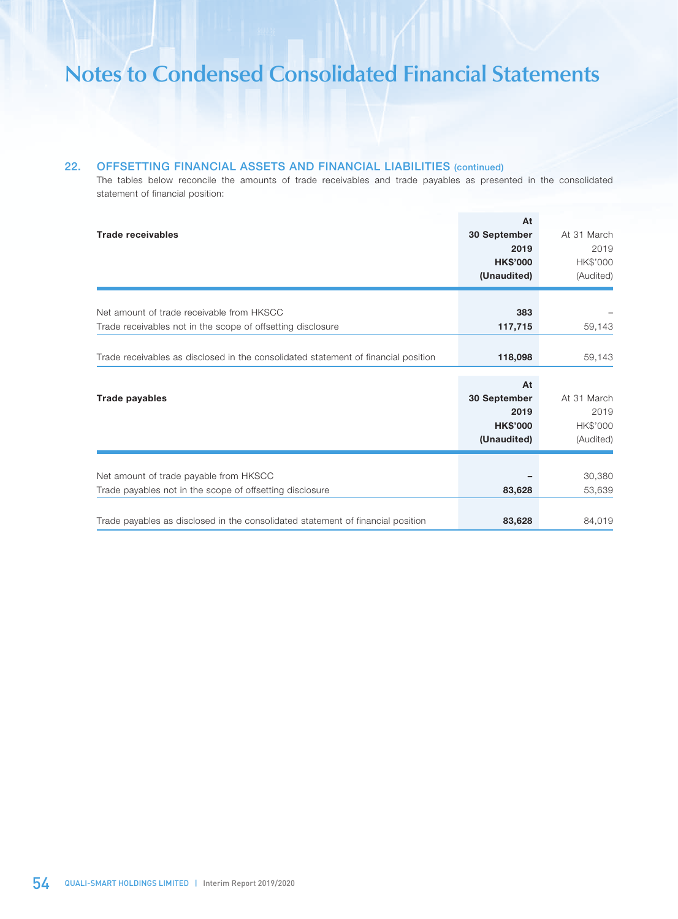# Notes to Condensed Consolidated Financial Statements

## 22. OFFSETTING FINANCIAL ASSETS AND FINANCIAL LIABILITIES (continued)

The tables below reconcile the amounts of trade receivables and trade payables as presented in the consolidated statement of financial position:

| Trade receivables | At 30 September 2019 HK$'000 (Unaudited) | At 31 March 2019 HK$'000 (Audited) |
|---|---|---|
| Net amount of trade receivable from HKSCC | **383** | – |
| Trade receivables not in the scope of offsetting disclosure | **117,715** | 59,143 |
| Trade receivables as disclosed in the consolidated statement of financial position | **118,098** | 59,143 |

| Trade payables | At 30 September 2019 HK$'000 (Unaudited) | At 31 March 2019 HK$'000 (Audited) |
|---|---|---|
| Net amount of trade payable from HKSCC | **–** | 30,380 |
| Trade payables not in the scope of offsetting disclosure | **83,628** | 53,639 |
| Trade payables as disclosed in the consolidated statement of financial position | **83,628** | 84,019 |